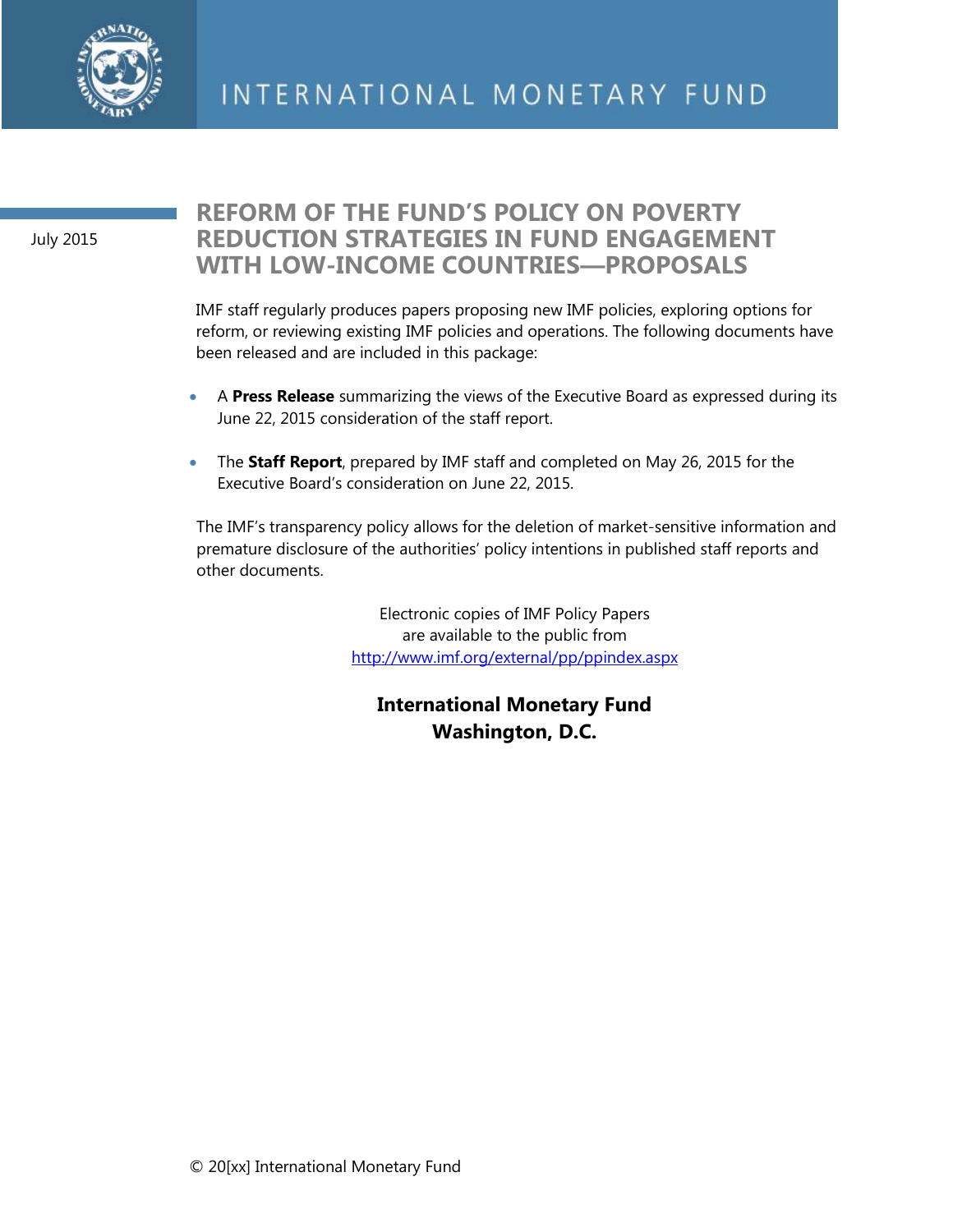INTERNATIONAL MONETARY FUND

July 2015

# REFORM OF THE FUND'S POLICY ON POVERTY REDUCTION STRATEGIES IN FUND ENGAGEMENT WITH LOW-INCOME COUNTRIES—PROPOSALS

IMF staff regularly produces papers proposing new IMF policies, exploring options for reform, or reviewing existing IMF policies and operations. The following documents have been released and are included in this package:

- A **Press Release** summarizing the views of the Executive Board as expressed during its June 22, 2015 consideration of the staff report.
- The **Staff Report**, prepared by IMF staff and completed on May 26, 2015 for the Executive Board's consideration on June 22, 2015.

The IMF's transparency policy allows for the deletion of market-sensitive information and premature disclosure of the authorities' policy intentions in published staff reports and other documents.

Electronic copies of IMF Policy Papers
are available to the public from
http://www.imf.org/external/pp/ppindex.aspx

**International Monetary Fund**
**Washington, D.C.**

© 20[xx] International Monetary Fund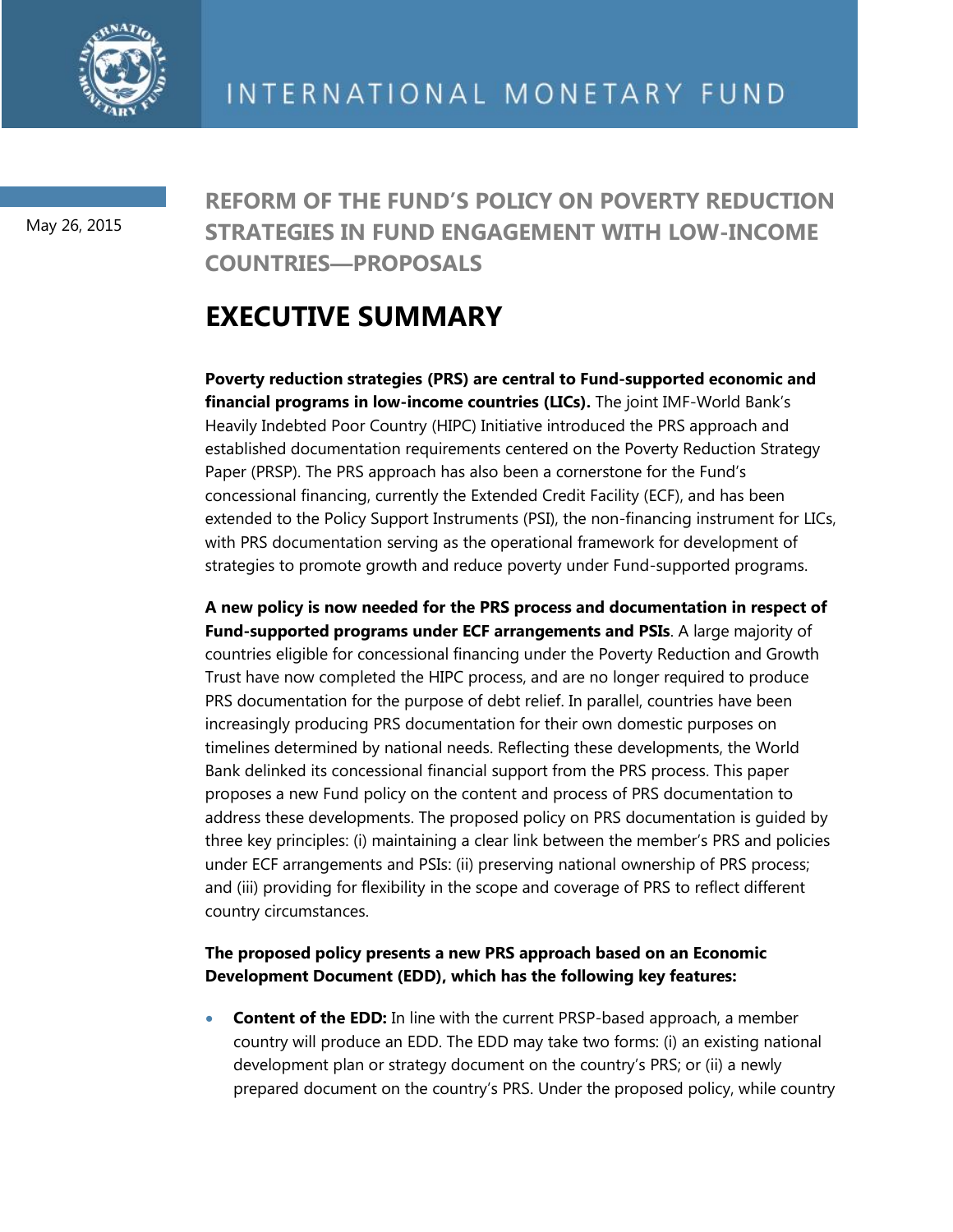INTERNATIONAL MONETARY FUND

May 26, 2015

# REFORM OF THE FUND'S POLICY ON POVERTY REDUCTION STRATEGIES IN FUND ENGAGEMENT WITH LOW-INCOME COUNTRIES—PROPOSALS

## EXECUTIVE SUMMARY

**Poverty reduction strategies (PRS) are central to Fund-supported economic and financial programs in low-income countries (LICs).** The joint IMF-World Bank's Heavily Indebted Poor Country (HIPC) Initiative introduced the PRS approach and established documentation requirements centered on the Poverty Reduction Strategy Paper (PRSP). The PRS approach has also been a cornerstone for the Fund's concessional financing, currently the Extended Credit Facility (ECF), and has been extended to the Policy Support Instruments (PSI), the non-financing instrument for LICs, with PRS documentation serving as the operational framework for development of strategies to promote growth and reduce poverty under Fund-supported programs.

**A new policy is now needed for the PRS process and documentation in respect of Fund-supported programs under ECF arrangements and PSIs**. A large majority of countries eligible for concessional financing under the Poverty Reduction and Growth Trust have now completed the HIPC process, and are no longer required to produce PRS documentation for the purpose of debt relief. In parallel, countries have been increasingly producing PRS documentation for their own domestic purposes on timelines determined by national needs. Reflecting these developments, the World Bank delinked its concessional financial support from the PRS process. This paper proposes a new Fund policy on the content and process of PRS documentation to address these developments. The proposed policy on PRS documentation is guided by three key principles: (i) maintaining a clear link between the member's PRS and policies under ECF arrangements and PSIs: (ii) preserving national ownership of PRS process; and (iii) providing for flexibility in the scope and coverage of PRS to reflect different country circumstances.

**The proposed policy presents a new PRS approach based on an Economic Development Document (EDD), which has the following key features:**

- **Content of the EDD:** In line with the current PRSP-based approach, a member country will produce an EDD. The EDD may take two forms: (i) an existing national development plan or strategy document on the country's PRS; or (ii) a newly prepared document on the country's PRS. Under the proposed policy, while country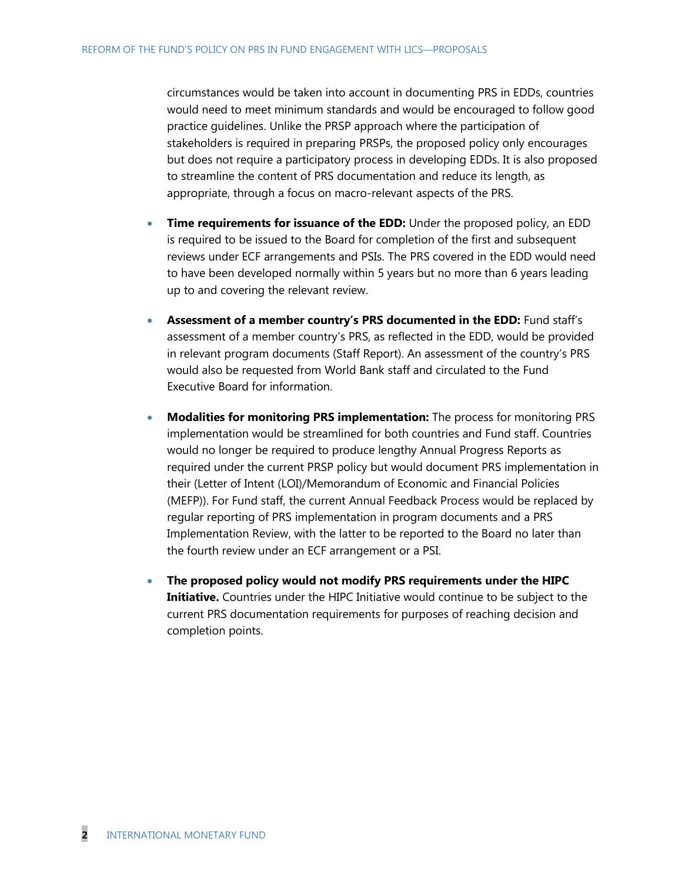circumstances would be taken into account in documenting PRS in EDDs, countries would need to meet minimum standards and would be encouraged to follow good practice guidelines. Unlike the PRSP approach where the participation of stakeholders is required in preparing PRSPs, the proposed policy only encourages but does not require a participatory process in developing EDDs. It is also proposed to streamline the content of PRS documentation and reduce its length, as appropriate, through a focus on macro-relevant aspects of the PRS.

- **Time requirements for issuance of the EDD:** Under the proposed policy, an EDD is required to be issued to the Board for completion of the first and subsequent reviews under ECF arrangements and PSIs. The PRS covered in the EDD would need to have been developed normally within 5 years but no more than 6 years leading up to and covering the relevant review.

- **Assessment of a member country's PRS documented in the EDD:** Fund staff's assessment of a member country's PRS, as reflected in the EDD, would be provided in relevant program documents (Staff Report). An assessment of the country's PRS would also be requested from World Bank staff and circulated to the Fund Executive Board for information.

- **Modalities for monitoring PRS implementation:** The process for monitoring PRS implementation would be streamlined for both countries and Fund staff. Countries would no longer be required to produce lengthy Annual Progress Reports as required under the current PRSP policy but would document PRS implementation in their (Letter of Intent (LOI)/Memorandum of Economic and Financial Policies (MEFP)). For Fund staff, the current Annual Feedback Process would be replaced by regular reporting of PRS implementation in program documents and a PRS Implementation Review, with the latter to be reported to the Board no later than the fourth review under an ECF arrangement or a PSI.

- **The proposed policy would not modify PRS requirements under the HIPC Initiative.** Countries under the HIPC Initiative would continue to be subject to the current PRS documentation requirements for purposes of reaching decision and completion points.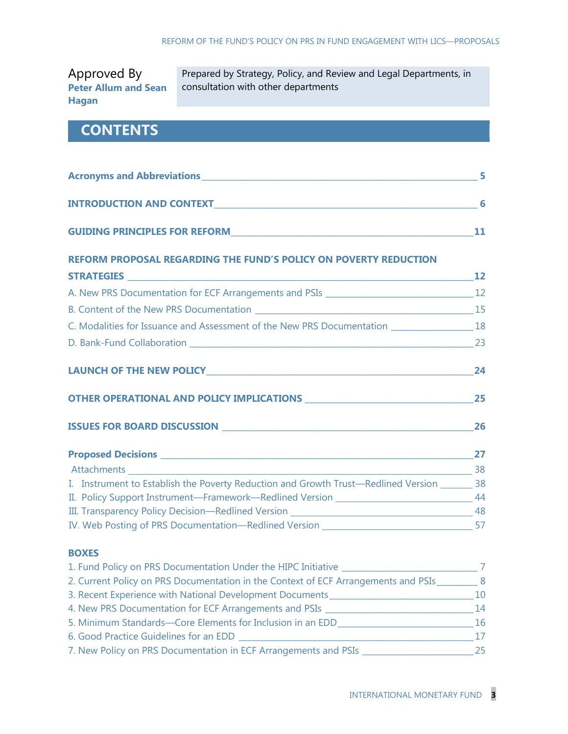**Approved By**
**Peter Allum and Sean Hagan**

Prepared by Strategy, Policy, and Review and Legal Departments, in consultation with other departments

## CONTENTS

**Acronyms and Abbreviations** 5

**INTRODUCTION AND CONTEXT** 6

**GUIDING PRINCIPLES FOR REFORM** 11

**REFORM PROPOSAL REGARDING THE FUND'S POLICY ON POVERTY REDUCTION STRATEGIES** 12

A. New PRS Documentation for ECF Arrangements and PSIs 12

B. Content of the New PRS Documentation 15

C. Modalities for Issuance and Assessment of the New PRS Documentation 18

D. Bank-Fund Collaboration 23

**LAUNCH OF THE NEW POLICY** 24

**OTHER OPERATIONAL AND POLICY IMPLICATIONS** 25

**ISSUES FOR BOARD DISCUSSION** 26

**Proposed Decisions** 27

Attachments 38

I. Instrument to Establish the Poverty Reduction and Growth Trust—Redlined Version 38

II. Policy Support Instrument—Framework—Redlined Version 44

III. Transparency Policy Decision—Redlined Version 48

IV. Web Posting of PRS Documentation—Redlined Version 57

**BOXES**

1. Fund Policy on PRS Documentation Under the HIPC Initiative 7
2. Current Policy on PRS Documentation in the Context of ECF Arrangements and PSIs 8
3. Recent Experience with National Development Documents 10
4. New PRS Documentation for ECF Arrangements and PSIs 14
5. Minimum Standards—Core Elements for Inclusion in an EDD 16
6. Good Practice Guidelines for an EDD 17
7. New Policy on PRS Documentation in ECF Arrangements and PSIs 25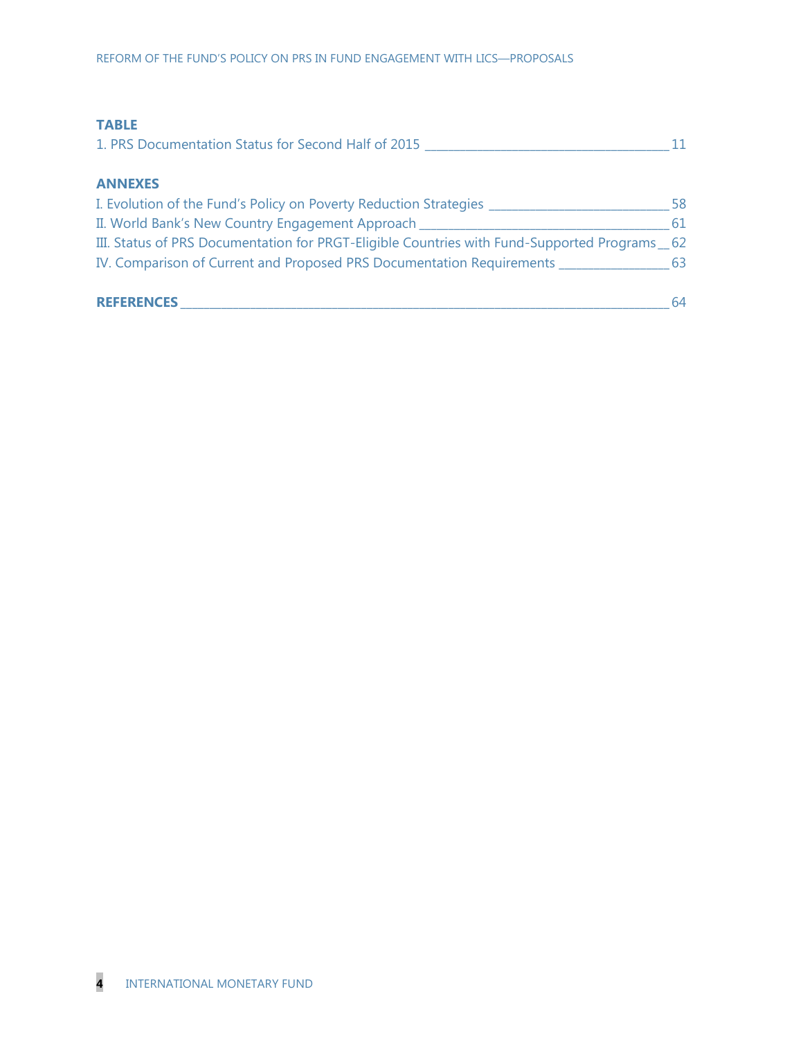**TABLE**

1. PRS Documentation Status for Second Half of 2015 ______ 11

**ANNEXES**

I. Evolution of the Fund's Policy on Poverty Reduction Strategies ______ 58

II. World Bank's New Country Engagement Approach ______ 61

III. Status of PRS Documentation for PRGT-Eligible Countries with Fund-Supported Programs ______ 62

IV. Comparison of Current and Proposed PRS Documentation Requirements ______ 63

**REFERENCES** ______ 64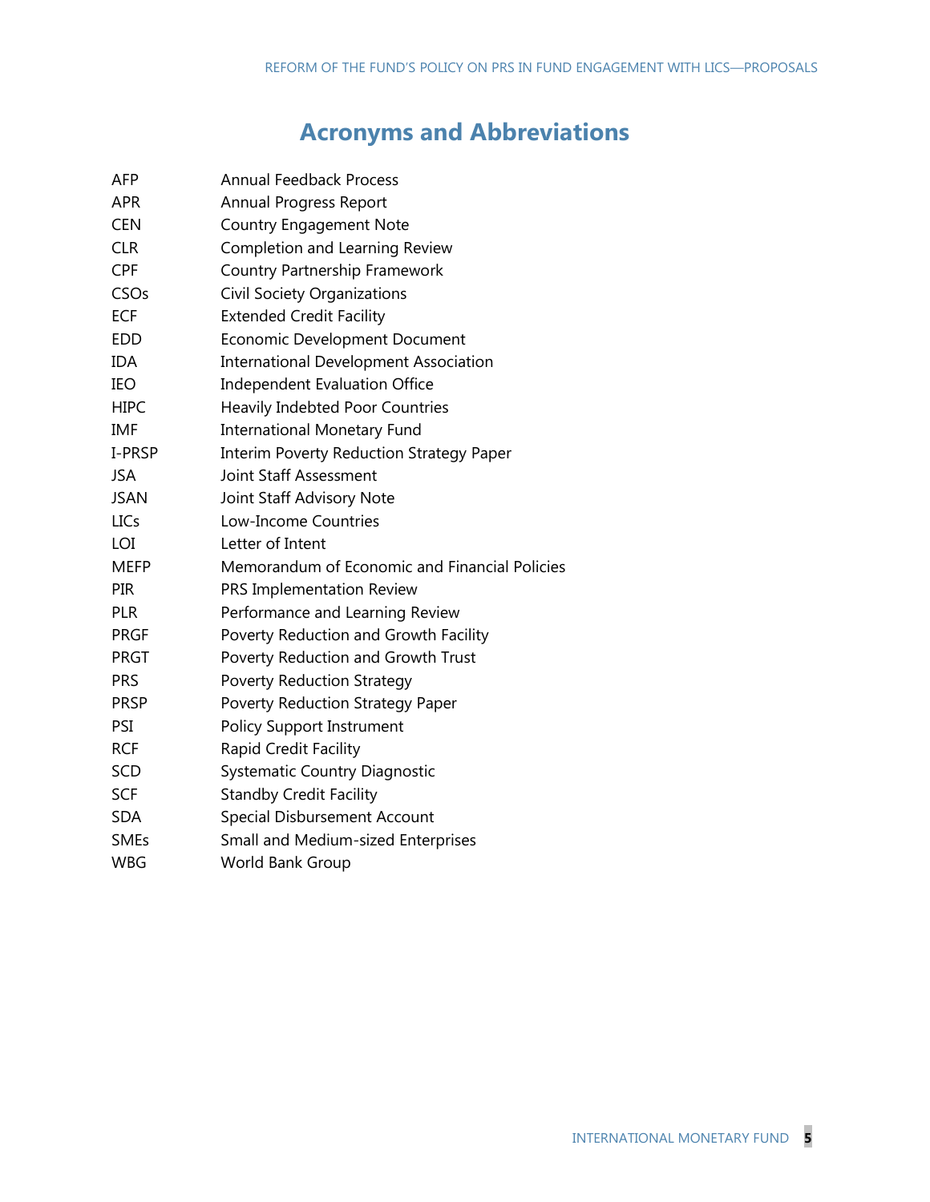# Acronyms and Abbreviations

| | |
|---|---|
| AFP | Annual Feedback Process |
| APR | Annual Progress Report |
| CEN | Country Engagement Note |
| CLR | Completion and Learning Review |
| CPF | Country Partnership Framework |
| CSOs | Civil Society Organizations |
| ECF | Extended Credit Facility |
| EDD | Economic Development Document |
| IDA | International Development Association |
| IEO | Independent Evaluation Office |
| HIPC | Heavily Indebted Poor Countries |
| IMF | International Monetary Fund |
| I-PRSP | Interim Poverty Reduction Strategy Paper |
| JSA | Joint Staff Assessment |
| JSAN | Joint Staff Advisory Note |
| LICs | Low-Income Countries |
| LOI | Letter of Intent |
| MEFP | Memorandum of Economic and Financial Policies |
| PIR | PRS Implementation Review |
| PLR | Performance and Learning Review |
| PRGF | Poverty Reduction and Growth Facility |
| PRGT | Poverty Reduction and Growth Trust |
| PRS | Poverty Reduction Strategy |
| PRSP | Poverty Reduction Strategy Paper |
| PSI | Policy Support Instrument |
| RCF | Rapid Credit Facility |
| SCD | Systematic Country Diagnostic |
| SCF | Standby Credit Facility |
| SDA | Special Disbursement Account |
| SMEs | Small and Medium-sized Enterprises |
| WBG | World Bank Group |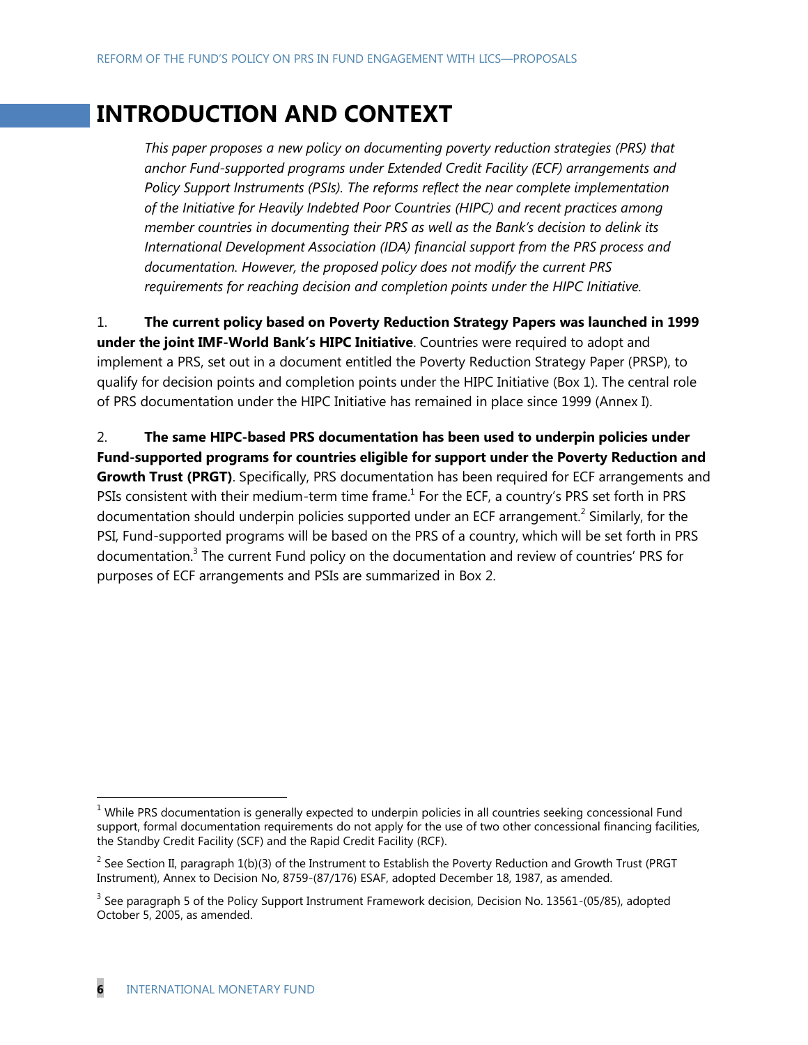# INTRODUCTION AND CONTEXT

*This paper proposes a new policy on documenting poverty reduction strategies (PRS) that anchor Fund-supported programs under Extended Credit Facility (ECF) arrangements and Policy Support Instruments (PSIs). The reforms reflect the near complete implementation of the Initiative for Heavily Indebted Poor Countries (HIPC) and recent practices among member countries in documenting their PRS as well as the Bank's decision to delink its International Development Association (IDA) financial support from the PRS process and documentation. However, the proposed policy does not modify the current PRS requirements for reaching decision and completion points under the HIPC Initiative.*

1. **The current policy based on Poverty Reduction Strategy Papers was launched in 1999 under the joint IMF-World Bank's HIPC Initiative**. Countries were required to adopt and implement a PRS, set out in a document entitled the Poverty Reduction Strategy Paper (PRSP), to qualify for decision points and completion points under the HIPC Initiative (Box 1). The central role of PRS documentation under the HIPC Initiative has remained in place since 1999 (Annex I).

2. **The same HIPC-based PRS documentation has been used to underpin policies under Fund-supported programs for countries eligible for support under the Poverty Reduction and Growth Trust (PRGT)**. Specifically, PRS documentation has been required for ECF arrangements and PSIs consistent with their medium-term time frame.[1] For the ECF, a country's PRS set forth in PRS documentation should underpin policies supported under an ECF arrangement.[2] Similarly, for the PSI, Fund-supported programs will be based on the PRS of a country, which will be set forth in PRS documentation.[3] The current Fund policy on the documentation and review of countries' PRS for purposes of ECF arrangements and PSIs are summarized in Box 2.

---

[1] While PRS documentation is generally expected to underpin policies in all countries seeking concessional Fund support, formal documentation requirements do not apply for the use of two other concessional financing facilities, the Standby Credit Facility (SCF) and the Rapid Credit Facility (RCF).

[2] See Section II, paragraph 1(b)(3) of the Instrument to Establish the Poverty Reduction and Growth Trust (PRGT Instrument), Annex to Decision No, 8759-(87/176) ESAF, adopted December 18, 1987, as amended.

[3] See paragraph 5 of the Policy Support Instrument Framework decision, Decision No. 13561-(05/85), adopted October 5, 2005, as amended.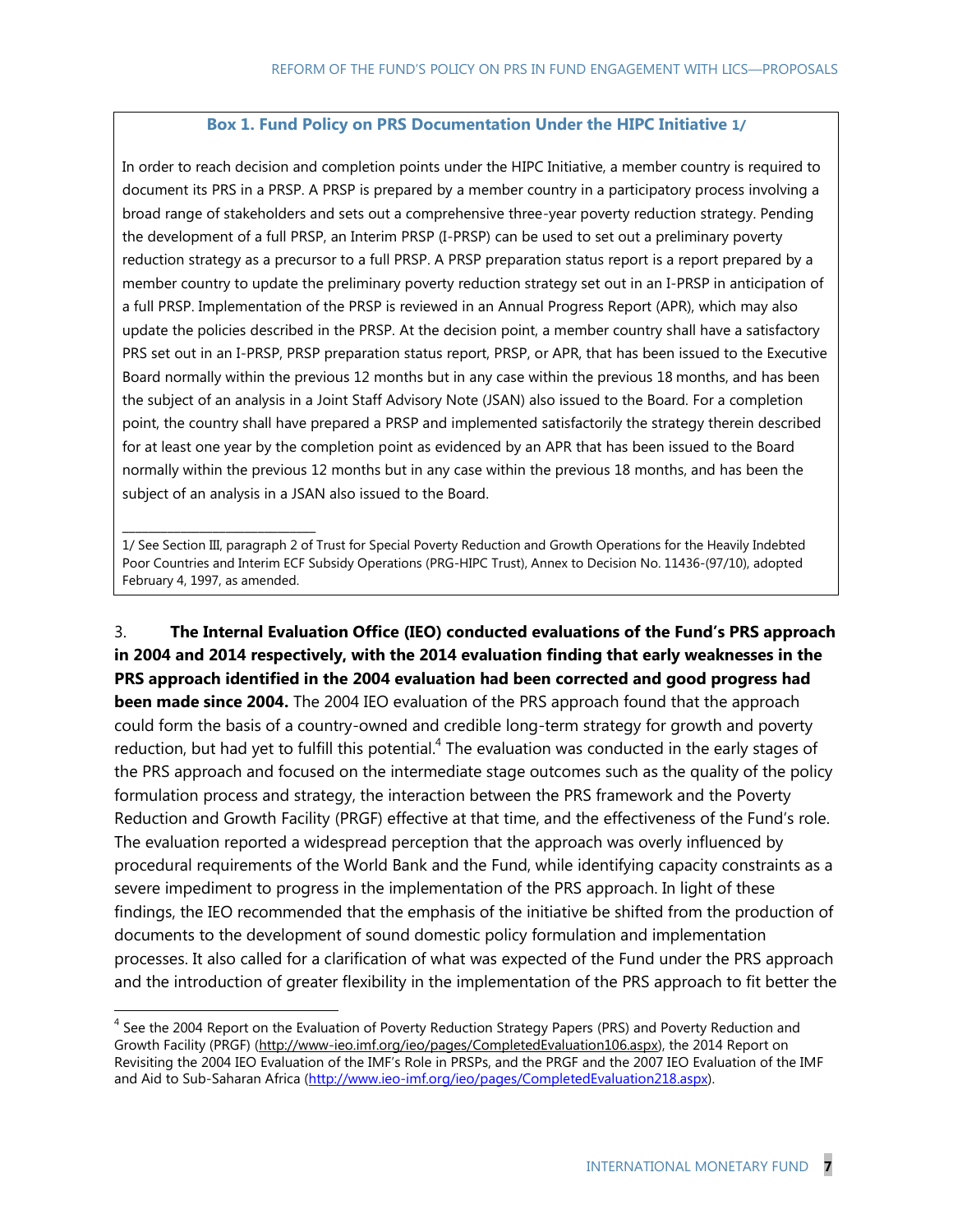### Box 1. Fund Policy on PRS Documentation Under the HIPC Initiative 1/

In order to reach decision and completion points under the HIPC Initiative, a member country is required to document its PRS in a PRSP. A PRSP is prepared by a member country in a participatory process involving a broad range of stakeholders and sets out a comprehensive three-year poverty reduction strategy. Pending the development of a full PRSP, an Interim PRSP (I-PRSP) can be used to set out a preliminary poverty reduction strategy as a precursor to a full PRSP. A PRSP preparation status report is a report prepared by a member country to update the preliminary poverty reduction strategy set out in an I-PRSP in anticipation of a full PRSP. Implementation of the PRSP is reviewed in an Annual Progress Report (APR), which may also update the policies described in the PRSP. At the decision point, a member country shall have a satisfactory PRS set out in an I-PRSP, PRSP preparation status report, PRSP, or APR, that has been issued to the Executive Board normally within the previous 12 months but in any case within the previous 18 months, and has been the subject of an analysis in a Joint Staff Advisory Note (JSAN) also issued to the Board. For a completion point, the country shall have prepared a PRSP and implemented satisfactorily the strategy therein described for at least one year by the completion point as evidenced by an APR that has been issued to the Board normally within the previous 12 months but in any case within the previous 18 months, and has been the subject of an analysis in a JSAN also issued to the Board.

______________________________

1/ See Section III, paragraph 2 of Trust for Special Poverty Reduction and Growth Operations for the Heavily Indebted Poor Countries and Interim ECF Subsidy Operations (PRG-HIPC Trust), Annex to Decision No. 11436-(97/10), adopted February 4, 1997, as amended.

3. **The Internal Evaluation Office (IEO) conducted evaluations of the Fund's PRS approach in 2004 and 2014 respectively, with the 2014 evaluation finding that early weaknesses in the PRS approach identified in the 2004 evaluation had been corrected and good progress had been made since 2004.** The 2004 IEO evaluation of the PRS approach found that the approach could form the basis of a country-owned and credible long-term strategy for growth and poverty reduction, but had yet to fulfill this potential.[4] The evaluation was conducted in the early stages of the PRS approach and focused on the intermediate stage outcomes such as the quality of the policy formulation process and strategy, the interaction between the PRS framework and the Poverty Reduction and Growth Facility (PRGF) effective at that time, and the effectiveness of the Fund's role. The evaluation reported a widespread perception that the approach was overly influenced by procedural requirements of the World Bank and the Fund, while identifying capacity constraints as a severe impediment to progress in the implementation of the PRS approach. In light of these findings, the IEO recommended that the emphasis of the initiative be shifted from the production of documents to the development of sound domestic policy formulation and implementation processes. It also called for a clarification of what was expected of the Fund under the PRS approach and the introduction of greater flexibility in the implementation of the PRS approach to fit better the

[4] See the 2004 Report on the Evaluation of Poverty Reduction Strategy Papers (PRS) and Poverty Reduction and Growth Facility (PRGF) (http://www-ieo.imf.org/ieo/pages/CompletedEvaluation106.aspx), the 2014 Report on Revisiting the 2004 IEO Evaluation of the IMF's Role in PRSPs, and the PRGF and the 2007 IEO Evaluation of the IMF and Aid to Sub-Saharan Africa (http://www.ieo-imf.org/ieo/pages/CompletedEvaluation218.aspx).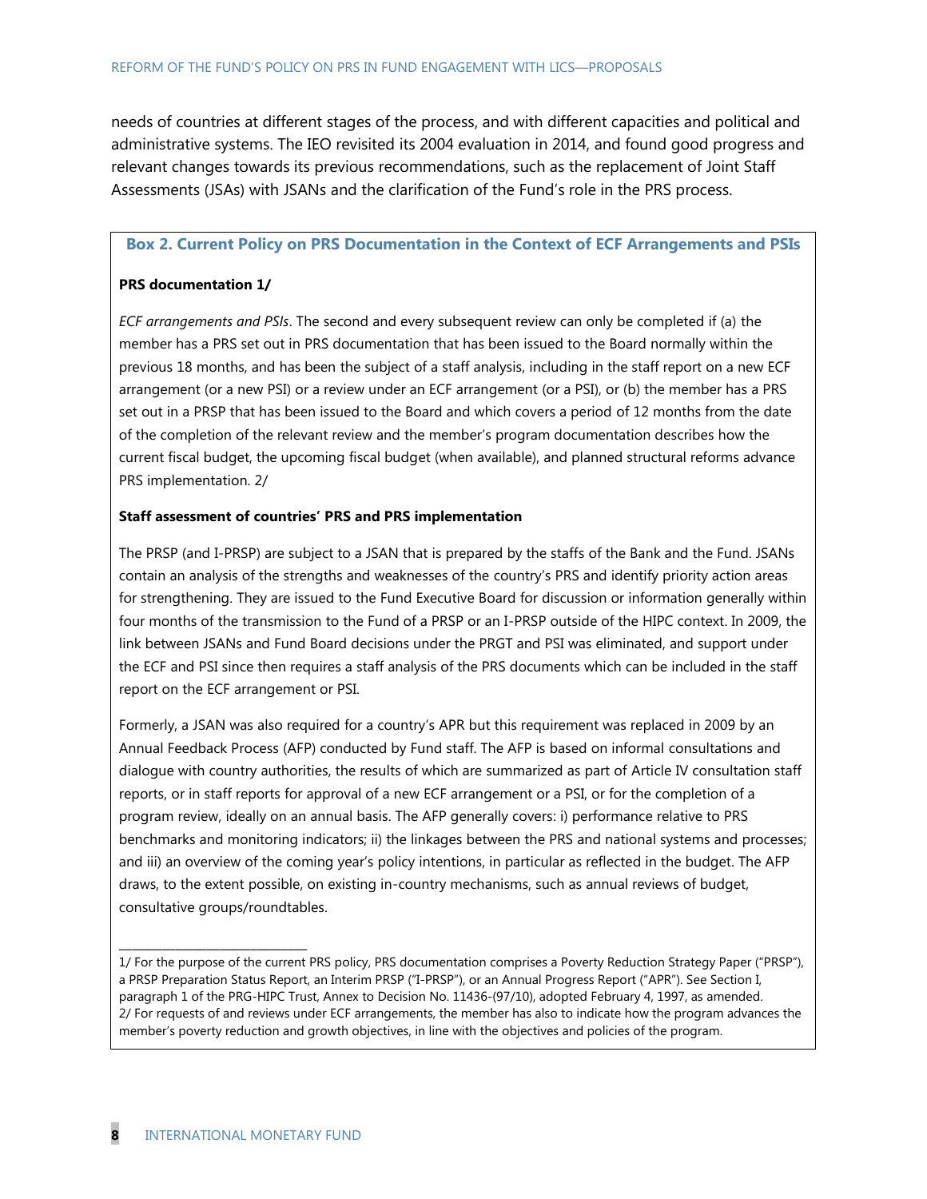needs of countries at different stages of the process, and with different capacities and political and administrative systems. The IEO revisited its 2004 evaluation in 2014, and found good progress and relevant changes towards its previous recommendations, such as the replacement of Joint Staff Assessments (JSAs) with JSANs and the clarification of the Fund's role in the PRS process.

### Box 2. Current Policy on PRS Documentation in the Context of ECF Arrangements and PSIs

**PRS documentation 1/**

*ECF arrangements and PSIs*. The second and every subsequent review can only be completed if (a) the member has a PRS set out in PRS documentation that has been issued to the Board normally within the previous 18 months, and has been the subject of a staff analysis, including in the staff report on a new ECF arrangement (or a new PSI) or a review under an ECF arrangement (or a PSI), or (b) the member has a PRS set out in a PRSP that has been issued to the Board and which covers a period of 12 months from the date of the completion of the relevant review and the member's program documentation describes how the current fiscal budget, the upcoming fiscal budget (when available), and planned structural reforms advance PRS implementation. 2/

**Staff assessment of countries' PRS and PRS implementation**

The PRSP (and I-PRSP) are subject to a JSAN that is prepared by the staffs of the Bank and the Fund. JSANs contain an analysis of the strengths and weaknesses of the country's PRS and identify priority action areas for strengthening. They are issued to the Fund Executive Board for discussion or information generally within four months of the transmission to the Fund of a PRSP or an I-PRSP outside of the HIPC context. In 2009, the link between JSANs and Fund Board decisions under the PRGT and PSI was eliminated, and support under the ECF and PSI since then requires a staff analysis of the PRS documents which can be included in the staff report on the ECF arrangement or PSI.

Formerly, a JSAN was also required for a country's APR but this requirement was replaced in 2009 by an Annual Feedback Process (AFP) conducted by Fund staff. The AFP is based on informal consultations and dialogue with country authorities, the results of which are summarized as part of Article IV consultation staff reports, or in staff reports for approval of a new ECF arrangement or a PSI, or for the completion of a program review, ideally on an annual basis. The AFP generally covers: i) performance relative to PRS benchmarks and monitoring indicators; ii) the linkages between the PRS and national systems and processes; and iii) an overview of the coming year's policy intentions, in particular as reflected in the budget. The AFP draws, to the extent possible, on existing in-country mechanisms, such as annual reviews of budget, consultative groups/roundtables.

---

1/ For the purpose of the current PRS policy, PRS documentation comprises a Poverty Reduction Strategy Paper ("PRSP"), a PRSP Preparation Status Report, an Interim PRSP ("I-PRSP"), or an Annual Progress Report ("APR"). See Section I, paragraph 1 of the PRG-HIPC Trust, Annex to Decision No. 11436-(97/10), adopted February 4, 1997, as amended.

2/ For requests of and reviews under ECF arrangements, the member has also to indicate how the program advances the member's poverty reduction and growth objectives, in line with the objectives and policies of the program.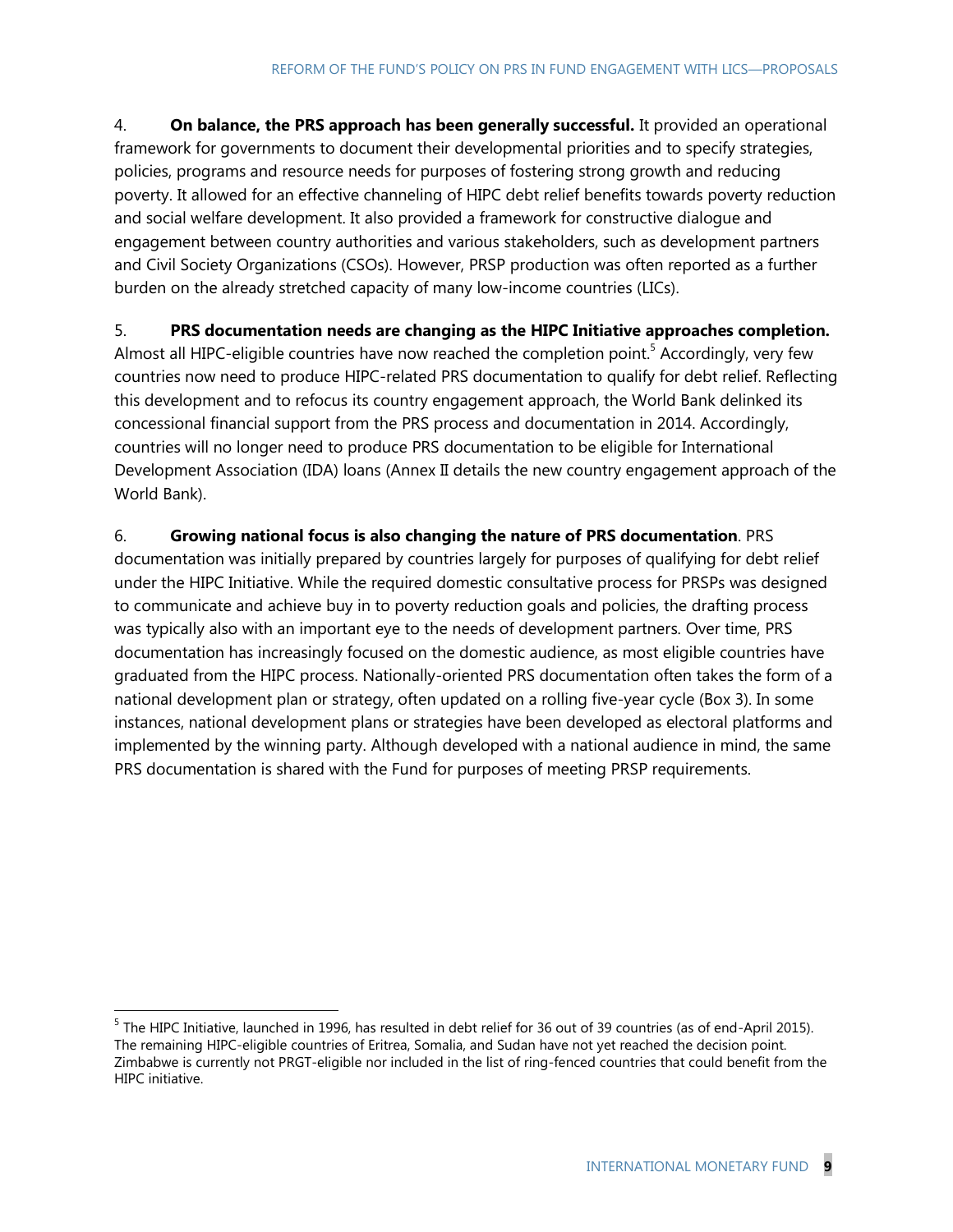4. **On balance, the PRS approach has been generally successful.** It provided an operational framework for governments to document their developmental priorities and to specify strategies, policies, programs and resource needs for purposes of fostering strong growth and reducing poverty. It allowed for an effective channeling of HIPC debt relief benefits towards poverty reduction and social welfare development. It also provided a framework for constructive dialogue and engagement between country authorities and various stakeholders, such as development partners and Civil Society Organizations (CSOs). However, PRSP production was often reported as a further burden on the already stretched capacity of many low-income countries (LICs).

5. **PRS documentation needs are changing as the HIPC Initiative approaches completion.** Almost all HIPC-eligible countries have now reached the completion point.[5] Accordingly, very few countries now need to produce HIPC-related PRS documentation to qualify for debt relief. Reflecting this development and to refocus its country engagement approach, the World Bank delinked its concessional financial support from the PRS process and documentation in 2014. Accordingly, countries will no longer need to produce PRS documentation to be eligible for International Development Association (IDA) loans (Annex II details the new country engagement approach of the World Bank).

6. **Growing national focus is also changing the nature of PRS documentation**. PRS documentation was initially prepared by countries largely for purposes of qualifying for debt relief under the HIPC Initiative. While the required domestic consultative process for PRSPs was designed to communicate and achieve buy in to poverty reduction goals and policies, the drafting process was typically also with an important eye to the needs of development partners. Over time, PRS documentation has increasingly focused on the domestic audience, as most eligible countries have graduated from the HIPC process. Nationally-oriented PRS documentation often takes the form of a national development plan or strategy, often updated on a rolling five-year cycle (Box 3). In some instances, national development plans or strategies have been developed as electoral platforms and implemented by the winning party. Although developed with a national audience in mind, the same PRS documentation is shared with the Fund for purposes of meeting PRSP requirements.

[5] The HIPC Initiative, launched in 1996, has resulted in debt relief for 36 out of 39 countries (as of end-April 2015). The remaining HIPC-eligible countries of Eritrea, Somalia, and Sudan have not yet reached the decision point. Zimbabwe is currently not PRGT-eligible nor included in the list of ring-fenced countries that could benefit from the HIPC initiative.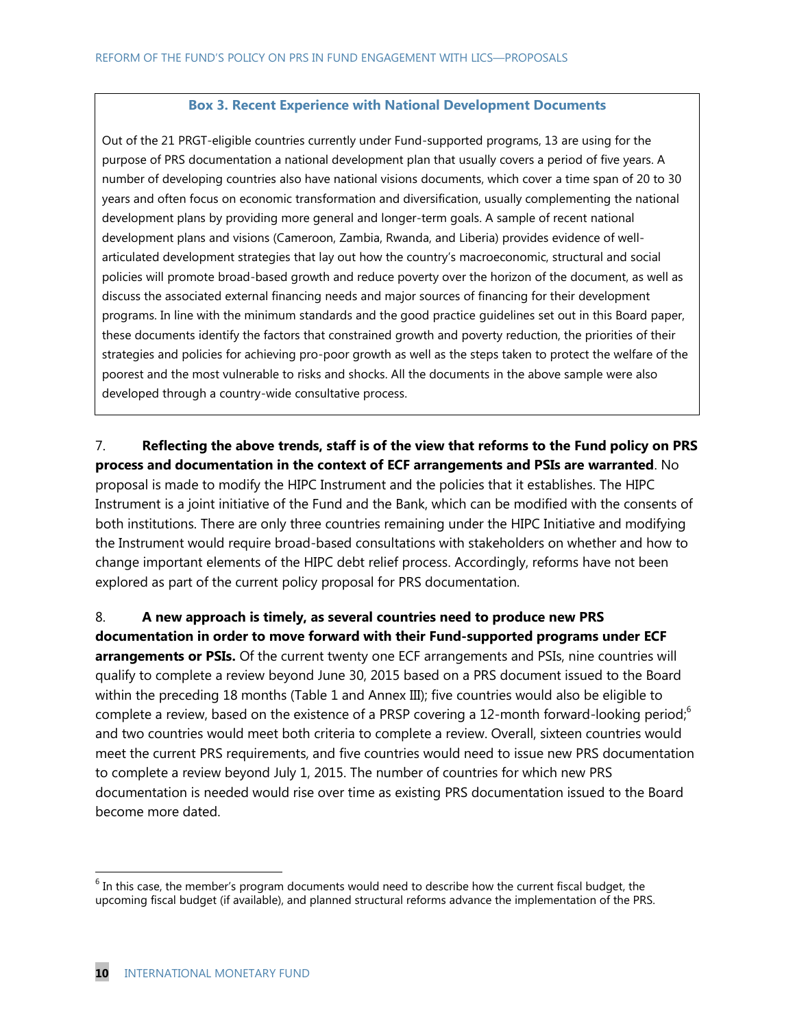**Box 3. Recent Experience with National Development Documents**

Out of the 21 PRGT-eligible countries currently under Fund-supported programs, 13 are using for the purpose of PRS documentation a national development plan that usually covers a period of five years. A number of developing countries also have national visions documents, which cover a time span of 20 to 30 years and often focus on economic transformation and diversification, usually complementing the national development plans by providing more general and longer-term goals. A sample of recent national development plans and visions (Cameroon, Zambia, Rwanda, and Liberia) provides evidence of well-articulated development strategies that lay out how the country's macroeconomic, structural and social policies will promote broad-based growth and reduce poverty over the horizon of the document, as well as discuss the associated external financing needs and major sources of financing for their development programs. In line with the minimum standards and the good practice guidelines set out in this Board paper, these documents identify the factors that constrained growth and poverty reduction, the priorities of their strategies and policies for achieving pro-poor growth as well as the steps taken to protect the welfare of the poorest and the most vulnerable to risks and shocks. All the documents in the above sample were also developed through a country-wide consultative process.

7. **Reflecting the above trends, staff is of the view that reforms to the Fund policy on PRS process and documentation in the context of ECF arrangements and PSIs are warranted**. No proposal is made to modify the HIPC Instrument and the policies that it establishes. The HIPC Instrument is a joint initiative of the Fund and the Bank, which can be modified with the consents of both institutions. There are only three countries remaining under the HIPC Initiative and modifying the Instrument would require broad-based consultations with stakeholders on whether and how to change important elements of the HIPC debt relief process. Accordingly, reforms have not been explored as part of the current policy proposal for PRS documentation.

8. **A new approach is timely, as several countries need to produce new PRS documentation in order to move forward with their Fund-supported programs under ECF arrangements or PSIs.** Of the current twenty one ECF arrangements and PSIs, nine countries will qualify to complete a review beyond June 30, 2015 based on a PRS document issued to the Board within the preceding 18 months (Table 1 and Annex III); five countries would also be eligible to complete a review, based on the existence of a PRSP covering a 12-month forward-looking period;[6] and two countries would meet both criteria to complete a review. Overall, sixteen countries would meet the current PRS requirements, and five countries would need to issue new PRS documentation to complete a review beyond July 1, 2015. The number of countries for which new PRS documentation is needed would rise over time as existing PRS documentation issued to the Board become more dated.

[6] In this case, the member's program documents would need to describe how the current fiscal budget, the upcoming fiscal budget (if available), and planned structural reforms advance the implementation of the PRS.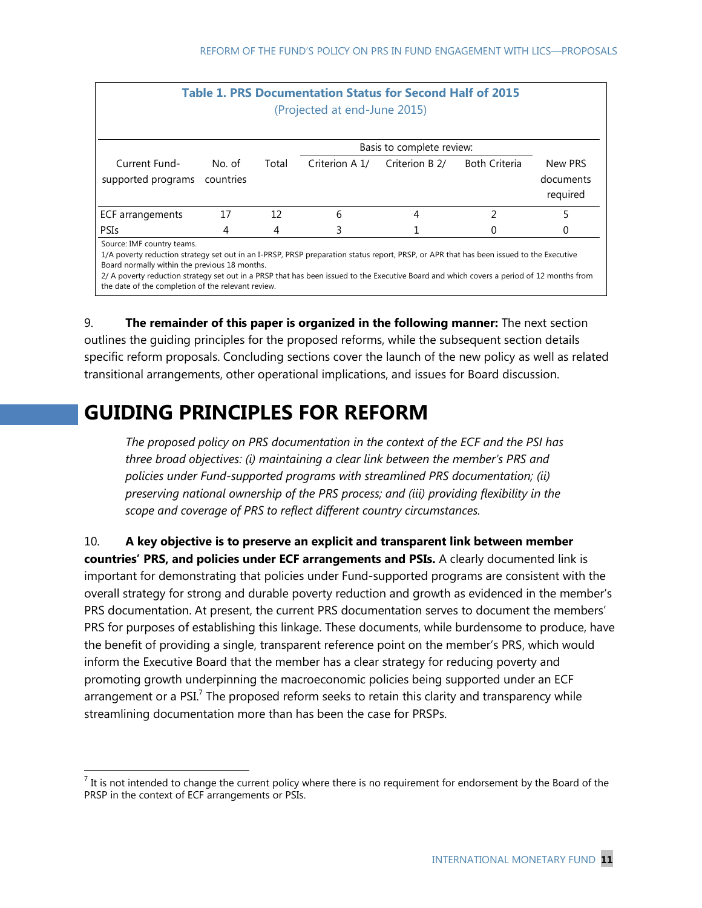**Table 1. PRS Documentation Status for Second Half of 2015**
(Projected at end-June 2015)

| Current Fund-supported programs | No. of countries | Total | Basis to complete review: | | | New PRS documents required |
|---|---|---|---|---|---|---|
| | | | Criterion A 1/ | Criterion B 2/ | Both Criteria | |
| ECF arrangements | 17 | 12 | 6 | 4 | 2 | 5 |
| PSIs | 4 | 4 | 3 | 1 | 0 | 0 |

Source: IMF country teams.
1/A poverty reduction strategy set out in an I-PRSP, PRSP preparation status report, PRSP, or APR that has been issued to the Executive Board normally within the previous 18 months.
2/ A poverty reduction strategy set out in a PRSP that has been issued to the Executive Board and which covers a period of 12 months from the date of the completion of the relevant review.

9. **The remainder of this paper is organized in the following manner:** The next section outlines the guiding principles for the proposed reforms, while the subsequent section details specific reform proposals. Concluding sections cover the launch of the new policy as well as related transitional arrangements, other operational implications, and issues for Board discussion.

# GUIDING PRINCIPLES FOR REFORM

*The proposed policy on PRS documentation in the context of the ECF and the PSI has three broad objectives: (i) maintaining a clear link between the member's PRS and policies under Fund-supported programs with streamlined PRS documentation; (ii) preserving national ownership of the PRS process; and (iii) providing flexibility in the scope and coverage of PRS to reflect different country circumstances.*

10. **A key objective is to preserve an explicit and transparent link between member countries' PRS, and policies under ECF arrangements and PSIs.** A clearly documented link is important for demonstrating that policies under Fund-supported programs are consistent with the overall strategy for strong and durable poverty reduction and growth as evidenced in the member's PRS documentation. At present, the current PRS documentation serves to document the members' PRS for purposes of establishing this linkage. These documents, while burdensome to produce, have the benefit of providing a single, transparent reference point on the member's PRS, which would inform the Executive Board that the member has a clear strategy for reducing poverty and promoting growth underpinning the macroeconomic policies being supported under an ECF arrangement or a PSI.[7] The proposed reform seeks to retain this clarity and transparency while streamlining documentation more than has been the case for PRSPs.

[7] It is not intended to change the current policy where there is no requirement for endorsement by the Board of the PRSP in the context of ECF arrangements or PSIs.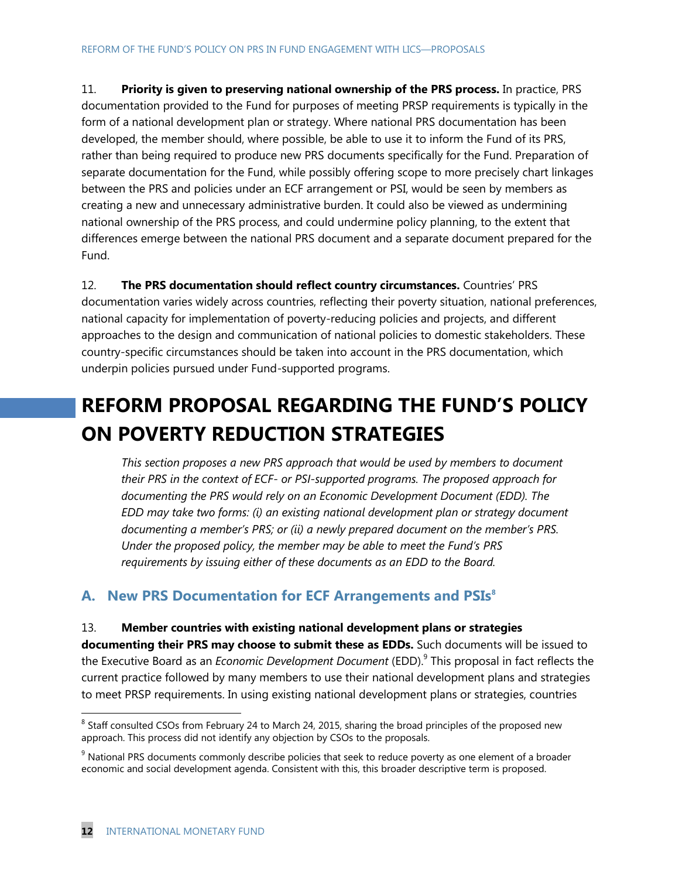11. **Priority is given to preserving national ownership of the PRS process.** In practice, PRS documentation provided to the Fund for purposes of meeting PRSP requirements is typically in the form of a national development plan or strategy. Where national PRS documentation has been developed, the member should, where possible, be able to use it to inform the Fund of its PRS, rather than being required to produce new PRS documents specifically for the Fund. Preparation of separate documentation for the Fund, while possibly offering scope to more precisely chart linkages between the PRS and policies under an ECF arrangement or PSI, would be seen by members as creating a new and unnecessary administrative burden. It could also be viewed as undermining national ownership of the PRS process, and could undermine policy planning, to the extent that differences emerge between the national PRS document and a separate document prepared for the Fund.

12. **The PRS documentation should reflect country circumstances.** Countries' PRS documentation varies widely across countries, reflecting their poverty situation, national preferences, national capacity for implementation of poverty-reducing policies and projects, and different approaches to the design and communication of national policies to domestic stakeholders. These country-specific circumstances should be taken into account in the PRS documentation, which underpin policies pursued under Fund-supported programs.

# REFORM PROPOSAL REGARDING THE FUND'S POLICY ON POVERTY REDUCTION STRATEGIES

*This section proposes a new PRS approach that would be used by members to document their PRS in the context of ECF- or PSI-supported programs. The proposed approach for documenting the PRS would rely on an Economic Development Document (EDD). The EDD may take two forms: (i) an existing national development plan or strategy document documenting a member's PRS; or (ii) a newly prepared document on the member's PRS. Under the proposed policy, the member may be able to meet the Fund's PRS requirements by issuing either of these documents as an EDD to the Board.*

## A. New PRS Documentation for ECF Arrangements and PSIs[8]

13. **Member countries with existing national development plans or strategies documenting their PRS may choose to submit these as EDDs.** Such documents will be issued to the Executive Board as an *Economic Development Document* (EDD).[9] This proposal in fact reflects the current practice followed by many members to use their national development plans and strategies to meet PRSP requirements. In using existing national development plans or strategies, countries

[8] Staff consulted CSOs from February 24 to March 24, 2015, sharing the broad principles of the proposed new approach. This process did not identify any objection by CSOs to the proposals.

[9] National PRS documents commonly describe policies that seek to reduce poverty as one element of a broader economic and social development agenda. Consistent with this, this broader descriptive term is proposed.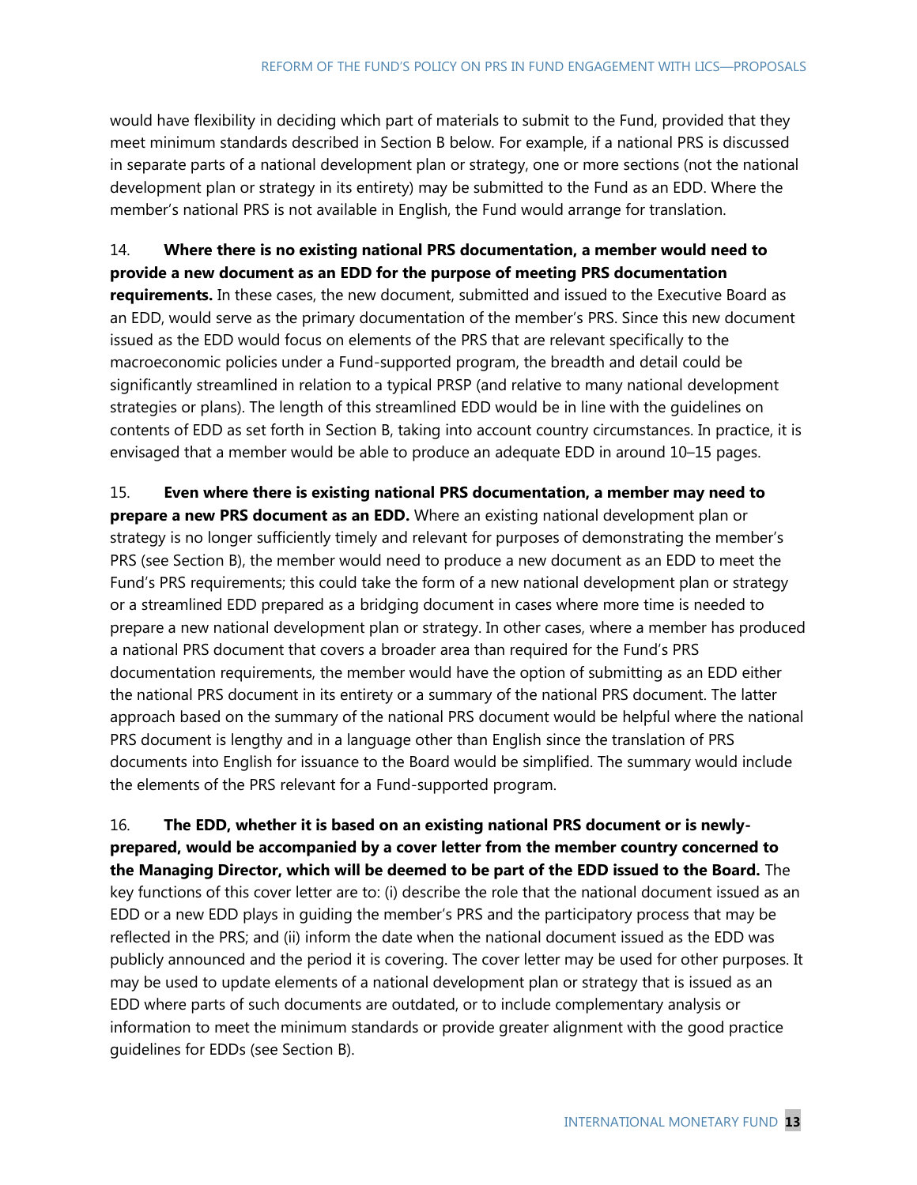would have flexibility in deciding which part of materials to submit to the Fund, provided that they meet minimum standards described in Section B below. For example, if a national PRS is discussed in separate parts of a national development plan or strategy, one or more sections (not the national development plan or strategy in its entirety) may be submitted to the Fund as an EDD. Where the member's national PRS is not available in English, the Fund would arrange for translation.

14. **Where there is no existing national PRS documentation, a member would need to provide a new document as an EDD for the purpose of meeting PRS documentation requirements.** In these cases, the new document, submitted and issued to the Executive Board as an EDD, would serve as the primary documentation of the member's PRS. Since this new document issued as the EDD would focus on elements of the PRS that are relevant specifically to the macroeconomic policies under a Fund-supported program, the breadth and detail could be significantly streamlined in relation to a typical PRSP (and relative to many national development strategies or plans). The length of this streamlined EDD would be in line with the guidelines on contents of EDD as set forth in Section B, taking into account country circumstances. In practice, it is envisaged that a member would be able to produce an adequate EDD in around 10–15 pages.

15. **Even where there is existing national PRS documentation, a member may need to prepare a new PRS document as an EDD.** Where an existing national development plan or strategy is no longer sufficiently timely and relevant for purposes of demonstrating the member's PRS (see Section B), the member would need to produce a new document as an EDD to meet the Fund's PRS requirements; this could take the form of a new national development plan or strategy or a streamlined EDD prepared as a bridging document in cases where more time is needed to prepare a new national development plan or strategy. In other cases, where a member has produced a national PRS document that covers a broader area than required for the Fund's PRS documentation requirements, the member would have the option of submitting as an EDD either the national PRS document in its entirety or a summary of the national PRS document. The latter approach based on the summary of the national PRS document would be helpful where the national PRS document is lengthy and in a language other than English since the translation of PRS documents into English for issuance to the Board would be simplified. The summary would include the elements of the PRS relevant for a Fund-supported program.

16. **The EDD, whether it is based on an existing national PRS document or is newly-prepared, would be accompanied by a cover letter from the member country concerned to the Managing Director, which will be deemed to be part of the EDD issued to the Board.** The key functions of this cover letter are to: (i) describe the role that the national document issued as an EDD or a new EDD plays in guiding the member's PRS and the participatory process that may be reflected in the PRS; and (ii) inform the date when the national document issued as the EDD was publicly announced and the period it is covering. The cover letter may be used for other purposes. It may be used to update elements of a national development plan or strategy that is issued as an EDD where parts of such documents are outdated, or to include complementary analysis or information to meet the minimum standards or provide greater alignment with the good practice guidelines for EDDs (see Section B).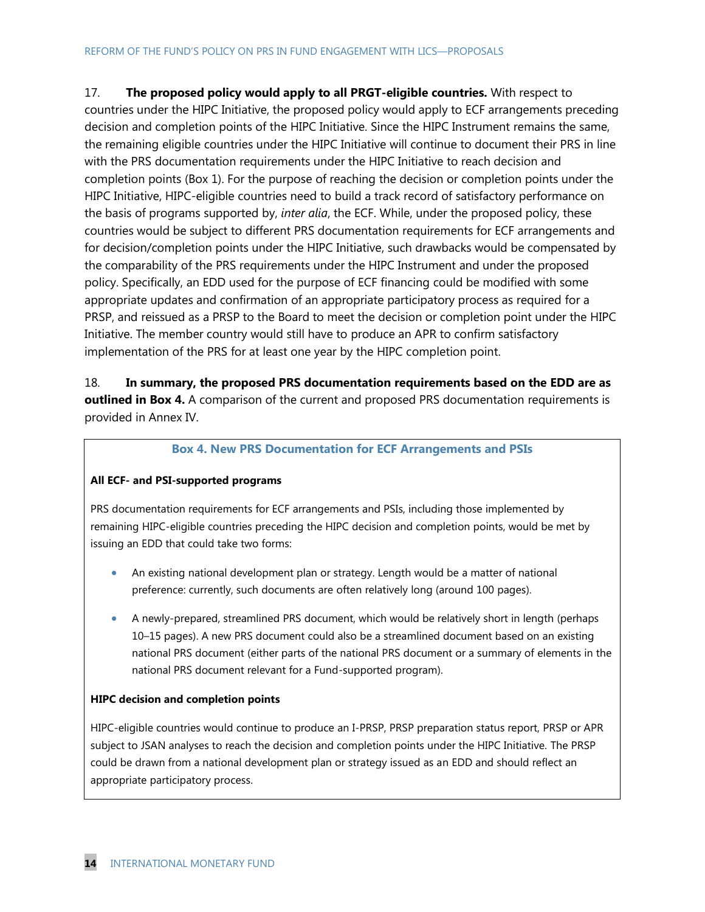17. **The proposed policy would apply to all PRGT-eligible countries.** With respect to countries under the HIPC Initiative, the proposed policy would apply to ECF arrangements preceding decision and completion points of the HIPC Initiative. Since the HIPC Instrument remains the same, the remaining eligible countries under the HIPC Initiative will continue to document their PRS in line with the PRS documentation requirements under the HIPC Initiative to reach decision and completion points (Box 1). For the purpose of reaching the decision or completion points under the HIPC Initiative, HIPC-eligible countries need to build a track record of satisfactory performance on the basis of programs supported by, *inter alia*, the ECF. While, under the proposed policy, these countries would be subject to different PRS documentation requirements for ECF arrangements and for decision/completion points under the HIPC Initiative, such drawbacks would be compensated by the comparability of the PRS requirements under the HIPC Instrument and under the proposed policy. Specifically, an EDD used for the purpose of ECF financing could be modified with some appropriate updates and confirmation of an appropriate participatory process as required for a PRSP, and reissued as a PRSP to the Board to meet the decision or completion point under the HIPC Initiative. The member country would still have to produce an APR to confirm satisfactory implementation of the PRS for at least one year by the HIPC completion point.

18. **In summary, the proposed PRS documentation requirements based on the EDD are as outlined in Box 4.** A comparison of the current and proposed PRS documentation requirements is provided in Annex IV.

### Box 4. New PRS Documentation for ECF Arrangements and PSIs

**All ECF- and PSI-supported programs**

PRS documentation requirements for ECF arrangements and PSIs, including those implemented by remaining HIPC-eligible countries preceding the HIPC decision and completion points, would be met by issuing an EDD that could take two forms:

- An existing national development plan or strategy. Length would be a matter of national preference: currently, such documents are often relatively long (around 100 pages).
- A newly-prepared, streamlined PRS document, which would be relatively short in length (perhaps 10–15 pages). A new PRS document could also be a streamlined document based on an existing national PRS document (either parts of the national PRS document or a summary of elements in the national PRS document relevant for a Fund-supported program).

**HIPC decision and completion points**

HIPC-eligible countries would continue to produce an I-PRSP, PRSP preparation status report, PRSP or APR subject to JSAN analyses to reach the decision and completion points under the HIPC Initiative. The PRSP could be drawn from a national development plan or strategy issued as an EDD and should reflect an appropriate participatory process.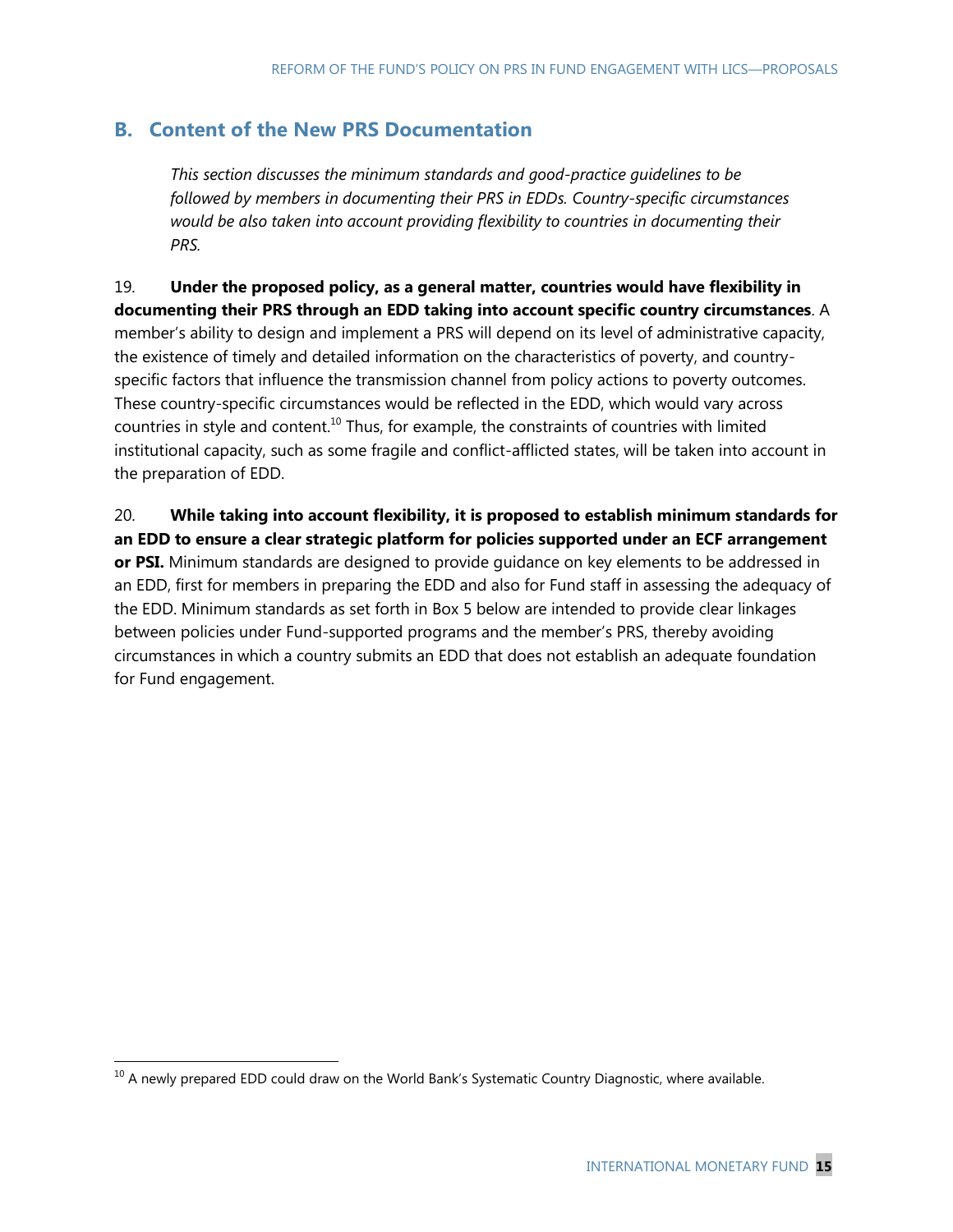## B. Content of the New PRS Documentation

*This section discusses the minimum standards and good-practice guidelines to be followed by members in documenting their PRS in EDDs. Country-specific circumstances would be also taken into account providing flexibility to countries in documenting their PRS.*

19. **Under the proposed policy, as a general matter, countries would have flexibility in documenting their PRS through an EDD taking into account specific country circumstances**. A member's ability to design and implement a PRS will depend on its level of administrative capacity, the existence of timely and detailed information on the characteristics of poverty, and country-specific factors that influence the transmission channel from policy actions to poverty outcomes. These country-specific circumstances would be reflected in the EDD, which would vary across countries in style and content.[10] Thus, for example, the constraints of countries with limited institutional capacity, such as some fragile and conflict-afflicted states, will be taken into account in the preparation of EDD.

20. **While taking into account flexibility, it is proposed to establish minimum standards for an EDD to ensure a clear strategic platform for policies supported under an ECF arrangement or PSI.** Minimum standards are designed to provide guidance on key elements to be addressed in an EDD, first for members in preparing the EDD and also for Fund staff in assessing the adequacy of the EDD. Minimum standards as set forth in Box 5 below are intended to provide clear linkages between policies under Fund-supported programs and the member's PRS, thereby avoiding circumstances in which a country submits an EDD that does not establish an adequate foundation for Fund engagement.

[10] A newly prepared EDD could draw on the World Bank's Systematic Country Diagnostic, where available.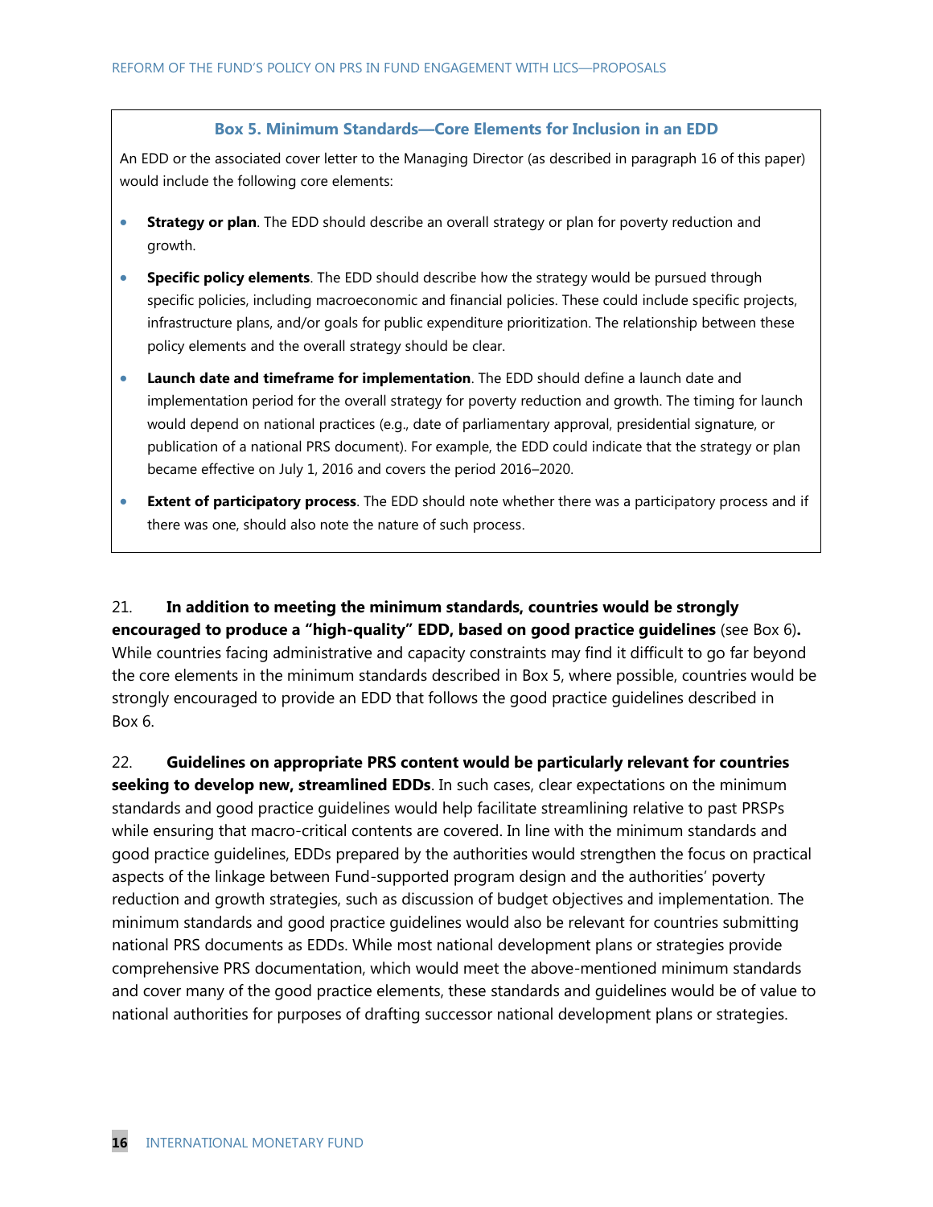**Box 5. Minimum Standards—Core Elements for Inclusion in an EDD**

An EDD or the associated cover letter to the Managing Director (as described in paragraph 16 of this paper) would include the following core elements:

- **Strategy or plan**. The EDD should describe an overall strategy or plan for poverty reduction and growth.
- **Specific policy elements**. The EDD should describe how the strategy would be pursued through specific policies, including macroeconomic and financial policies. These could include specific projects, infrastructure plans, and/or goals for public expenditure prioritization. The relationship between these policy elements and the overall strategy should be clear.
- **Launch date and timeframe for implementation**. The EDD should define a launch date and implementation period for the overall strategy for poverty reduction and growth. The timing for launch would depend on national practices (e.g., date of parliamentary approval, presidential signature, or publication of a national PRS document). For example, the EDD could indicate that the strategy or plan became effective on July 1, 2016 and covers the period 2016–2020.
- **Extent of participatory process**. The EDD should note whether there was a participatory process and if there was one, should also note the nature of such process.

21. **In addition to meeting the minimum standards, countries would be strongly encouraged to produce a "high-quality" EDD, based on good practice guidelines** (see Box 6)**.** While countries facing administrative and capacity constraints may find it difficult to go far beyond the core elements in the minimum standards described in Box 5, where possible, countries would be strongly encouraged to provide an EDD that follows the good practice guidelines described in Box 6.

22. **Guidelines on appropriate PRS content would be particularly relevant for countries seeking to develop new, streamlined EDDs**. In such cases, clear expectations on the minimum standards and good practice guidelines would help facilitate streamlining relative to past PRSPs while ensuring that macro-critical contents are covered. In line with the minimum standards and good practice guidelines, EDDs prepared by the authorities would strengthen the focus on practical aspects of the linkage between Fund-supported program design and the authorities' poverty reduction and growth strategies, such as discussion of budget objectives and implementation. The minimum standards and good practice guidelines would also be relevant for countries submitting national PRS documents as EDDs. While most national development plans or strategies provide comprehensive PRS documentation, which would meet the above-mentioned minimum standards and cover many of the good practice elements, these standards and guidelines would be of value to national authorities for purposes of drafting successor national development plans or strategies.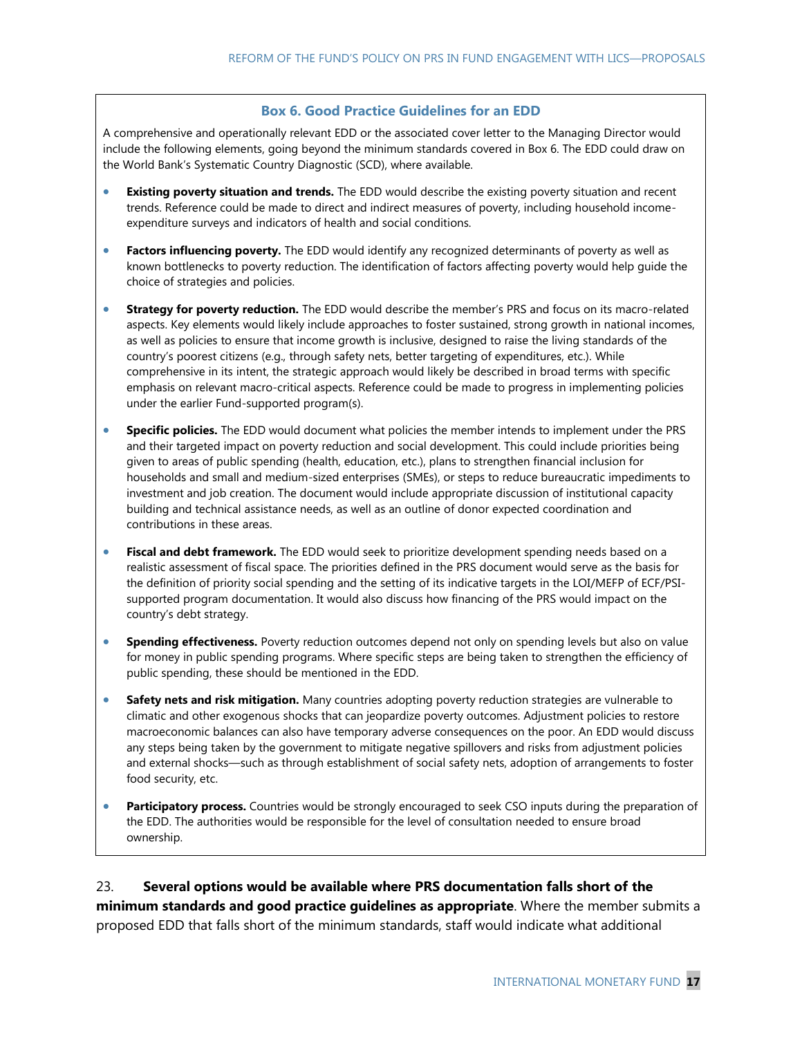### Box 6. Good Practice Guidelines for an EDD

A comprehensive and operationally relevant EDD or the associated cover letter to the Managing Director would include the following elements, going beyond the minimum standards covered in Box 6. The EDD could draw on the World Bank's Systematic Country Diagnostic (SCD), where available.

- **Existing poverty situation and trends.** The EDD would describe the existing poverty situation and recent trends. Reference could be made to direct and indirect measures of poverty, including household income-expenditure surveys and indicators of health and social conditions.

- **Factors influencing poverty.** The EDD would identify any recognized determinants of poverty as well as known bottlenecks to poverty reduction. The identification of factors affecting poverty would help guide the choice of strategies and policies.

- **Strategy for poverty reduction.** The EDD would describe the member's PRS and focus on its macro-related aspects. Key elements would likely include approaches to foster sustained, strong growth in national incomes, as well as policies to ensure that income growth is inclusive, designed to raise the living standards of the country's poorest citizens (e.g., through safety nets, better targeting of expenditures, etc.). While comprehensive in its intent, the strategic approach would likely be described in broad terms with specific emphasis on relevant macro-critical aspects. Reference could be made to progress in implementing policies under the earlier Fund-supported program(s).

- **Specific policies.** The EDD would document what policies the member intends to implement under the PRS and their targeted impact on poverty reduction and social development. This could include priorities being given to areas of public spending (health, education, etc.), plans to strengthen financial inclusion for households and small and medium-sized enterprises (SMEs), or steps to reduce bureaucratic impediments to investment and job creation. The document would include appropriate discussion of institutional capacity building and technical assistance needs, as well as an outline of donor expected coordination and contributions in these areas.

- **Fiscal and debt framework.** The EDD would seek to prioritize development spending needs based on a realistic assessment of fiscal space. The priorities defined in the PRS document would serve as the basis for the definition of priority social spending and the setting of its indicative targets in the LOI/MEFP of ECF/PSI-supported program documentation. It would also discuss how financing of the PRS would impact on the country's debt strategy.

- **Spending effectiveness.** Poverty reduction outcomes depend not only on spending levels but also on value for money in public spending programs. Where specific steps are being taken to strengthen the efficiency of public spending, these should be mentioned in the EDD.

- **Safety nets and risk mitigation.** Many countries adopting poverty reduction strategies are vulnerable to climatic and other exogenous shocks that can jeopardize poverty outcomes. Adjustment policies to restore macroeconomic balances can also have temporary adverse consequences on the poor. An EDD would discuss any steps being taken by the government to mitigate negative spillovers and risks from adjustment policies and external shocks—such as through establishment of social safety nets, adoption of arrangements to foster food security, etc.

- **Participatory process.** Countries would be strongly encouraged to seek CSO inputs during the preparation of the EDD. The authorities would be responsible for the level of consultation needed to ensure broad ownership.

23. **Several options would be available where PRS documentation falls short of the minimum standards and good practice guidelines as appropriate**. Where the member submits a proposed EDD that falls short of the minimum standards, staff would indicate what additional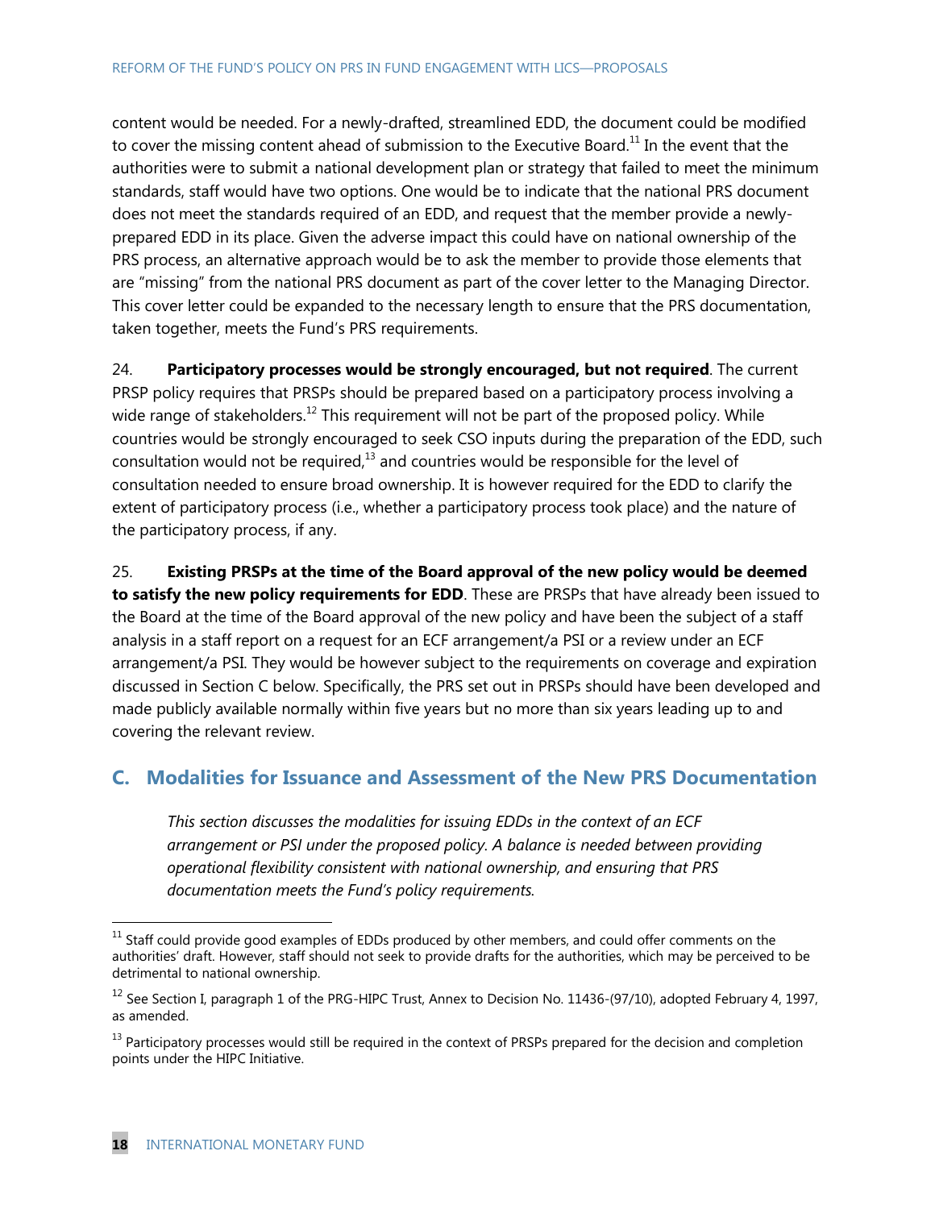content would be needed. For a newly-drafted, streamlined EDD, the document could be modified to cover the missing content ahead of submission to the Executive Board.[11] In the event that the authorities were to submit a national development plan or strategy that failed to meet the minimum standards, staff would have two options. One would be to indicate that the national PRS document does not meet the standards required of an EDD, and request that the member provide a newly-prepared EDD in its place. Given the adverse impact this could have on national ownership of the PRS process, an alternative approach would be to ask the member to provide those elements that are "missing" from the national PRS document as part of the cover letter to the Managing Director. This cover letter could be expanded to the necessary length to ensure that the PRS documentation, taken together, meets the Fund's PRS requirements.

24. **Participatory processes would be strongly encouraged, but not required**. The current PRSP policy requires that PRSPs should be prepared based on a participatory process involving a wide range of stakeholders.[12] This requirement will not be part of the proposed policy. While countries would be strongly encouraged to seek CSO inputs during the preparation of the EDD, such consultation would not be required,[13] and countries would be responsible for the level of consultation needed to ensure broad ownership. It is however required for the EDD to clarify the extent of participatory process (i.e., whether a participatory process took place) and the nature of the participatory process, if any.

25. **Existing PRSPs at the time of the Board approval of the new policy would be deemed to satisfy the new policy requirements for EDD**. These are PRSPs that have already been issued to the Board at the time of the Board approval of the new policy and have been the subject of a staff analysis in a staff report on a request for an ECF arrangement/a PSI or a review under an ECF arrangement/a PSI. They would be however subject to the requirements on coverage and expiration discussed in Section C below. Specifically, the PRS set out in PRSPs should have been developed and made publicly available normally within five years but no more than six years leading up to and covering the relevant review.

## C. Modalities for Issuance and Assessment of the New PRS Documentation

*This section discusses the modalities for issuing EDDs in the context of an ECF arrangement or PSI under the proposed policy. A balance is needed between providing operational flexibility consistent with national ownership, and ensuring that PRS documentation meets the Fund's policy requirements.*

---

[11] Staff could provide good examples of EDDs produced by other members, and could offer comments on the authorities' draft. However, staff should not seek to provide drafts for the authorities, which may be perceived to be detrimental to national ownership.

[12] See Section I, paragraph 1 of the PRG-HIPC Trust, Annex to Decision No. 11436-(97/10), adopted February 4, 1997, as amended.

[13] Participatory processes would still be required in the context of PRSPs prepared for the decision and completion points under the HIPC Initiative.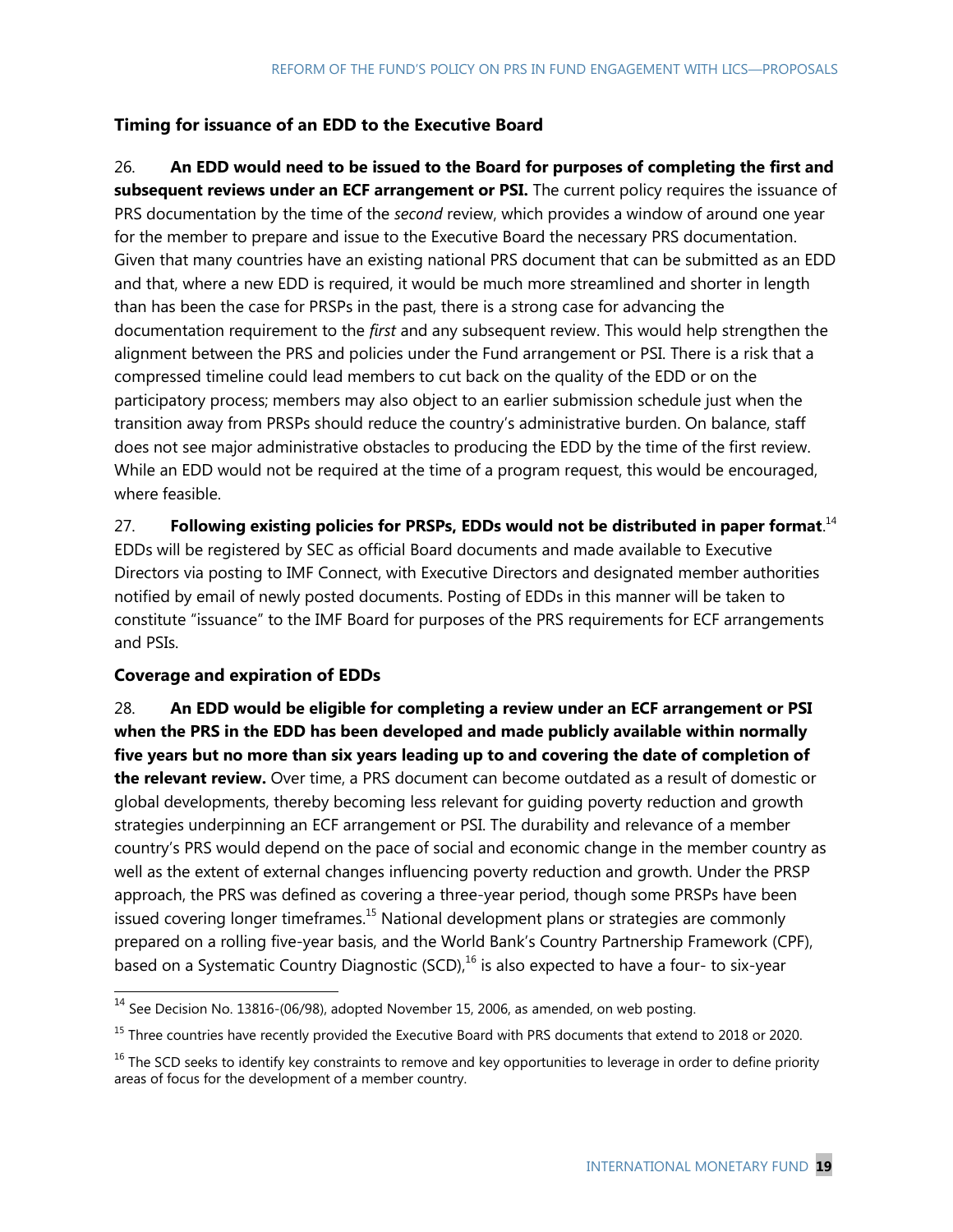### Timing for issuance of an EDD to the Executive Board

26. **An EDD would need to be issued to the Board for purposes of completing the first and subsequent reviews under an ECF arrangement or PSI.** The current policy requires the issuance of PRS documentation by the time of the *second* review, which provides a window of around one year for the member to prepare and issue to the Executive Board the necessary PRS documentation. Given that many countries have an existing national PRS document that can be submitted as an EDD and that, where a new EDD is required, it would be much more streamlined and shorter in length than has been the case for PRSPs in the past, there is a strong case for advancing the documentation requirement to the *first* and any subsequent review. This would help strengthen the alignment between the PRS and policies under the Fund arrangement or PSI. There is a risk that a compressed timeline could lead members to cut back on the quality of the EDD or on the participatory process; members may also object to an earlier submission schedule just when the transition away from PRSPs should reduce the country's administrative burden. On balance, staff does not see major administrative obstacles to producing the EDD by the time of the first review. While an EDD would not be required at the time of a program request, this would be encouraged, where feasible.

27. **Following existing policies for PRSPs, EDDs would not be distributed in paper format**.[14] EDDs will be registered by SEC as official Board documents and made available to Executive Directors via posting to IMF Connect, with Executive Directors and designated member authorities notified by email of newly posted documents. Posting of EDDs in this manner will be taken to constitute "issuance" to the IMF Board for purposes of the PRS requirements for ECF arrangements and PSIs.

### Coverage and expiration of EDDs

28. **An EDD would be eligible for completing a review under an ECF arrangement or PSI when the PRS in the EDD has been developed and made publicly available within normally five years but no more than six years leading up to and covering the date of completion of the relevant review.** Over time, a PRS document can become outdated as a result of domestic or global developments, thereby becoming less relevant for guiding poverty reduction and growth strategies underpinning an ECF arrangement or PSI. The durability and relevance of a member country's PRS would depend on the pace of social and economic change in the member country as well as the extent of external changes influencing poverty reduction and growth. Under the PRSP approach, the PRS was defined as covering a three-year period, though some PRSPs have been issued covering longer timeframes.[15] National development plans or strategies are commonly prepared on a rolling five-year basis, and the World Bank's Country Partnership Framework (CPF), based on a Systematic Country Diagnostic (SCD),[16] is also expected to have a four- to six-year

[14] See Decision No. 13816-(06/98), adopted November 15, 2006, as amended, on web posting.

[15] Three countries have recently provided the Executive Board with PRS documents that extend to 2018 or 2020.

[16] The SCD seeks to identify key constraints to remove and key opportunities to leverage in order to define priority areas of focus for the development of a member country.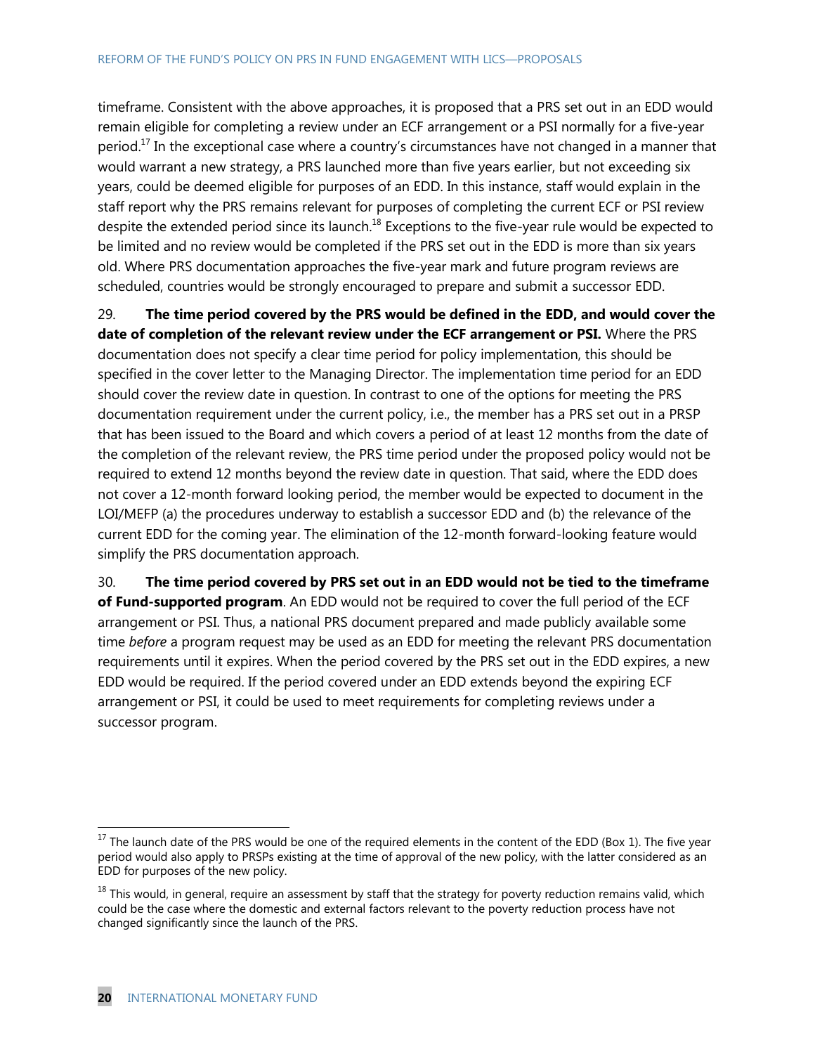timeframe. Consistent with the above approaches, it is proposed that a PRS set out in an EDD would remain eligible for completing a review under an ECF arrangement or a PSI normally for a five-year period.[17] In the exceptional case where a country's circumstances have not changed in a manner that would warrant a new strategy, a PRS launched more than five years earlier, but not exceeding six years, could be deemed eligible for purposes of an EDD. In this instance, staff would explain in the staff report why the PRS remains relevant for purposes of completing the current ECF or PSI review despite the extended period since its launch.[18] Exceptions to the five-year rule would be expected to be limited and no review would be completed if the PRS set out in the EDD is more than six years old. Where PRS documentation approaches the five-year mark and future program reviews are scheduled, countries would be strongly encouraged to prepare and submit a successor EDD.

29. **The time period covered by the PRS would be defined in the EDD, and would cover the date of completion of the relevant review under the ECF arrangement or PSI.** Where the PRS documentation does not specify a clear time period for policy implementation, this should be specified in the cover letter to the Managing Director. The implementation time period for an EDD should cover the review date in question. In contrast to one of the options for meeting the PRS documentation requirement under the current policy, i.e., the member has a PRS set out in a PRSP that has been issued to the Board and which covers a period of at least 12 months from the date of the completion of the relevant review, the PRS time period under the proposed policy would not be required to extend 12 months beyond the review date in question. That said, where the EDD does not cover a 12-month forward looking period, the member would be expected to document in the LOI/MEFP (a) the procedures underway to establish a successor EDD and (b) the relevance of the current EDD for the coming year. The elimination of the 12-month forward-looking feature would simplify the PRS documentation approach.

30. **The time period covered by PRS set out in an EDD would not be tied to the timeframe of Fund-supported program**. An EDD would not be required to cover the full period of the ECF arrangement or PSI. Thus, a national PRS document prepared and made publicly available some time *before* a program request may be used as an EDD for meeting the relevant PRS documentation requirements until it expires. When the period covered by the PRS set out in the EDD expires, a new EDD would be required. If the period covered under an EDD extends beyond the expiring ECF arrangement or PSI, it could be used to meet requirements for completing reviews under a successor program.

[17] The launch date of the PRS would be one of the required elements in the content of the EDD (Box 1). The five year period would also apply to PRSPs existing at the time of approval of the new policy, with the latter considered as an EDD for purposes of the new policy.

[18] This would, in general, require an assessment by staff that the strategy for poverty reduction remains valid, which could be the case where the domestic and external factors relevant to the poverty reduction process have not changed significantly since the launch of the PRS.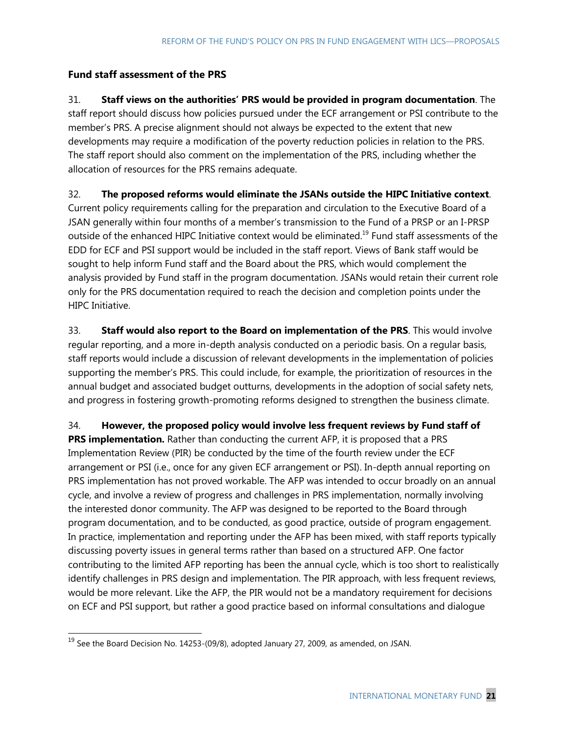### Fund staff assessment of the PRS

31. **Staff views on the authorities' PRS would be provided in program documentation**. The staff report should discuss how policies pursued under the ECF arrangement or PSI contribute to the member's PRS. A precise alignment should not always be expected to the extent that new developments may require a modification of the poverty reduction policies in relation to the PRS. The staff report should also comment on the implementation of the PRS, including whether the allocation of resources for the PRS remains adequate.

32. **The proposed reforms would eliminate the JSANs outside the HIPC Initiative context**. Current policy requirements calling for the preparation and circulation to the Executive Board of a JSAN generally within four months of a member's transmission to the Fund of a PRSP or an I-PRSP outside of the enhanced HIPC Initiative context would be eliminated.[19] Fund staff assessments of the EDD for ECF and PSI support would be included in the staff report. Views of Bank staff would be sought to help inform Fund staff and the Board about the PRS, which would complement the analysis provided by Fund staff in the program documentation. JSANs would retain their current role only for the PRS documentation required to reach the decision and completion points under the HIPC Initiative.

33. **Staff would also report to the Board on implementation of the PRS**. This would involve regular reporting, and a more in-depth analysis conducted on a periodic basis. On a regular basis, staff reports would include a discussion of relevant developments in the implementation of policies supporting the member's PRS. This could include, for example, the prioritization of resources in the annual budget and associated budget outturns, developments in the adoption of social safety nets, and progress in fostering growth-promoting reforms designed to strengthen the business climate.

34. **However, the proposed policy would involve less frequent reviews by Fund staff of PRS implementation.** Rather than conducting the current AFP, it is proposed that a PRS Implementation Review (PIR) be conducted by the time of the fourth review under the ECF arrangement or PSI (i.e., once for any given ECF arrangement or PSI). In-depth annual reporting on PRS implementation has not proved workable. The AFP was intended to occur broadly on an annual cycle, and involve a review of progress and challenges in PRS implementation, normally involving the interested donor community. The AFP was designed to be reported to the Board through program documentation, and to be conducted, as good practice, outside of program engagement. In practice, implementation and reporting under the AFP has been mixed, with staff reports typically discussing poverty issues in general terms rather than based on a structured AFP. One factor contributing to the limited AFP reporting has been the annual cycle, which is too short to realistically identify challenges in PRS design and implementation. The PIR approach, with less frequent reviews, would be more relevant. Like the AFP, the PIR would not be a mandatory requirement for decisions on ECF and PSI support, but rather a good practice based on informal consultations and dialogue

[19] See the Board Decision No. 14253-(09/8), adopted January 27, 2009, as amended, on JSAN.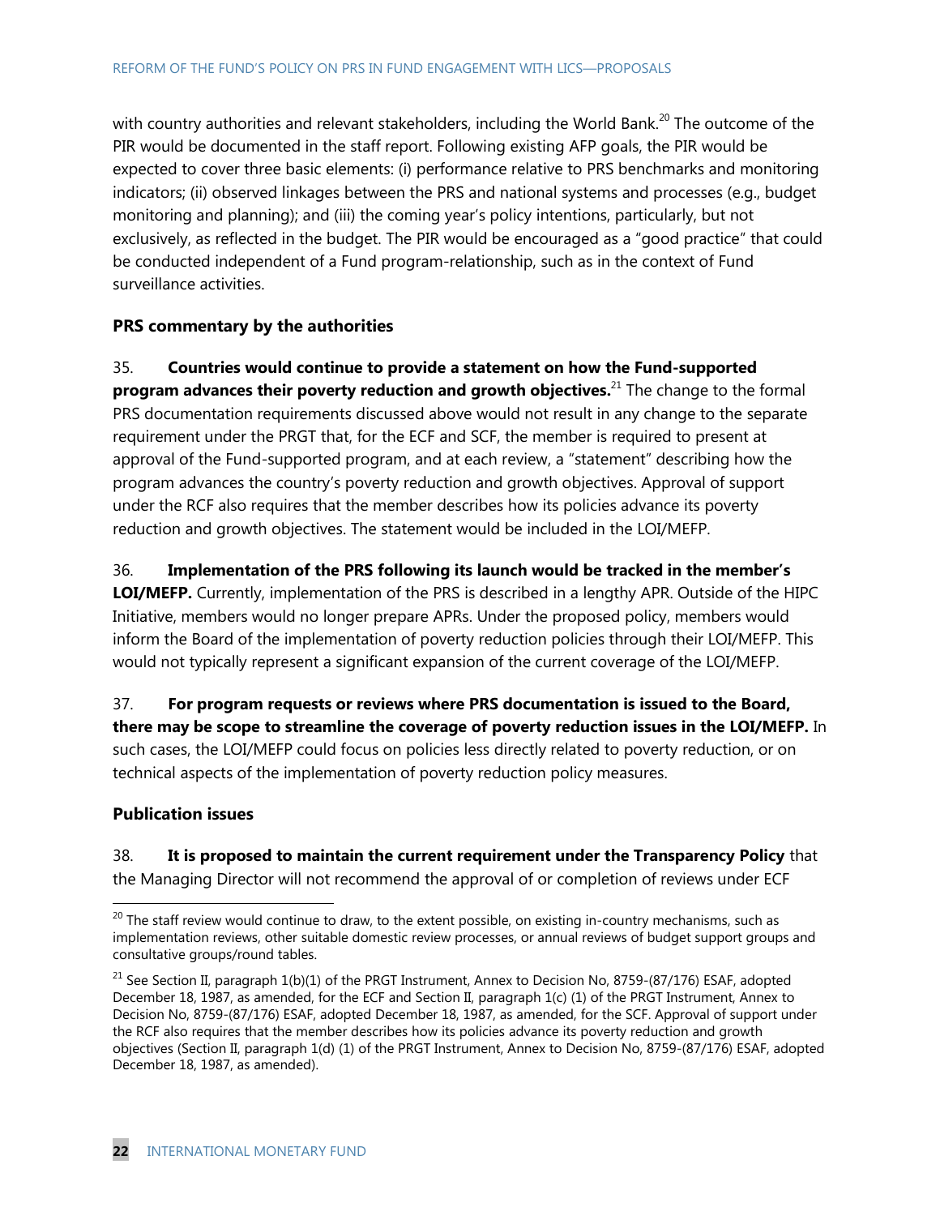with country authorities and relevant stakeholders, including the World Bank.[20] The outcome of the PIR would be documented in the staff report. Following existing AFP goals, the PIR would be expected to cover three basic elements: (i) performance relative to PRS benchmarks and monitoring indicators; (ii) observed linkages between the PRS and national systems and processes (e.g., budget monitoring and planning); and (iii) the coming year's policy intentions, particularly, but not exclusively, as reflected in the budget. The PIR would be encouraged as a "good practice" that could be conducted independent of a Fund program-relationship, such as in the context of Fund surveillance activities.

### PRS commentary by the authorities

35. **Countries would continue to provide a statement on how the Fund-supported program advances their poverty reduction and growth objectives.**[21] The change to the formal PRS documentation requirements discussed above would not result in any change to the separate requirement under the PRGT that, for the ECF and SCF, the member is required to present at approval of the Fund-supported program, and at each review, a "statement" describing how the program advances the country's poverty reduction and growth objectives. Approval of support under the RCF also requires that the member describes how its policies advance its poverty reduction and growth objectives. The statement would be included in the LOI/MEFP.

36. **Implementation of the PRS following its launch would be tracked in the member's LOI/MEFP.** Currently, implementation of the PRS is described in a lengthy APR. Outside of the HIPC Initiative, members would no longer prepare APRs. Under the proposed policy, members would inform the Board of the implementation of poverty reduction policies through their LOI/MEFP. This would not typically represent a significant expansion of the current coverage of the LOI/MEFP.

37. **For program requests or reviews where PRS documentation is issued to the Board, there may be scope to streamline the coverage of poverty reduction issues in the LOI/MEFP.** In such cases, the LOI/MEFP could focus on policies less directly related to poverty reduction, or on technical aspects of the implementation of poverty reduction policy measures.

### Publication issues

38. **It is proposed to maintain the current requirement under the Transparency Policy** that the Managing Director will not recommend the approval of or completion of reviews under ECF

---

[20] The staff review would continue to draw, to the extent possible, on existing in-country mechanisms, such as implementation reviews, other suitable domestic review processes, or annual reviews of budget support groups and consultative groups/round tables.

[21] See Section II, paragraph 1(b)(1) of the PRGT Instrument, Annex to Decision No, 8759-(87/176) ESAF, adopted December 18, 1987, as amended, for the ECF and Section II, paragraph 1(c) (1) of the PRGT Instrument, Annex to Decision No, 8759-(87/176) ESAF, adopted December 18, 1987, as amended, for the SCF. Approval of support under the RCF also requires that the member describes how its policies advance its poverty reduction and growth objectives (Section II, paragraph 1(d) (1) of the PRGT Instrument, Annex to Decision No, 8759-(87/176) ESAF, adopted December 18, 1987, as amended).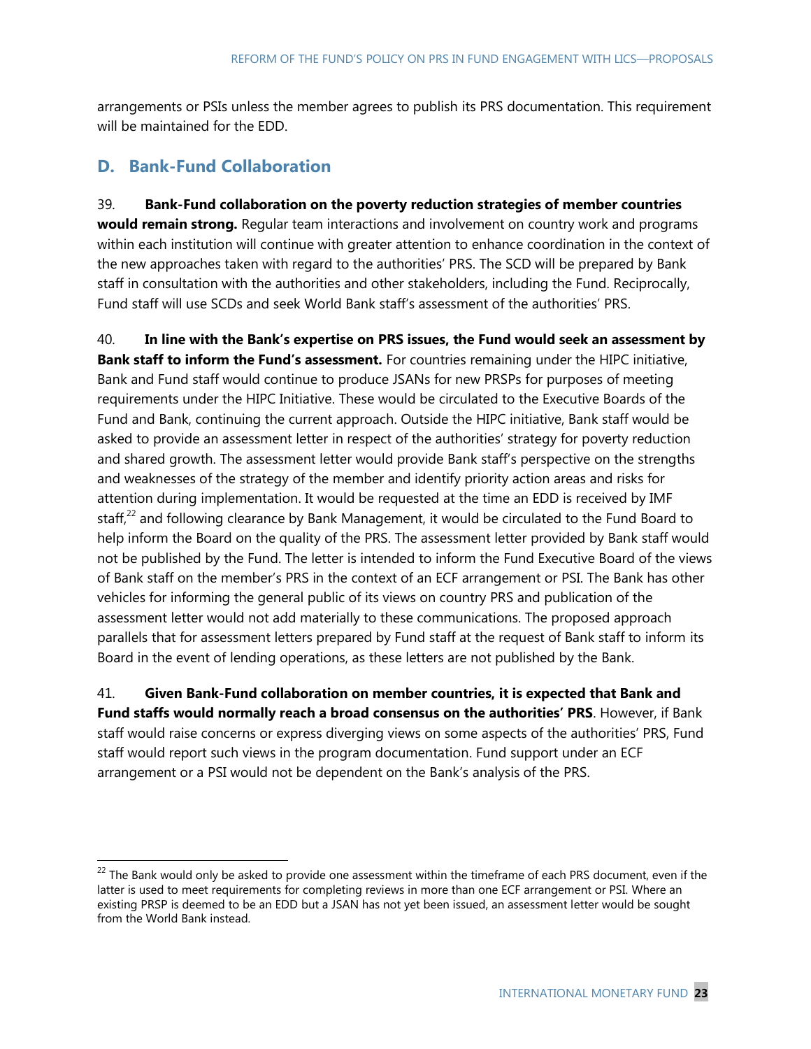arrangements or PSIs unless the member agrees to publish its PRS documentation. This requirement will be maintained for the EDD.

## D. Bank-Fund Collaboration

39. **Bank-Fund collaboration on the poverty reduction strategies of member countries would remain strong.** Regular team interactions and involvement on country work and programs within each institution will continue with greater attention to enhance coordination in the context of the new approaches taken with regard to the authorities' PRS. The SCD will be prepared by Bank staff in consultation with the authorities and other stakeholders, including the Fund. Reciprocally, Fund staff will use SCDs and seek World Bank staff's assessment of the authorities' PRS.

40. **In line with the Bank's expertise on PRS issues, the Fund would seek an assessment by Bank staff to inform the Fund's assessment.** For countries remaining under the HIPC initiative, Bank and Fund staff would continue to produce JSANs for new PRSPs for purposes of meeting requirements under the HIPC Initiative. These would be circulated to the Executive Boards of the Fund and Bank, continuing the current approach. Outside the HIPC initiative, Bank staff would be asked to provide an assessment letter in respect of the authorities' strategy for poverty reduction and shared growth. The assessment letter would provide Bank staff's perspective on the strengths and weaknesses of the strategy of the member and identify priority action areas and risks for attention during implementation. It would be requested at the time an EDD is received by IMF staff,[22] and following clearance by Bank Management, it would be circulated to the Fund Board to help inform the Board on the quality of the PRS. The assessment letter provided by Bank staff would not be published by the Fund. The letter is intended to inform the Fund Executive Board of the views of Bank staff on the member's PRS in the context of an ECF arrangement or PSI. The Bank has other vehicles for informing the general public of its views on country PRS and publication of the assessment letter would not add materially to these communications. The proposed approach parallels that for assessment letters prepared by Fund staff at the request of Bank staff to inform its Board in the event of lending operations, as these letters are not published by the Bank.

41. **Given Bank-Fund collaboration on member countries, it is expected that Bank and Fund staffs would normally reach a broad consensus on the authorities' PRS**. However, if Bank staff would raise concerns or express diverging views on some aspects of the authorities' PRS, Fund staff would report such views in the program documentation. Fund support under an ECF arrangement or a PSI would not be dependent on the Bank's analysis of the PRS.

[22] The Bank would only be asked to provide one assessment within the timeframe of each PRS document, even if the latter is used to meet requirements for completing reviews in more than one ECF arrangement or PSI. Where an existing PRSP is deemed to be an EDD but a JSAN has not yet been issued, an assessment letter would be sought from the World Bank instead.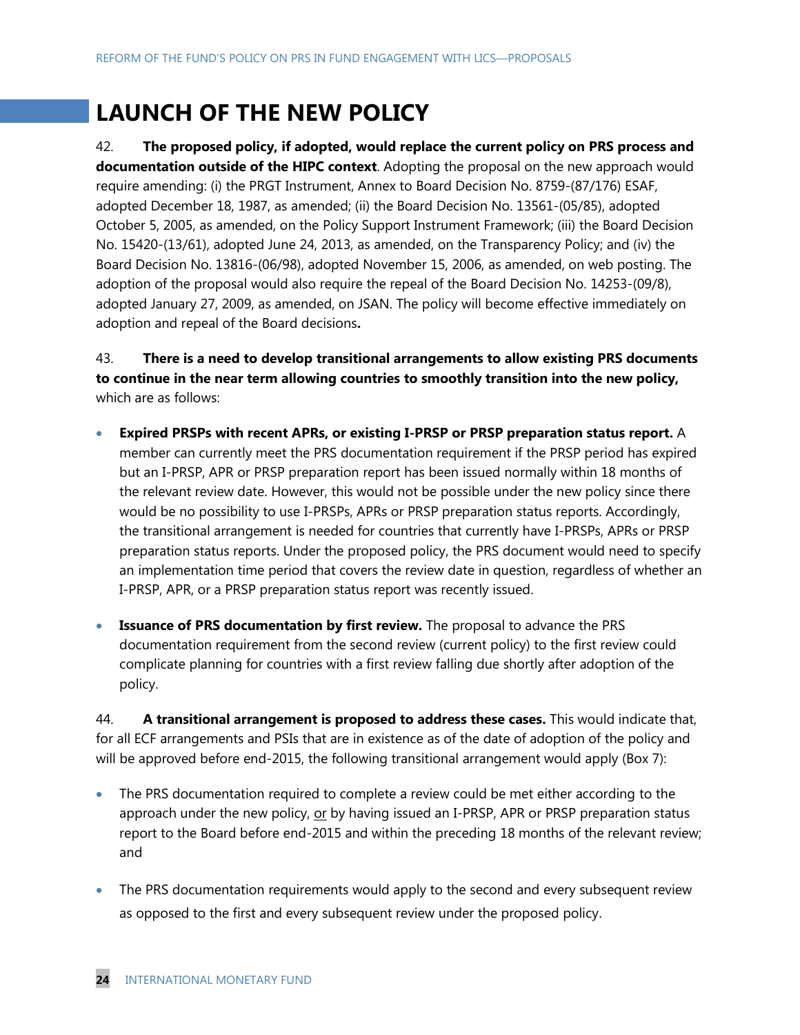# LAUNCH OF THE NEW POLICY

42. **The proposed policy, if adopted, would replace the current policy on PRS process and documentation outside of the HIPC context**. Adopting the proposal on the new approach would require amending: (i) the PRGT Instrument, Annex to Board Decision No. 8759-(87/176) ESAF, adopted December 18, 1987, as amended; (ii) the Board Decision No. 13561-(05/85), adopted October 5, 2005, as amended, on the Policy Support Instrument Framework; (iii) the Board Decision No. 15420-(13/61), adopted June 24, 2013, as amended, on the Transparency Policy; and (iv) the Board Decision No. 13816-(06/98), adopted November 15, 2006, as amended, on web posting. The adoption of the proposal would also require the repeal of the Board Decision No. 14253-(09/8), adopted January 27, 2009, as amended, on JSAN. The policy will become effective immediately on adoption and repeal of the Board decisions**.**

43. **There is a need to develop transitional arrangements to allow existing PRS documents to continue in the near term allowing countries to smoothly transition into the new policy,** which are as follows:

- **Expired PRSPs with recent APRs, or existing I-PRSP or PRSP preparation status report.** A member can currently meet the PRS documentation requirement if the PRSP period has expired but an I-PRSP, APR or PRSP preparation report has been issued normally within 18 months of the relevant review date. However, this would not be possible under the new policy since there would be no possibility to use I-PRSPs, APRs or PRSP preparation status reports. Accordingly, the transitional arrangement is needed for countries that currently have I-PRSPs, APRs or PRSP preparation status reports. Under the proposed policy, the PRS document would need to specify an implementation time period that covers the review date in question, regardless of whether an I-PRSP, APR, or a PRSP preparation status report was recently issued.

- **Issuance of PRS documentation by first review.** The proposal to advance the PRS documentation requirement from the second review (current policy) to the first review could complicate planning for countries with a first review falling due shortly after adoption of the policy.

44. **A transitional arrangement is proposed to address these cases.** This would indicate that, for all ECF arrangements and PSIs that are in existence as of the date of adoption of the policy and will be approved before end-2015, the following transitional arrangement would apply (Box 7):

- The PRS documentation required to complete a review could be met either according to the approach under the new policy, or by having issued an I-PRSP, APR or PRSP preparation status report to the Board before end-2015 and within the preceding 18 months of the relevant review; and

- The PRS documentation requirements would apply to the second and every subsequent review as opposed to the first and every subsequent review under the proposed policy.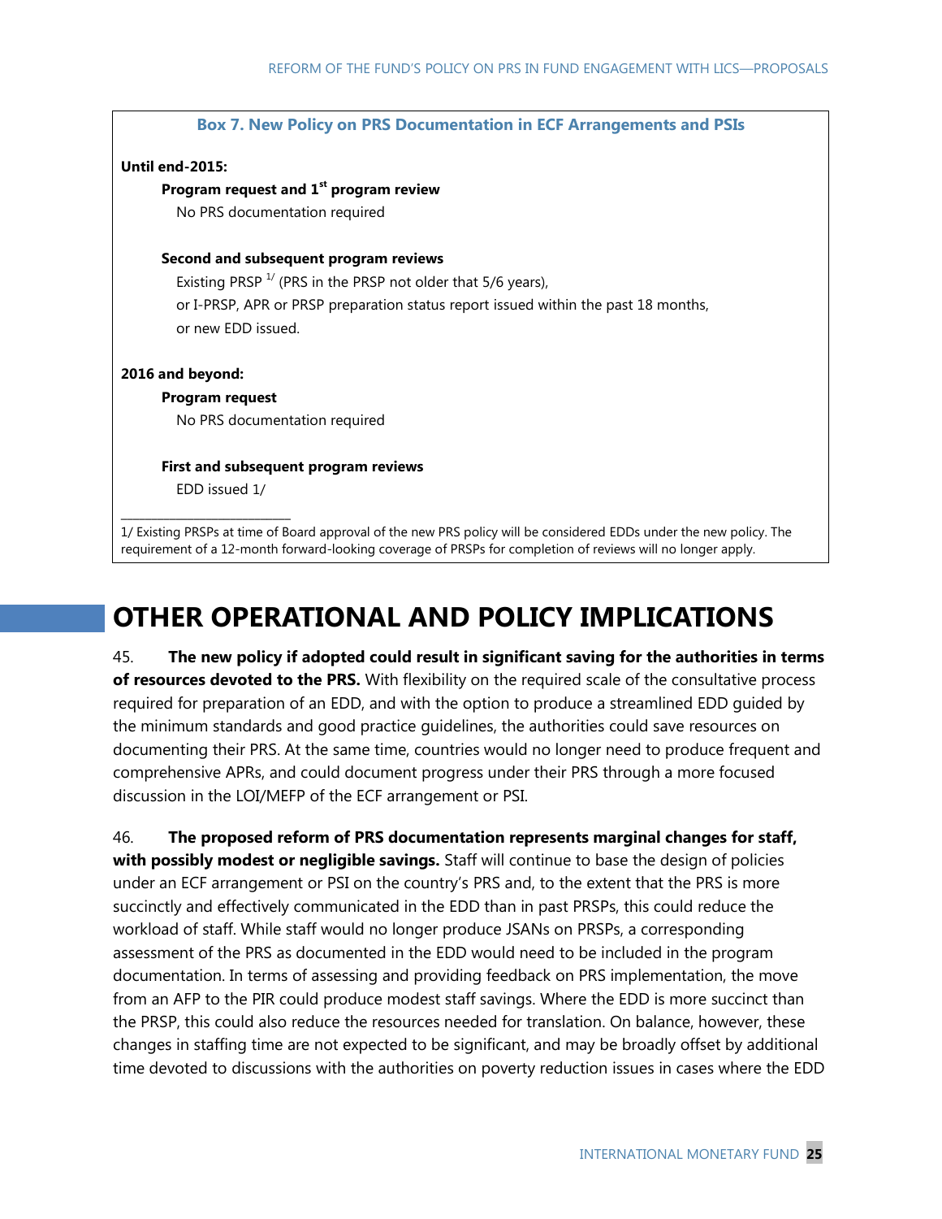**Box 7. New Policy on PRS Documentation in ECF Arrangements and PSIs**

**Until end-2015:**

**Program request and 1st program review**

No PRS documentation required

**Second and subsequent program reviews**

Existing PRSP [1/] (PRS in the PRSP not older that 5/6 years),
or I-PRSP, APR or PRSP preparation status report issued within the past 18 months,
or new EDD issued.

**2016 and beyond:**

**Program request**

No PRS documentation required

**First and subsequent program reviews**

EDD issued 1/

---

1/ Existing PRSPs at time of Board approval of the new PRS policy will be considered EDDs under the new policy. The requirement of a 12-month forward-looking coverage of PRSPs for completion of reviews will no longer apply.

# OTHER OPERATIONAL AND POLICY IMPLICATIONS

45. **The new policy if adopted could result in significant saving for the authorities in terms of resources devoted to the PRS.** With flexibility on the required scale of the consultative process required for preparation of an EDD, and with the option to produce a streamlined EDD guided by the minimum standards and good practice guidelines, the authorities could save resources on documenting their PRS. At the same time, countries would no longer need to produce frequent and comprehensive APRs, and could document progress under their PRS through a more focused discussion in the LOI/MEFP of the ECF arrangement or PSI.

46. **The proposed reform of PRS documentation represents marginal changes for staff, with possibly modest or negligible savings.** Staff will continue to base the design of policies under an ECF arrangement or PSI on the country's PRS and, to the extent that the PRS is more succinctly and effectively communicated in the EDD than in past PRSPs, this could reduce the workload of staff. While staff would no longer produce JSANs on PRSPs, a corresponding assessment of the PRS as documented in the EDD would need to be included in the program documentation. In terms of assessing and providing feedback on PRS implementation, the move from an AFP to the PIR could produce modest staff savings. Where the EDD is more succinct than the PRSP, this could also reduce the resources needed for translation. On balance, however, these changes in staffing time are not expected to be significant, and may be broadly offset by additional time devoted to discussions with the authorities on poverty reduction issues in cases where the EDD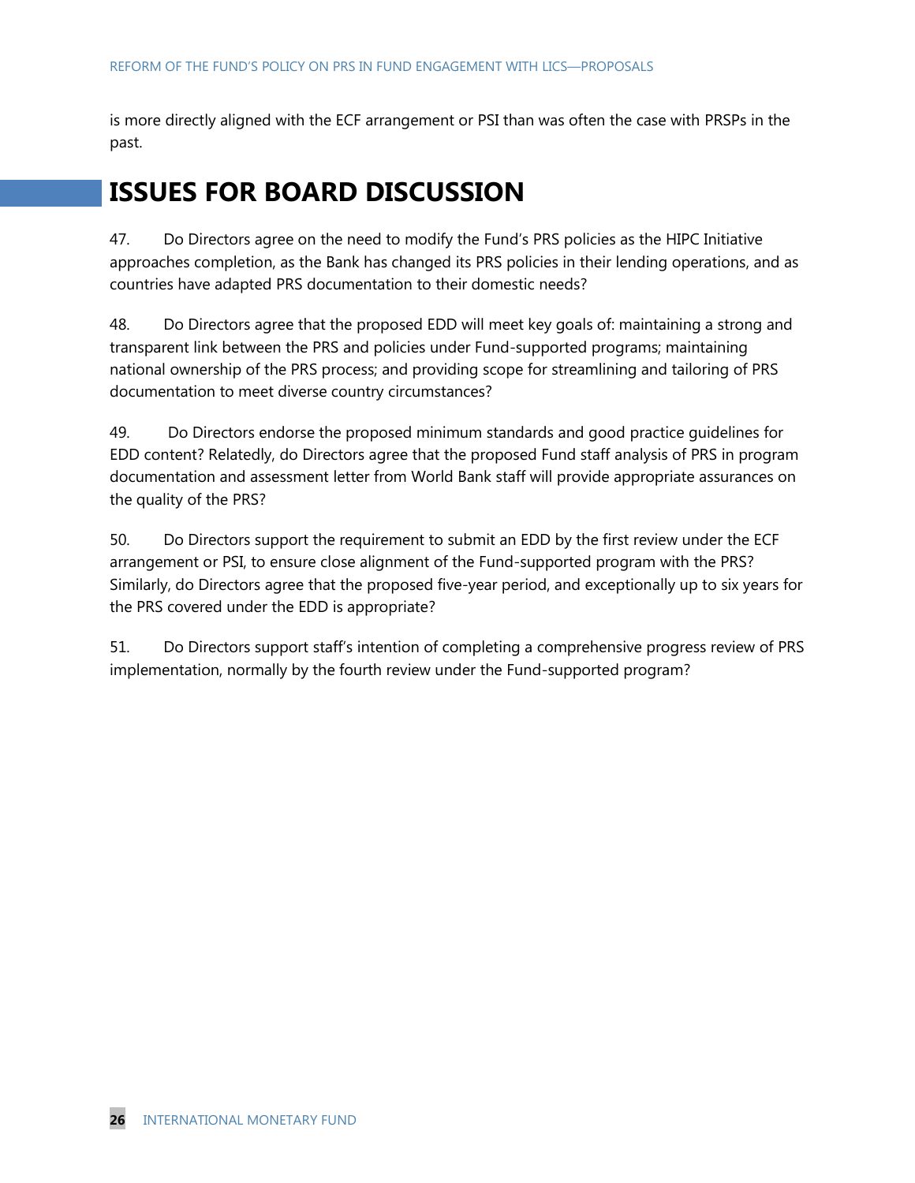is more directly aligned with the ECF arrangement or PSI than was often the case with PRSPs in the past.

## ISSUES FOR BOARD DISCUSSION

47. Do Directors agree on the need to modify the Fund's PRS policies as the HIPC Initiative approaches completion, as the Bank has changed its PRS policies in their lending operations, and as countries have adapted PRS documentation to their domestic needs?

48. Do Directors agree that the proposed EDD will meet key goals of: maintaining a strong and transparent link between the PRS and policies under Fund-supported programs; maintaining national ownership of the PRS process; and providing scope for streamlining and tailoring of PRS documentation to meet diverse country circumstances?

49. Do Directors endorse the proposed minimum standards and good practice guidelines for EDD content? Relatedly, do Directors agree that the proposed Fund staff analysis of PRS in program documentation and assessment letter from World Bank staff will provide appropriate assurances on the quality of the PRS?

50. Do Directors support the requirement to submit an EDD by the first review under the ECF arrangement or PSI, to ensure close alignment of the Fund-supported program with the PRS? Similarly, do Directors agree that the proposed five-year period, and exceptionally up to six years for the PRS covered under the EDD is appropriate?

51. Do Directors support staff's intention of completing a comprehensive progress review of PRS implementation, normally by the fourth review under the Fund-supported program?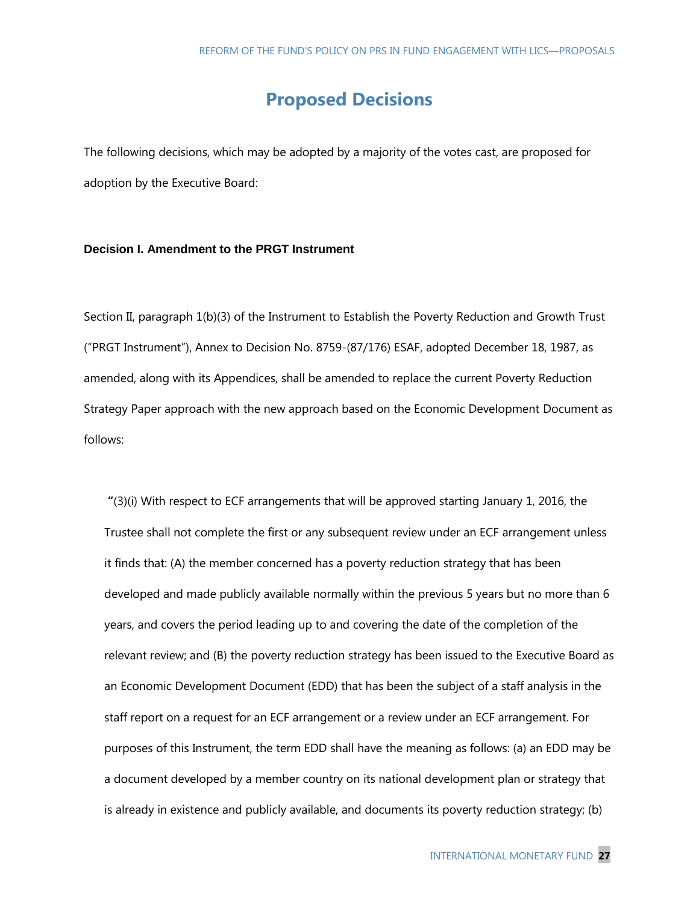## Proposed Decisions

The following decisions, which may be adopted by a majority of the votes cast, are proposed for adoption by the Executive Board:

**Decision I. Amendment to the PRGT Instrument**

Section II, paragraph 1(b)(3) of the Instrument to Establish the Poverty Reduction and Growth Trust ("PRGT Instrument"), Annex to Decision No. 8759-(87/176) ESAF, adopted December 18, 1987, as amended, along with its Appendices, shall be amended to replace the current Poverty Reduction Strategy Paper approach with the new approach based on the Economic Development Document as follows:

> **"**(3)(i) With respect to ECF arrangements that will be approved starting January 1, 2016, the Trustee shall not complete the first or any subsequent review under an ECF arrangement unless it finds that: (A) the member concerned has a poverty reduction strategy that has been developed and made publicly available normally within the previous 5 years but no more than 6 years, and covers the period leading up to and covering the date of the completion of the relevant review; and (B) the poverty reduction strategy has been issued to the Executive Board as an Economic Development Document (EDD) that has been the subject of a staff analysis in the staff report on a request for an ECF arrangement or a review under an ECF arrangement. For purposes of this Instrument, the term EDD shall have the meaning as follows: (a) an EDD may be a document developed by a member country on its national development plan or strategy that is already in existence and publicly available, and documents its poverty reduction strategy; (b)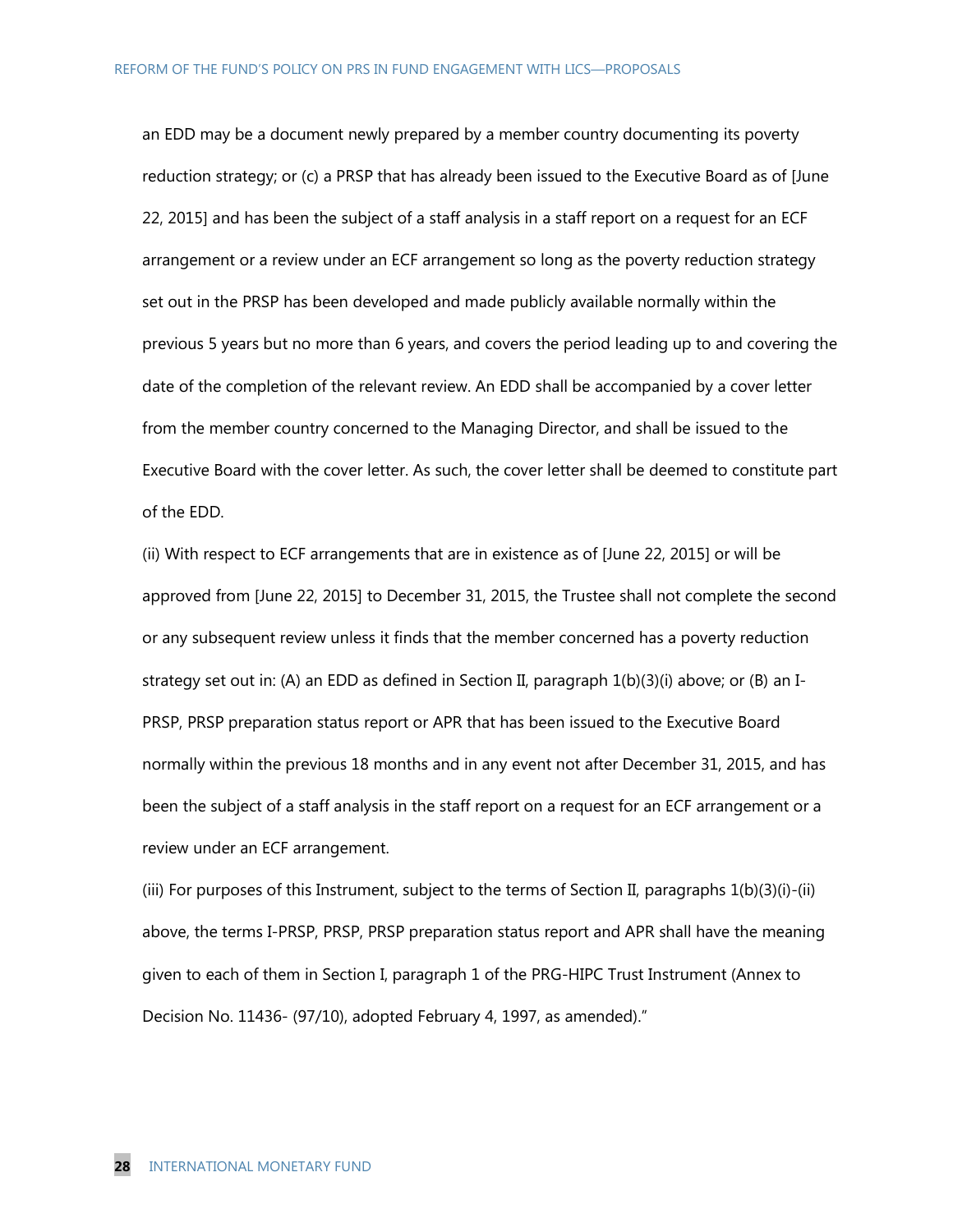an EDD may be a document newly prepared by a member country documenting its poverty reduction strategy; or (c) a PRSP that has already been issued to the Executive Board as of [June 22, 2015] and has been the subject of a staff analysis in a staff report on a request for an ECF arrangement or a review under an ECF arrangement so long as the poverty reduction strategy set out in the PRSP has been developed and made publicly available normally within the previous 5 years but no more than 6 years, and covers the period leading up to and covering the date of the completion of the relevant review. An EDD shall be accompanied by a cover letter from the member country concerned to the Managing Director, and shall be issued to the Executive Board with the cover letter. As such, the cover letter shall be deemed to constitute part of the EDD.

(ii) With respect to ECF arrangements that are in existence as of [June 22, 2015] or will be approved from [June 22, 2015] to December 31, 2015, the Trustee shall not complete the second or any subsequent review unless it finds that the member concerned has a poverty reduction strategy set out in: (A) an EDD as defined in Section II, paragraph 1(b)(3)(i) above; or (B) an I-PRSP, PRSP preparation status report or APR that has been issued to the Executive Board normally within the previous 18 months and in any event not after December 31, 2015, and has been the subject of a staff analysis in the staff report on a request for an ECF arrangement or a review under an ECF arrangement.

(iii) For purposes of this Instrument, subject to the terms of Section II, paragraphs 1(b)(3)(i)-(ii) above, the terms I-PRSP, PRSP, PRSP preparation status report and APR shall have the meaning given to each of them in Section I, paragraph 1 of the PRG-HIPC Trust Instrument (Annex to Decision No. 11436- (97/10), adopted February 4, 1997, as amended)."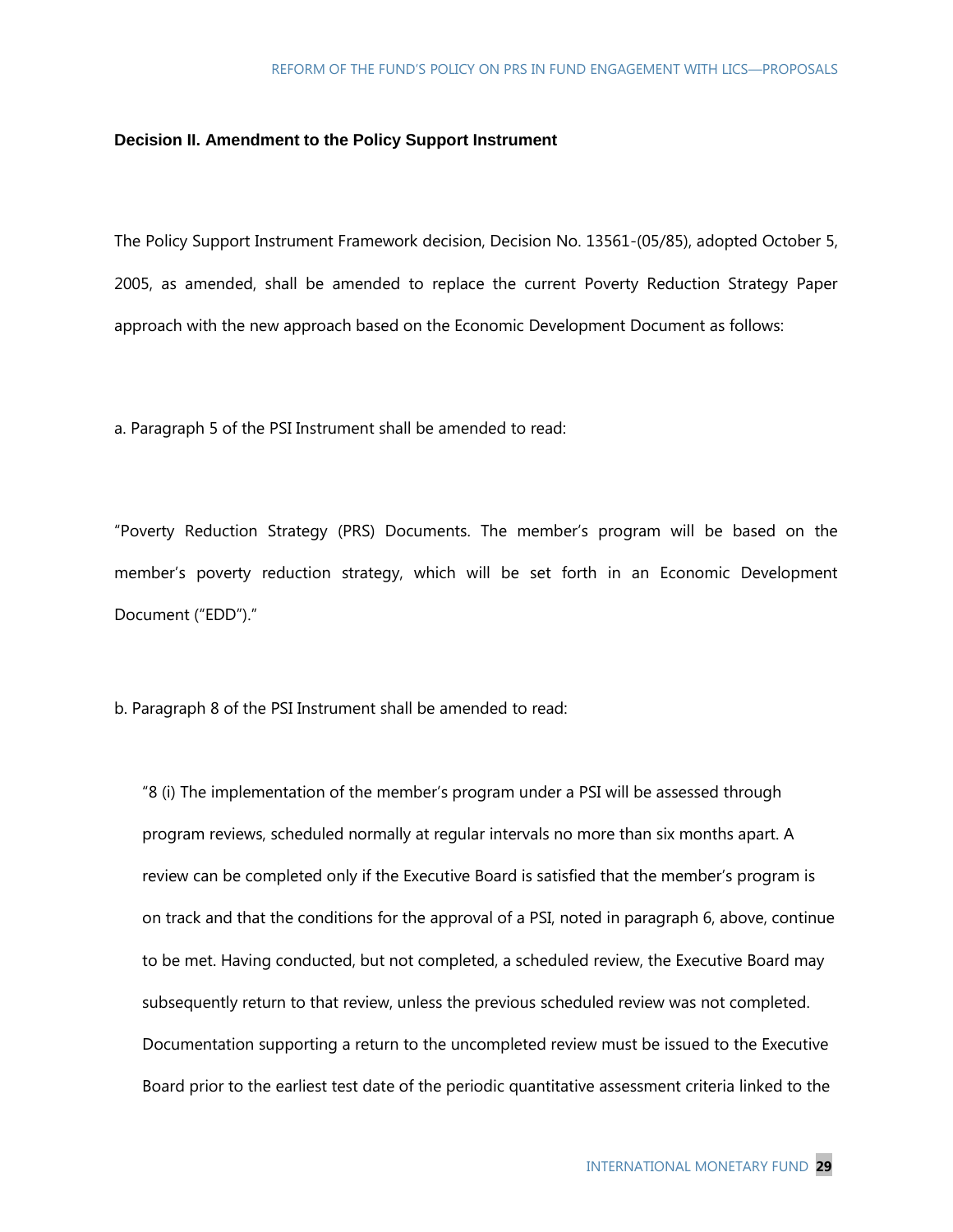### Decision II. Amendment to the Policy Support Instrument

The Policy Support Instrument Framework decision, Decision No. 13561-(05/85), adopted October 5, 2005, as amended, shall be amended to replace the current Poverty Reduction Strategy Paper approach with the new approach based on the Economic Development Document as follows:

a. Paragraph 5 of the PSI Instrument shall be amended to read:

"Poverty Reduction Strategy (PRS) Documents. The member's program will be based on the member's poverty reduction strategy, which will be set forth in an Economic Development Document ("EDD")."

b. Paragraph 8 of the PSI Instrument shall be amended to read:

> "8 (i) The implementation of the member's program under a PSI will be assessed through program reviews, scheduled normally at regular intervals no more than six months apart. A review can be completed only if the Executive Board is satisfied that the member's program is on track and that the conditions for the approval of a PSI, noted in paragraph 6, above, continue to be met. Having conducted, but not completed, a scheduled review, the Executive Board may subsequently return to that review, unless the previous scheduled review was not completed. Documentation supporting a return to the uncompleted review must be issued to the Executive Board prior to the earliest test date of the periodic quantitative assessment criteria linked to the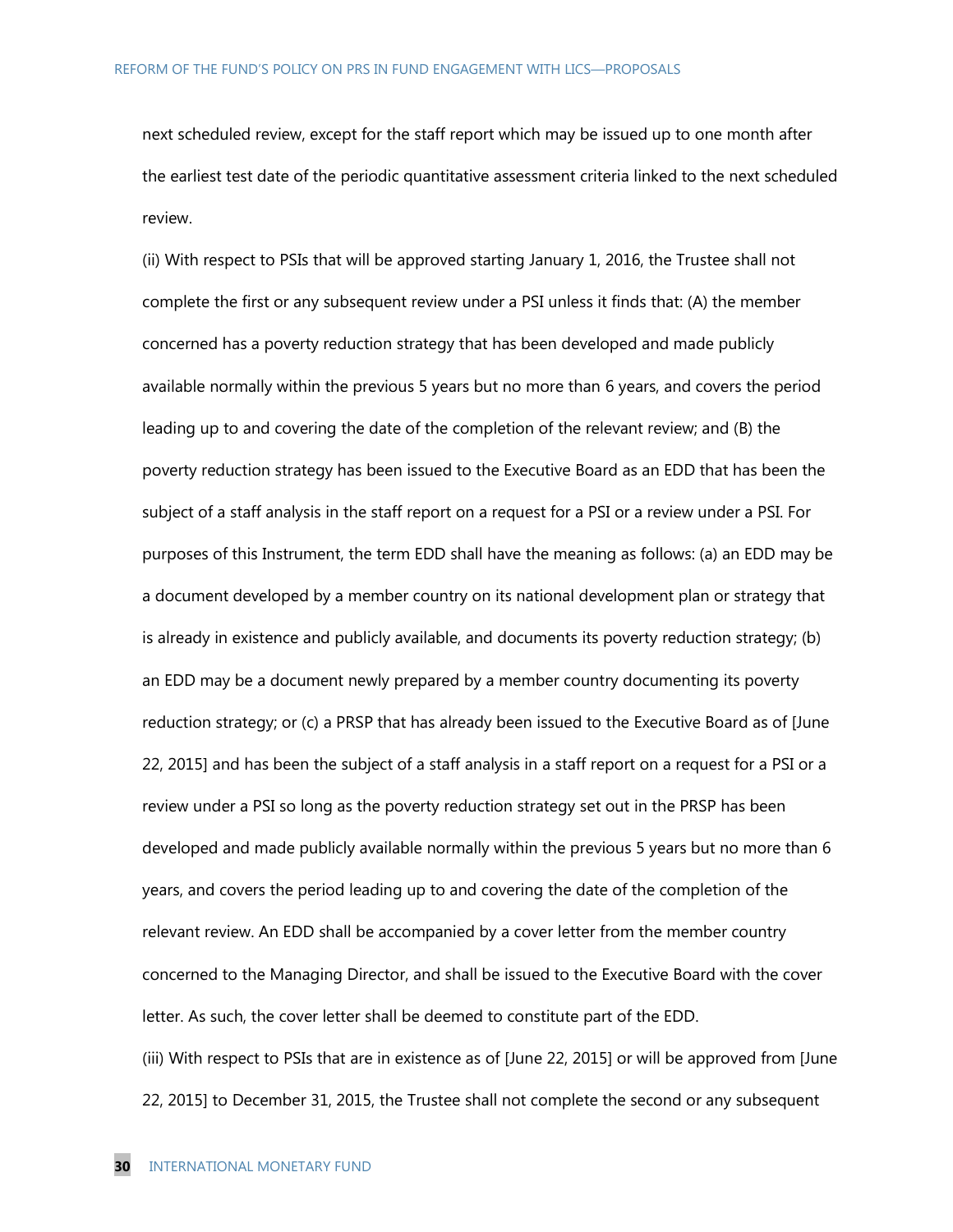next scheduled review, except for the staff report which may be issued up to one month after the earliest test date of the periodic quantitative assessment criteria linked to the next scheduled review.

(ii) With respect to PSIs that will be approved starting January 1, 2016, the Trustee shall not complete the first or any subsequent review under a PSI unless it finds that: (A) the member concerned has a poverty reduction strategy that has been developed and made publicly available normally within the previous 5 years but no more than 6 years, and covers the period leading up to and covering the date of the completion of the relevant review; and (B) the poverty reduction strategy has been issued to the Executive Board as an EDD that has been the subject of a staff analysis in the staff report on a request for a PSI or a review under a PSI. For purposes of this Instrument, the term EDD shall have the meaning as follows: (a) an EDD may be a document developed by a member country on its national development plan or strategy that is already in existence and publicly available, and documents its poverty reduction strategy; (b) an EDD may be a document newly prepared by a member country documenting its poverty reduction strategy; or (c) a PRSP that has already been issued to the Executive Board as of [June 22, 2015] and has been the subject of a staff analysis in a staff report on a request for a PSI or a review under a PSI so long as the poverty reduction strategy set out in the PRSP has been developed and made publicly available normally within the previous 5 years but no more than 6 years, and covers the period leading up to and covering the date of the completion of the relevant review. An EDD shall be accompanied by a cover letter from the member country concerned to the Managing Director, and shall be issued to the Executive Board with the cover letter. As such, the cover letter shall be deemed to constitute part of the EDD.

(iii) With respect to PSIs that are in existence as of [June 22, 2015] or will be approved from [June 22, 2015] to December 31, 2015, the Trustee shall not complete the second or any subsequent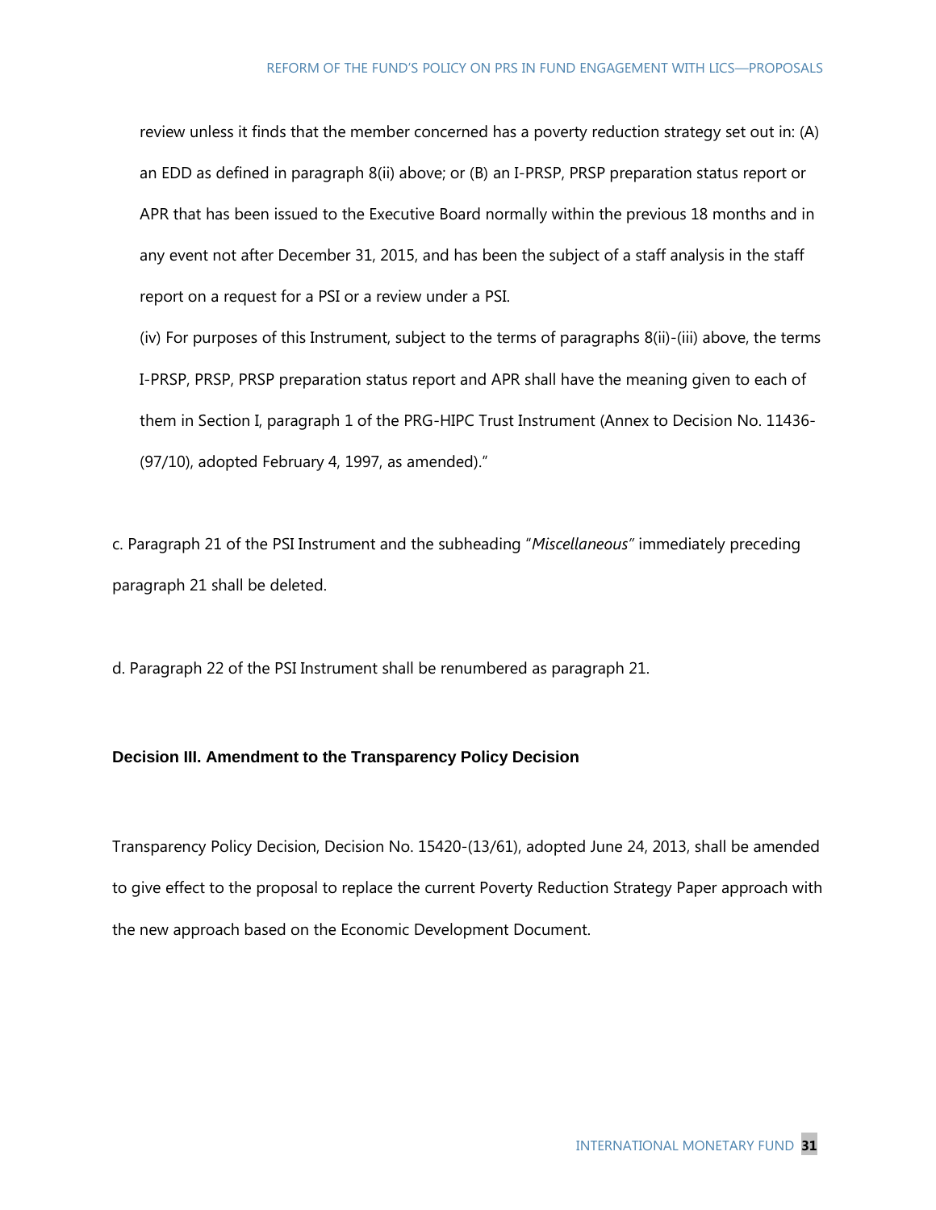review unless it finds that the member concerned has a poverty reduction strategy set out in: (A) an EDD as defined in paragraph 8(ii) above; or (B) an I-PRSP, PRSP preparation status report or APR that has been issued to the Executive Board normally within the previous 18 months and in any event not after December 31, 2015, and has been the subject of a staff analysis in the staff report on a request for a PSI or a review under a PSI.

(iv) For purposes of this Instrument, subject to the terms of paragraphs 8(ii)-(iii) above, the terms I-PRSP, PRSP, PRSP preparation status report and APR shall have the meaning given to each of them in Section I, paragraph 1 of the PRG-HIPC Trust Instrument (Annex to Decision No. 11436-(97/10), adopted February 4, 1997, as amended)."

c. Paragraph 21 of the PSI Instrument and the subheading "*Miscellaneous*" immediately preceding paragraph 21 shall be deleted.

d. Paragraph 22 of the PSI Instrument shall be renumbered as paragraph 21.

### Decision III. Amendment to the Transparency Policy Decision

Transparency Policy Decision, Decision No. 15420-(13/61), adopted June 24, 2013, shall be amended to give effect to the proposal to replace the current Poverty Reduction Strategy Paper approach with the new approach based on the Economic Development Document.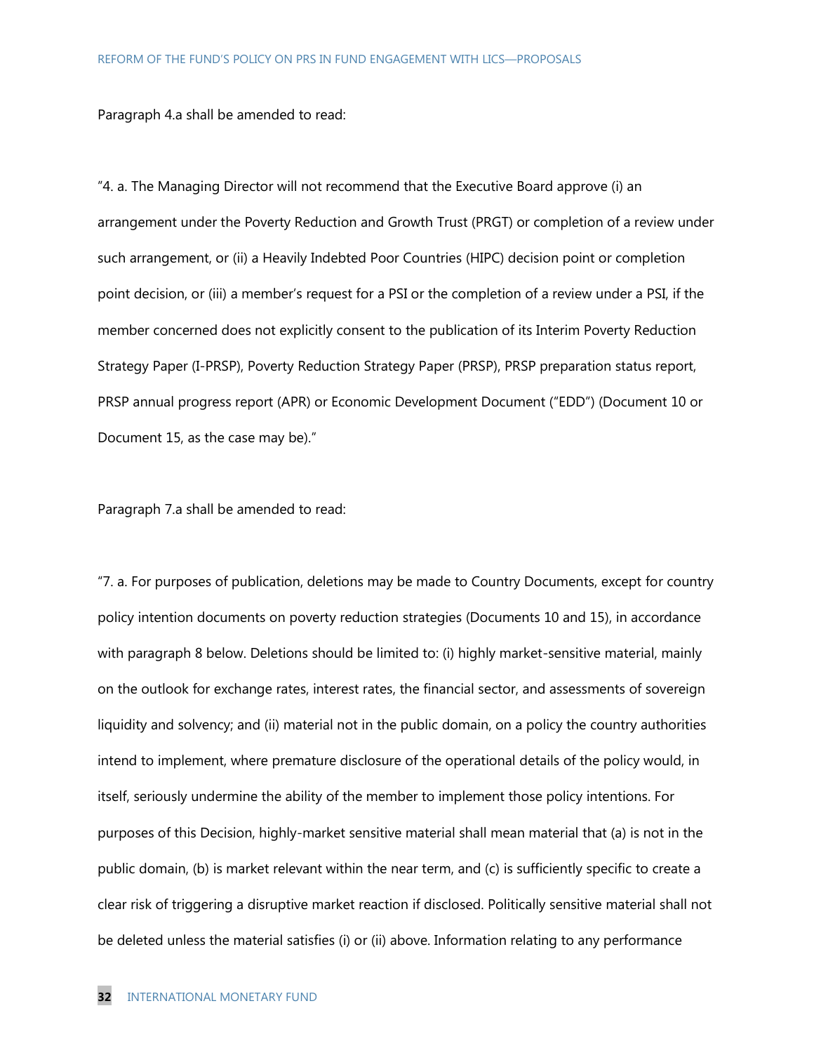Paragraph 4.a shall be amended to read:

"4. a. The Managing Director will not recommend that the Executive Board approve (i) an arrangement under the Poverty Reduction and Growth Trust (PRGT) or completion of a review under such arrangement, or (ii) a Heavily Indebted Poor Countries (HIPC) decision point or completion point decision, or (iii) a member's request for a PSI or the completion of a review under a PSI, if the member concerned does not explicitly consent to the publication of its Interim Poverty Reduction Strategy Paper (I-PRSP), Poverty Reduction Strategy Paper (PRSP), PRSP preparation status report, PRSP annual progress report (APR) or Economic Development Document ("EDD") (Document 10 or Document 15, as the case may be)."

Paragraph 7.a shall be amended to read:

"7. a. For purposes of publication, deletions may be made to Country Documents, except for country policy intention documents on poverty reduction strategies (Documents 10 and 15), in accordance with paragraph 8 below. Deletions should be limited to: (i) highly market-sensitive material, mainly on the outlook for exchange rates, interest rates, the financial sector, and assessments of sovereign liquidity and solvency; and (ii) material not in the public domain, on a policy the country authorities intend to implement, where premature disclosure of the operational details of the policy would, in itself, seriously undermine the ability of the member to implement those policy intentions. For purposes of this Decision, highly-market sensitive material shall mean material that (a) is not in the public domain, (b) is market relevant within the near term, and (c) is sufficiently specific to create a clear risk of triggering a disruptive market reaction if disclosed. Politically sensitive material shall not be deleted unless the material satisfies (i) or (ii) above. Information relating to any performance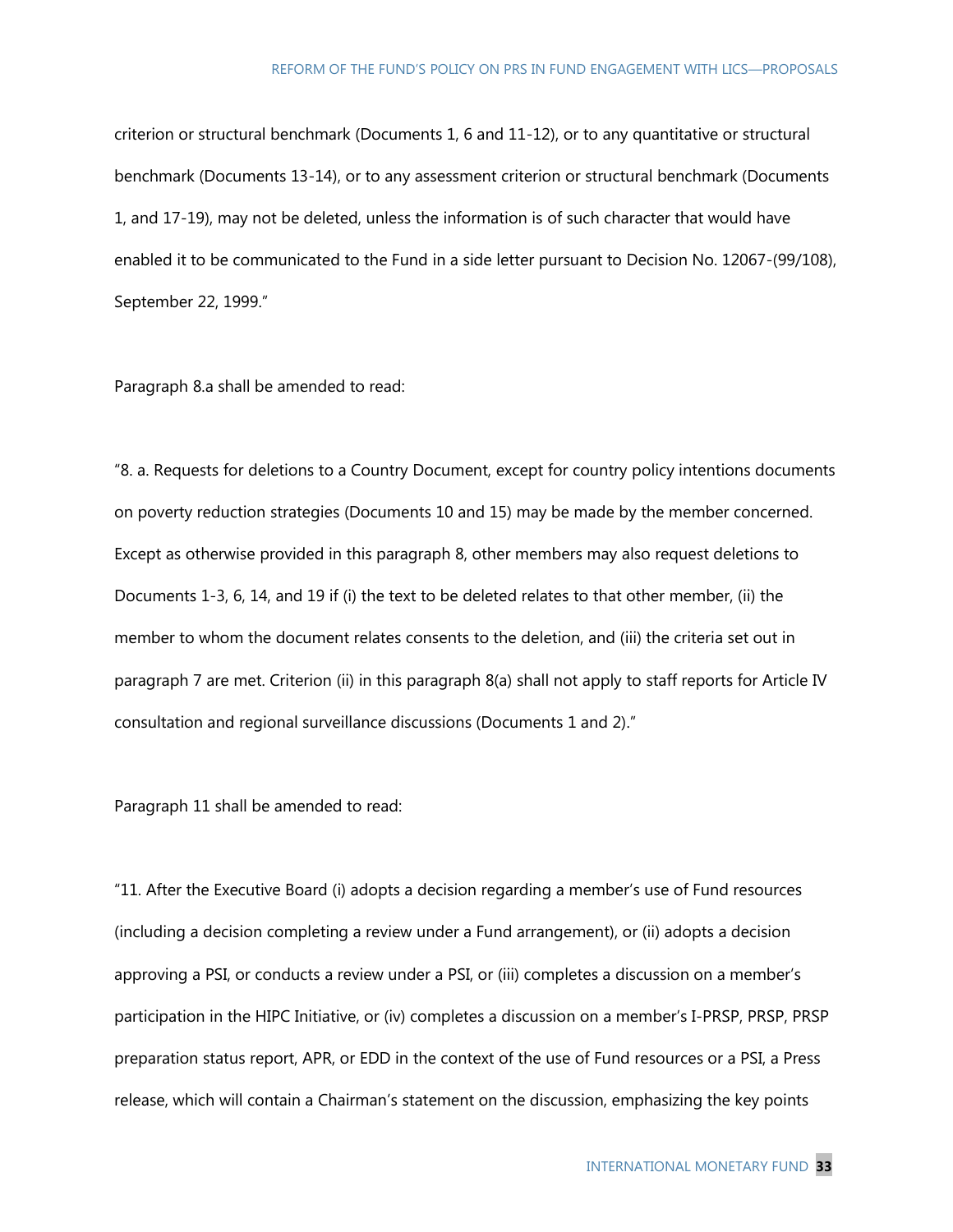criterion or structural benchmark (Documents 1, 6 and 11-12), or to any quantitative or structural benchmark (Documents 13-14), or to any assessment criterion or structural benchmark (Documents 1, and 17-19), may not be deleted, unless the information is of such character that would have enabled it to be communicated to the Fund in a side letter pursuant to Decision No. 12067-(99/108), September 22, 1999."

Paragraph 8.a shall be amended to read:

"8. a. Requests for deletions to a Country Document, except for country policy intentions documents on poverty reduction strategies (Documents 10 and 15) may be made by the member concerned. Except as otherwise provided in this paragraph 8, other members may also request deletions to Documents 1-3, 6, 14, and 19 if (i) the text to be deleted relates to that other member, (ii) the member to whom the document relates consents to the deletion, and (iii) the criteria set out in paragraph 7 are met. Criterion (ii) in this paragraph 8(a) shall not apply to staff reports for Article IV consultation and regional surveillance discussions (Documents 1 and 2)."

Paragraph 11 shall be amended to read:

"11. After the Executive Board (i) adopts a decision regarding a member's use of Fund resources (including a decision completing a review under a Fund arrangement), or (ii) adopts a decision approving a PSI, or conducts a review under a PSI, or (iii) completes a discussion on a member's participation in the HIPC Initiative, or (iv) completes a discussion on a member's I-PRSP, PRSP, PRSP preparation status report, APR, or EDD in the context of the use of Fund resources or a PSI, a Press release, which will contain a Chairman's statement on the discussion, emphasizing the key points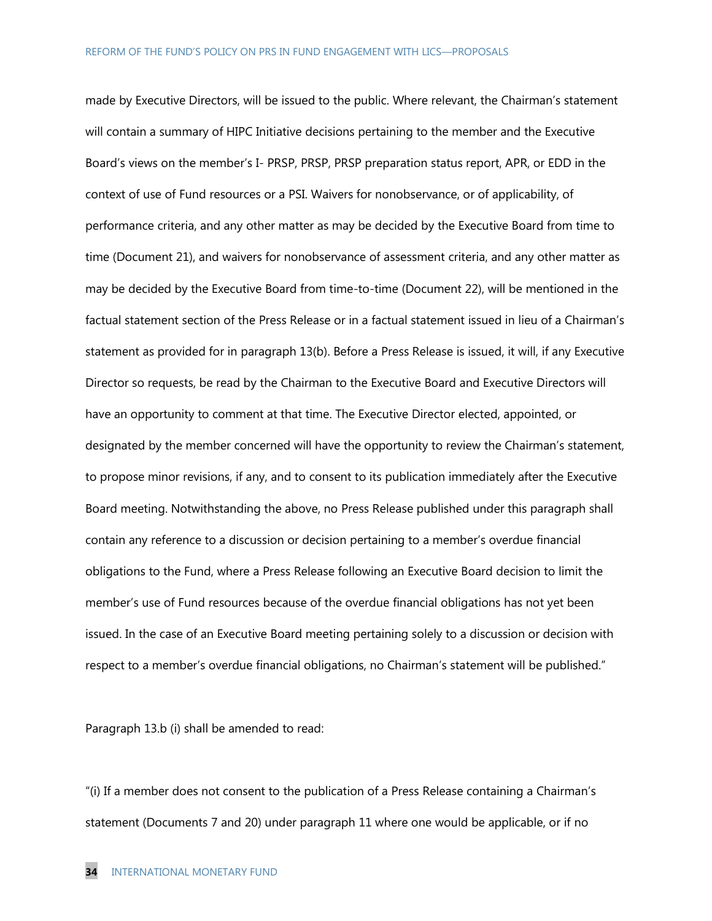made by Executive Directors, will be issued to the public. Where relevant, the Chairman's statement will contain a summary of HIPC Initiative decisions pertaining to the member and the Executive Board's views on the member's I- PRSP, PRSP, PRSP preparation status report, APR, or EDD in the context of use of Fund resources or a PSI. Waivers for nonobservance, or of applicability, of performance criteria, and any other matter as may be decided by the Executive Board from time to time (Document 21), and waivers for nonobservance of assessment criteria, and any other matter as may be decided by the Executive Board from time-to-time (Document 22), will be mentioned in the factual statement section of the Press Release or in a factual statement issued in lieu of a Chairman's statement as provided for in paragraph 13(b). Before a Press Release is issued, it will, if any Executive Director so requests, be read by the Chairman to the Executive Board and Executive Directors will have an opportunity to comment at that time. The Executive Director elected, appointed, or designated by the member concerned will have the opportunity to review the Chairman's statement, to propose minor revisions, if any, and to consent to its publication immediately after the Executive Board meeting. Notwithstanding the above, no Press Release published under this paragraph shall contain any reference to a discussion or decision pertaining to a member's overdue financial obligations to the Fund, where a Press Release following an Executive Board decision to limit the member's use of Fund resources because of the overdue financial obligations has not yet been issued. In the case of an Executive Board meeting pertaining solely to a discussion or decision with respect to a member's overdue financial obligations, no Chairman's statement will be published."

Paragraph 13.b (i) shall be amended to read:

"(i) If a member does not consent to the publication of a Press Release containing a Chairman's statement (Documents 7 and 20) under paragraph 11 where one would be applicable, or if no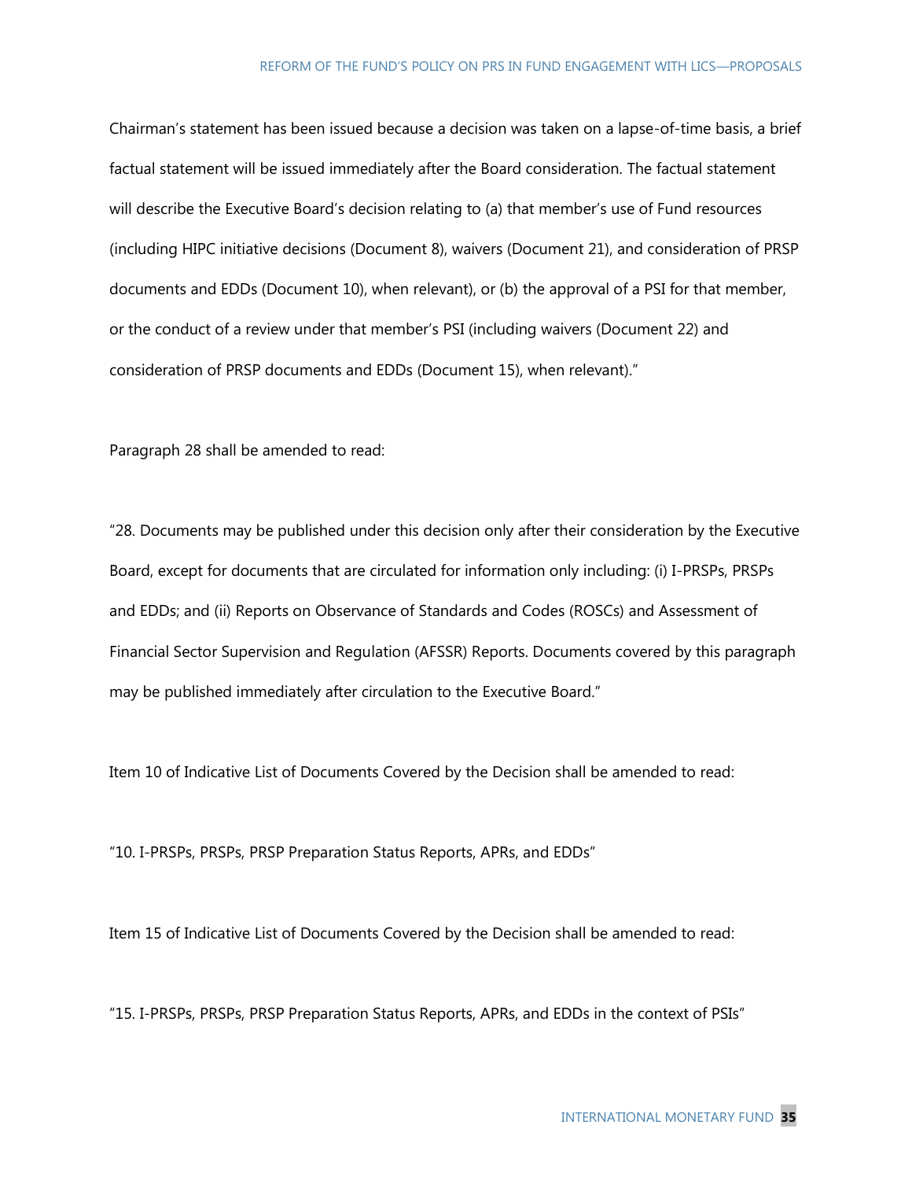Chairman's statement has been issued because a decision was taken on a lapse-of-time basis, a brief factual statement will be issued immediately after the Board consideration. The factual statement will describe the Executive Board's decision relating to (a) that member's use of Fund resources (including HIPC initiative decisions (Document 8), waivers (Document 21), and consideration of PRSP documents and EDDs (Document 10), when relevant), or (b) the approval of a PSI for that member, or the conduct of a review under that member's PSI (including waivers (Document 22) and consideration of PRSP documents and EDDs (Document 15), when relevant)."

Paragraph 28 shall be amended to read:

"28. Documents may be published under this decision only after their consideration by the Executive Board, except for documents that are circulated for information only including: (i) I-PRSPs, PRSPs and EDDs; and (ii) Reports on Observance of Standards and Codes (ROSCs) and Assessment of Financial Sector Supervision and Regulation (AFSSR) Reports. Documents covered by this paragraph may be published immediately after circulation to the Executive Board."

Item 10 of Indicative List of Documents Covered by the Decision shall be amended to read:

"10. I-PRSPs, PRSPs, PRSP Preparation Status Reports, APRs, and EDDs"

Item 15 of Indicative List of Documents Covered by the Decision shall be amended to read:

"15. I-PRSPs, PRSPs, PRSP Preparation Status Reports, APRs, and EDDs in the context of PSIs"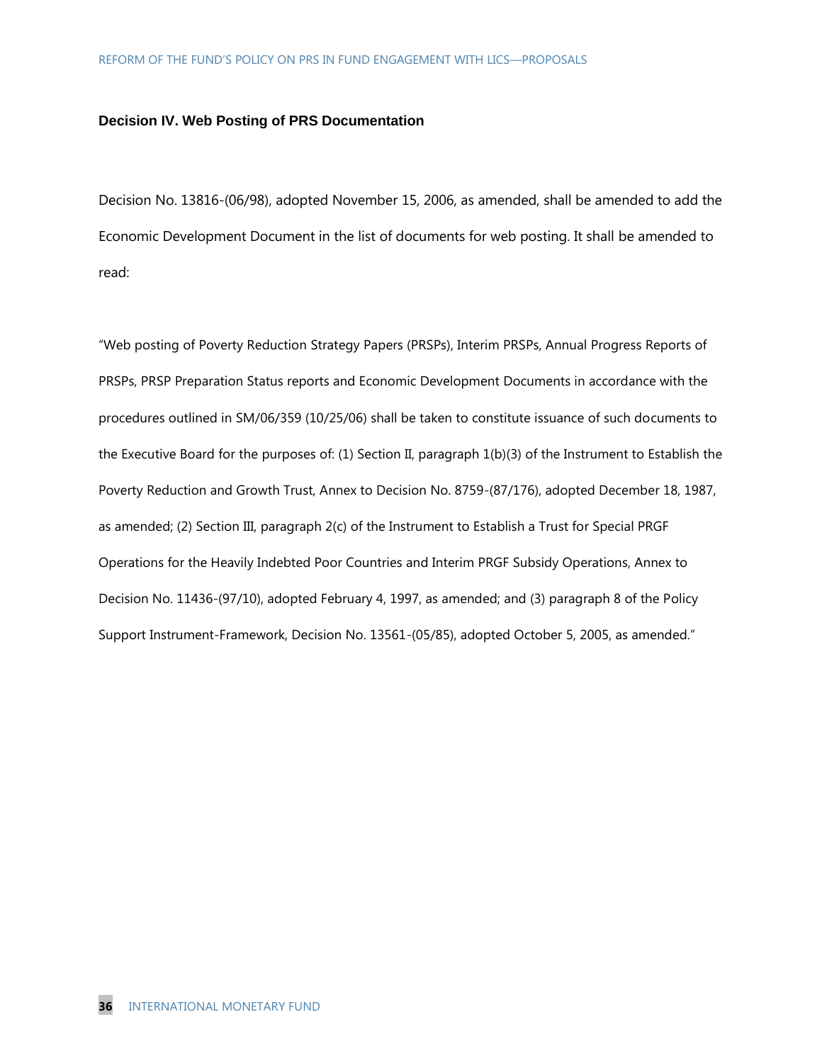### Decision IV. Web Posting of PRS Documentation

Decision No. 13816-(06/98), adopted November 15, 2006, as amended, shall be amended to add the Economic Development Document in the list of documents for web posting. It shall be amended to read:

"Web posting of Poverty Reduction Strategy Papers (PRSPs), Interim PRSPs, Annual Progress Reports of PRSPs, PRSP Preparation Status reports and Economic Development Documents in accordance with the procedures outlined in SM/06/359 (10/25/06) shall be taken to constitute issuance of such documents to the Executive Board for the purposes of: (1) Section II, paragraph 1(b)(3) of the Instrument to Establish the Poverty Reduction and Growth Trust, Annex to Decision No. 8759-(87/176), adopted December 18, 1987, as amended; (2) Section III, paragraph 2(c) of the Instrument to Establish a Trust for Special PRGF Operations for the Heavily Indebted Poor Countries and Interim PRGF Subsidy Operations, Annex to Decision No. 11436-(97/10), adopted February 4, 1997, as amended; and (3) paragraph 8 of the Policy Support Instrument-Framework, Decision No. 13561-(05/85), adopted October 5, 2005, as amended."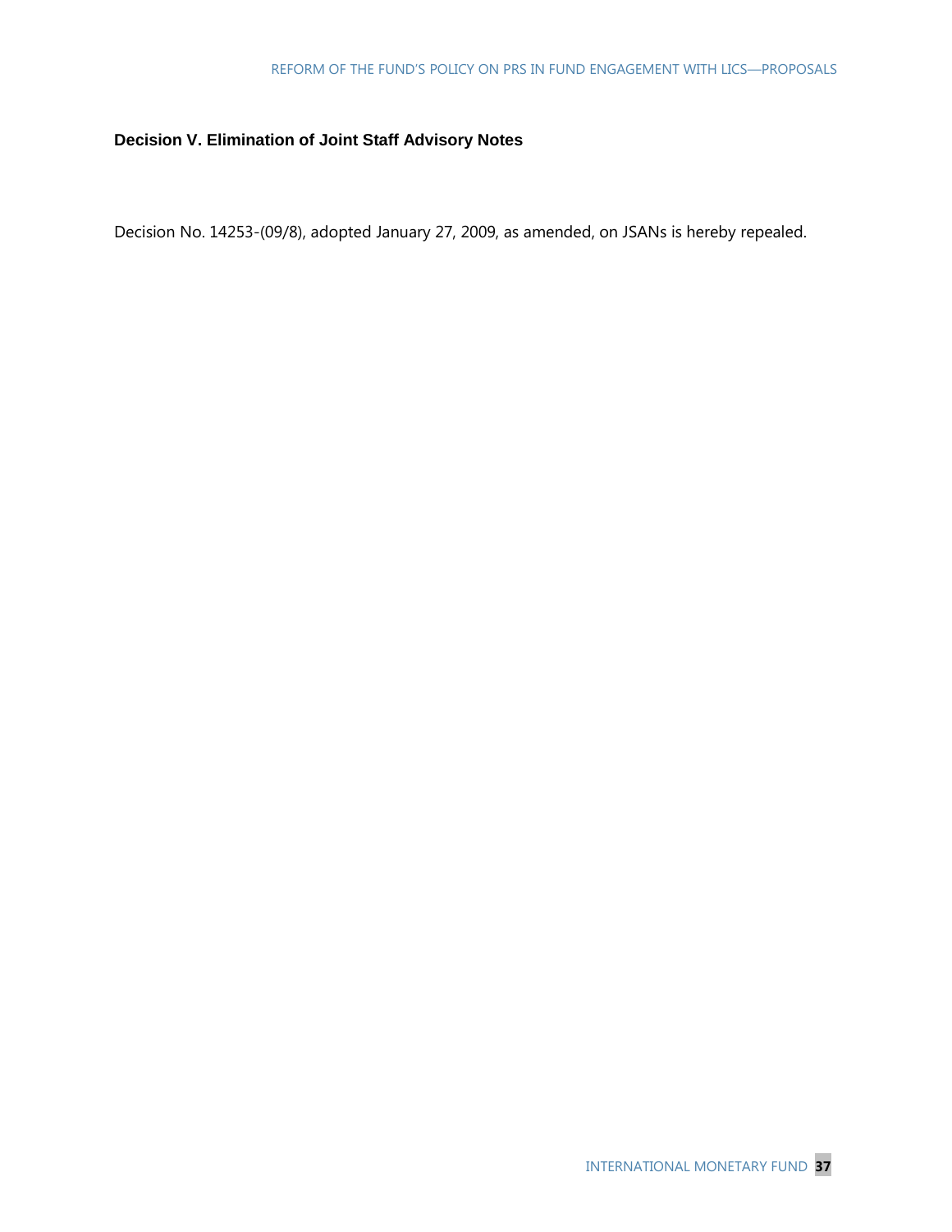### Decision V. Elimination of Joint Staff Advisory Notes

Decision No. 14253-(09/8), adopted January 27, 2009, as amended, on JSANs is hereby repealed.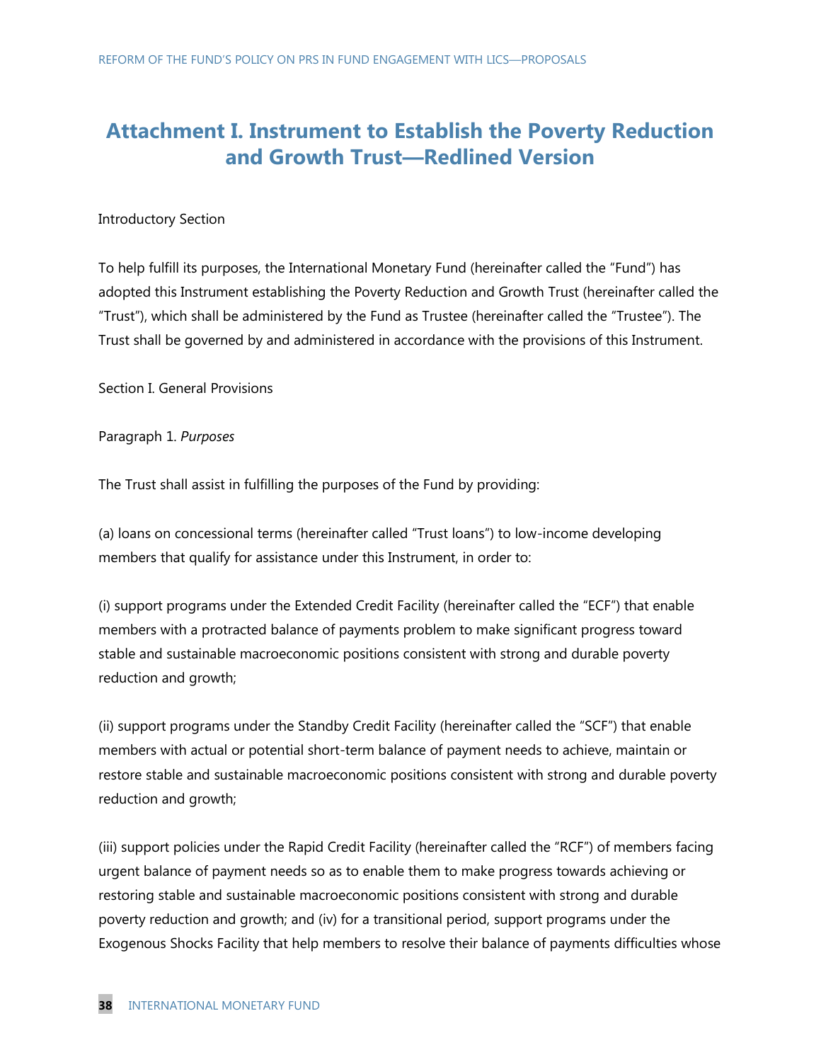# Attachment I. Instrument to Establish the Poverty Reduction and Growth Trust—Redlined Version

Introductory Section

To help fulfill its purposes, the International Monetary Fund (hereinafter called the "Fund") has adopted this Instrument establishing the Poverty Reduction and Growth Trust (hereinafter called the "Trust"), which shall be administered by the Fund as Trustee (hereinafter called the "Trustee"). The Trust shall be governed by and administered in accordance with the provisions of this Instrument.

Section I. General Provisions

Paragraph 1. *Purposes*

The Trust shall assist in fulfilling the purposes of the Fund by providing:

(a) loans on concessional terms (hereinafter called "Trust loans") to low-income developing members that qualify for assistance under this Instrument, in order to:

(i) support programs under the Extended Credit Facility (hereinafter called the "ECF") that enable members with a protracted balance of payments problem to make significant progress toward stable and sustainable macroeconomic positions consistent with strong and durable poverty reduction and growth;

(ii) support programs under the Standby Credit Facility (hereinafter called the "SCF") that enable members with actual or potential short-term balance of payment needs to achieve, maintain or restore stable and sustainable macroeconomic positions consistent with strong and durable poverty reduction and growth;

(iii) support policies under the Rapid Credit Facility (hereinafter called the "RCF") of members facing urgent balance of payment needs so as to enable them to make progress towards achieving or restoring stable and sustainable macroeconomic positions consistent with strong and durable poverty reduction and growth; and (iv) for a transitional period, support programs under the Exogenous Shocks Facility that help members to resolve their balance of payments difficulties whose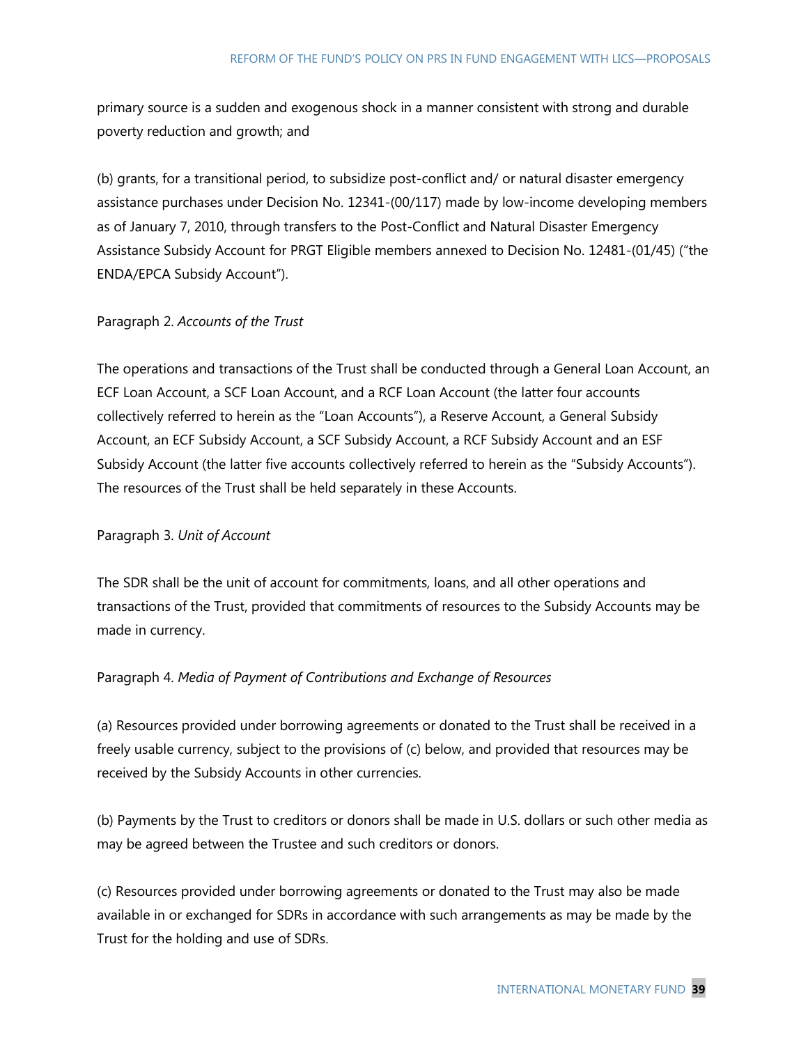primary source is a sudden and exogenous shock in a manner consistent with strong and durable poverty reduction and growth; and

(b) grants, for a transitional period, to subsidize post-conflict and/ or natural disaster emergency assistance purchases under Decision No. 12341-(00/117) made by low-income developing members as of January 7, 2010, through transfers to the Post-Conflict and Natural Disaster Emergency Assistance Subsidy Account for PRGT Eligible members annexed to Decision No. 12481-(01/45) ("the ENDA/EPCA Subsidy Account").

Paragraph 2. *Accounts of the Trust*

The operations and transactions of the Trust shall be conducted through a General Loan Account, an ECF Loan Account, a SCF Loan Account, and a RCF Loan Account (the latter four accounts collectively referred to herein as the "Loan Accounts"), a Reserve Account, a General Subsidy Account, an ECF Subsidy Account, a SCF Subsidy Account, a RCF Subsidy Account and an ESF Subsidy Account (the latter five accounts collectively referred to herein as the "Subsidy Accounts"). The resources of the Trust shall be held separately in these Accounts.

Paragraph 3. *Unit of Account*

The SDR shall be the unit of account for commitments, loans, and all other operations and transactions of the Trust, provided that commitments of resources to the Subsidy Accounts may be made in currency.

Paragraph 4. *Media of Payment of Contributions and Exchange of Resources*

(a) Resources provided under borrowing agreements or donated to the Trust shall be received in a freely usable currency, subject to the provisions of (c) below, and provided that resources may be received by the Subsidy Accounts in other currencies.

(b) Payments by the Trust to creditors or donors shall be made in U.S. dollars or such other media as may be agreed between the Trustee and such creditors or donors.

(c) Resources provided under borrowing agreements or donated to the Trust may also be made available in or exchanged for SDRs in accordance with such arrangements as may be made by the Trust for the holding and use of SDRs.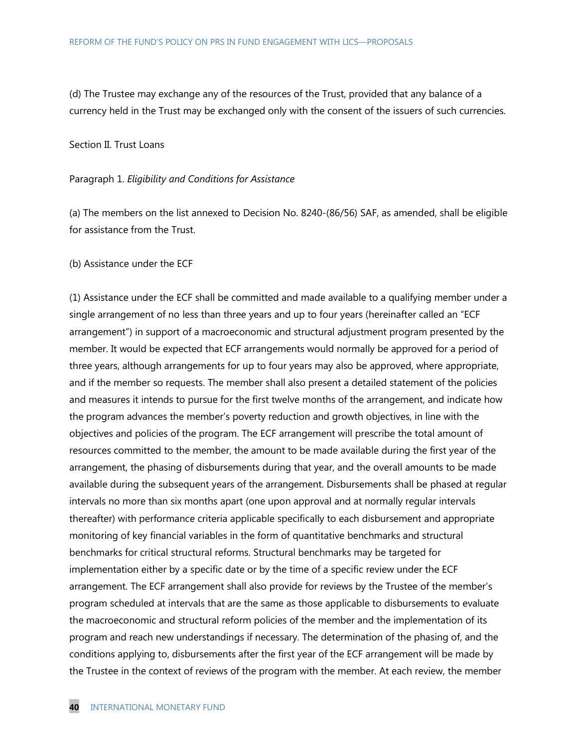(d) The Trustee may exchange any of the resources of the Trust, provided that any balance of a currency held in the Trust may be exchanged only with the consent of the issuers of such currencies.

Section II. Trust Loans

Paragraph 1. *Eligibility and Conditions for Assistance*

(a) The members on the list annexed to Decision No. 8240-(86/56) SAF, as amended, shall be eligible for assistance from the Trust.

(b) Assistance under the ECF

(1) Assistance under the ECF shall be committed and made available to a qualifying member under a single arrangement of no less than three years and up to four years (hereinafter called an "ECF arrangement") in support of a macroeconomic and structural adjustment program presented by the member. It would be expected that ECF arrangements would normally be approved for a period of three years, although arrangements for up to four years may also be approved, where appropriate, and if the member so requests. The member shall also present a detailed statement of the policies and measures it intends to pursue for the first twelve months of the arrangement, and indicate how the program advances the member's poverty reduction and growth objectives, in line with the objectives and policies of the program. The ECF arrangement will prescribe the total amount of resources committed to the member, the amount to be made available during the first year of the arrangement, the phasing of disbursements during that year, and the overall amounts to be made available during the subsequent years of the arrangement. Disbursements shall be phased at regular intervals no more than six months apart (one upon approval and at normally regular intervals thereafter) with performance criteria applicable specifically to each disbursement and appropriate monitoring of key financial variables in the form of quantitative benchmarks and structural benchmarks for critical structural reforms. Structural benchmarks may be targeted for implementation either by a specific date or by the time of a specific review under the ECF arrangement. The ECF arrangement shall also provide for reviews by the Trustee of the member's program scheduled at intervals that are the same as those applicable to disbursements to evaluate the macroeconomic and structural reform policies of the member and the implementation of its program and reach new understandings if necessary. The determination of the phasing of, and the conditions applying to, disbursements after the first year of the ECF arrangement will be made by the Trustee in the context of reviews of the program with the member. At each review, the member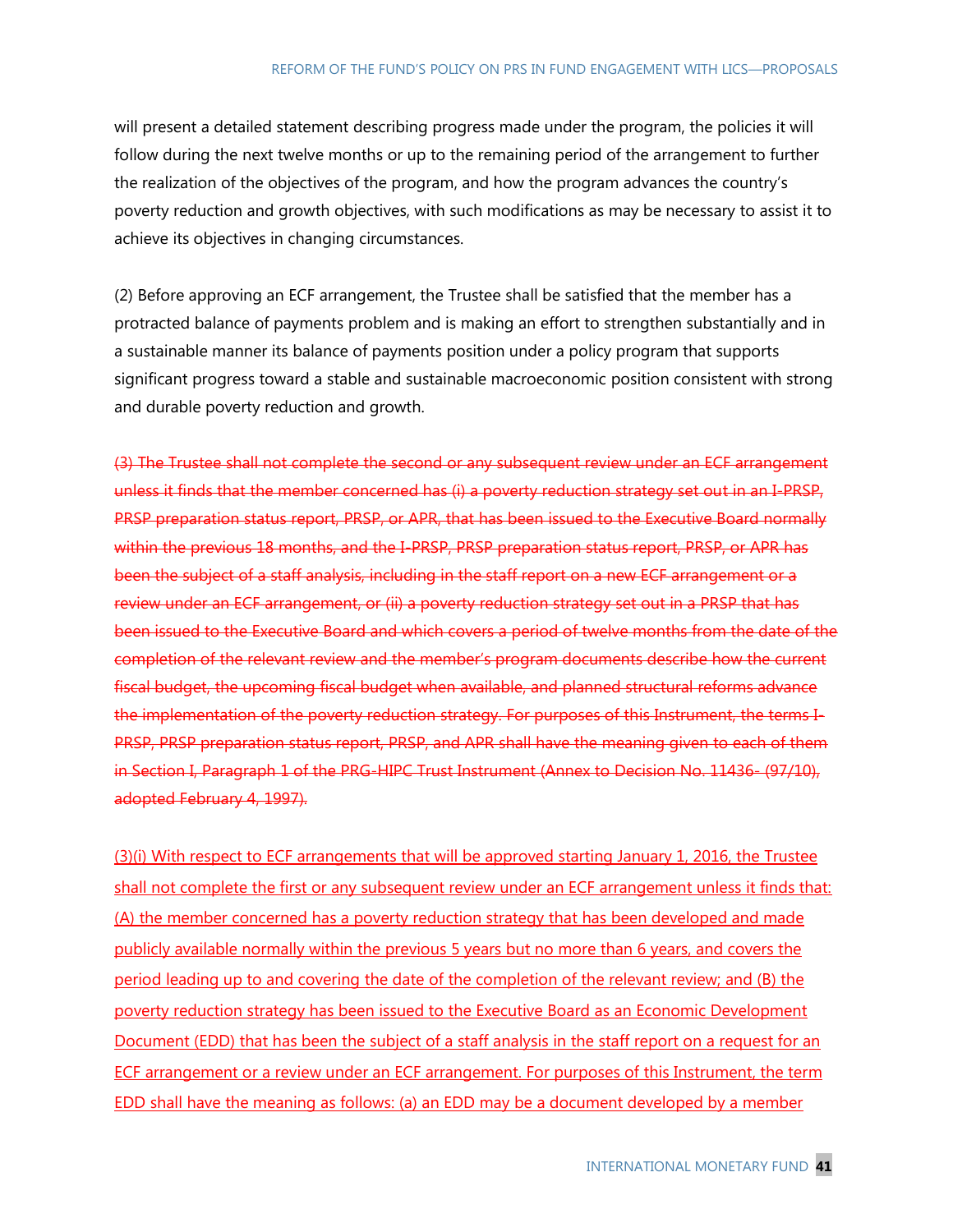will present a detailed statement describing progress made under the program, the policies it will follow during the next twelve months or up to the remaining period of the arrangement to further the realization of the objectives of the program, and how the program advances the country's poverty reduction and growth objectives, with such modifications as may be necessary to assist it to achieve its objectives in changing circumstances.

(2) Before approving an ECF arrangement, the Trustee shall be satisfied that the member has a protracted balance of payments problem and is making an effort to strengthen substantially and in a sustainable manner its balance of payments position under a policy program that supports significant progress toward a stable and sustainable macroeconomic position consistent with strong and durable poverty reduction and growth.

~~(3) The Trustee shall not complete the second or any subsequent review under an ECF arrangement unless it finds that the member concerned has (i) a poverty reduction strategy set out in an I-PRSP, PRSP preparation status report, PRSP, or APR, that has been issued to the Executive Board normally within the previous 18 months, and the I-PRSP, PRSP preparation status report, PRSP, or APR has been the subject of a staff analysis, including in the staff report on a new ECF arrangement or a review under an ECF arrangement, or (ii) a poverty reduction strategy set out in a PRSP that has been issued to the Executive Board and which covers a period of twelve months from the date of the completion of the relevant review and the member's program documents describe how the current fiscal budget, the upcoming fiscal budget when available, and planned structural reforms advance the implementation of the poverty reduction strategy. For purposes of this Instrument, the terms I-PRSP, PRSP preparation status report, PRSP, and APR shall have the meaning given to each of them in Section I, Paragraph 1 of the PRG-HIPC Trust Instrument (Annex to Decision No. 11436- (97/10), adopted February 4, 1997).~~

<u>(3)(i) With respect to ECF arrangements that will be approved starting January 1, 2016, the Trustee shall not complete the first or any subsequent review under an ECF arrangement unless it finds that: (A) the member concerned has a poverty reduction strategy that has been developed and made publicly available normally within the previous 5 years but no more than 6 years, and covers the period leading up to and covering the date of the completion of the relevant review; and (B) the poverty reduction strategy has been issued to the Executive Board as an Economic Development Document (EDD) that has been the subject of a staff analysis in the staff report on a request for an ECF arrangement or a review under an ECF arrangement. For purposes of this Instrument, the term EDD shall have the meaning as follows: (a) an EDD may be a document developed by a member</u>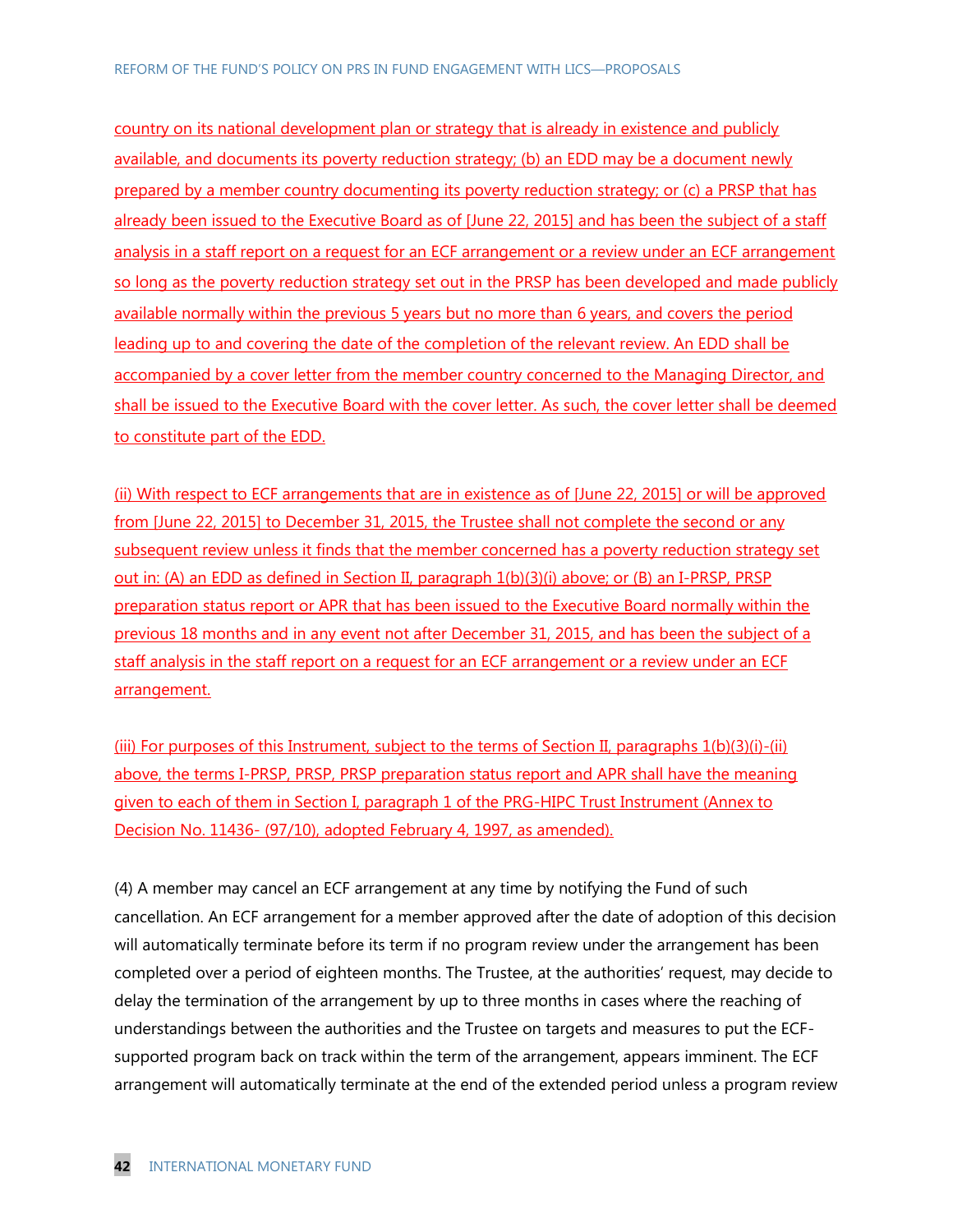country on its national development plan or strategy that is already in existence and publicly available, and documents its poverty reduction strategy; (b) an EDD may be a document newly prepared by a member country documenting its poverty reduction strategy; or (c) a PRSP that has already been issued to the Executive Board as of [June 22, 2015] and has been the subject of a staff analysis in a staff report on a request for an ECF arrangement or a review under an ECF arrangement so long as the poverty reduction strategy set out in the PRSP has been developed and made publicly available normally within the previous 5 years but no more than 6 years, and covers the period leading up to and covering the date of the completion of the relevant review. An EDD shall be accompanied by a cover letter from the member country concerned to the Managing Director, and shall be issued to the Executive Board with the cover letter. As such, the cover letter shall be deemed to constitute part of the EDD.

(ii) With respect to ECF arrangements that are in existence as of [June 22, 2015] or will be approved from [June 22, 2015] to December 31, 2015, the Trustee shall not complete the second or any subsequent review unless it finds that the member concerned has a poverty reduction strategy set out in: (A) an EDD as defined in Section II, paragraph 1(b)(3)(i) above; or (B) an I-PRSP, PRSP preparation status report or APR that has been issued to the Executive Board normally within the previous 18 months and in any event not after December 31, 2015, and has been the subject of a staff analysis in the staff report on a request for an ECF arrangement or a review under an ECF arrangement.

(iii) For purposes of this Instrument, subject to the terms of Section II, paragraphs 1(b)(3)(i)-(ii) above, the terms I-PRSP, PRSP, PRSP preparation status report and APR shall have the meaning given to each of them in Section I, paragraph 1 of the PRG-HIPC Trust Instrument (Annex to Decision No. 11436- (97/10), adopted February 4, 1997, as amended).

(4) A member may cancel an ECF arrangement at any time by notifying the Fund of such cancellation. An ECF arrangement for a member approved after the date of adoption of this decision will automatically terminate before its term if no program review under the arrangement has been completed over a period of eighteen months. The Trustee, at the authorities' request, may decide to delay the termination of the arrangement by up to three months in cases where the reaching of understandings between the authorities and the Trustee on targets and measures to put the ECF-supported program back on track within the term of the arrangement, appears imminent. The ECF arrangement will automatically terminate at the end of the extended period unless a program review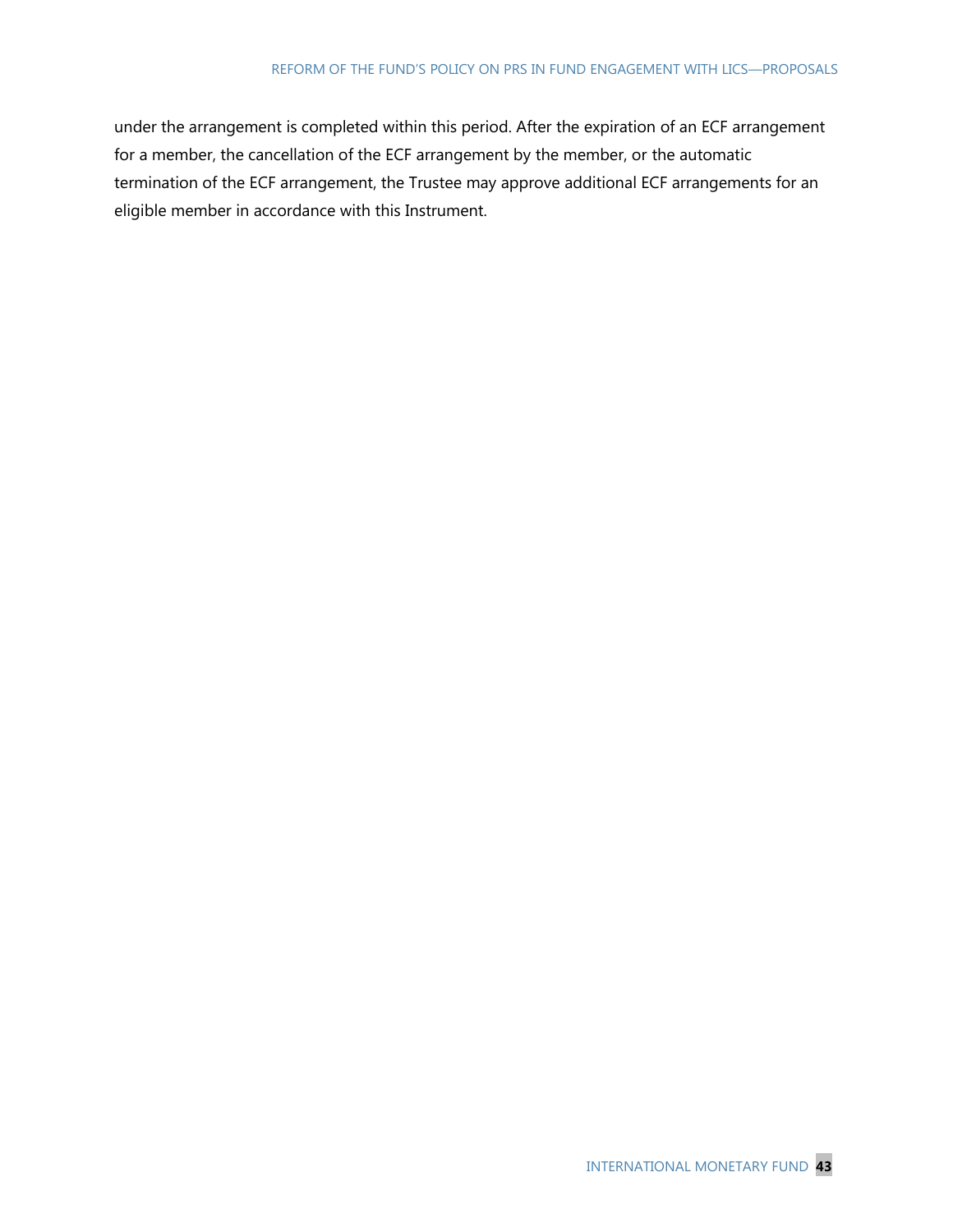under the arrangement is completed within this period. After the expiration of an ECF arrangement for a member, the cancellation of the ECF arrangement by the member, or the automatic termination of the ECF arrangement, the Trustee may approve additional ECF arrangements for an eligible member in accordance with this Instrument.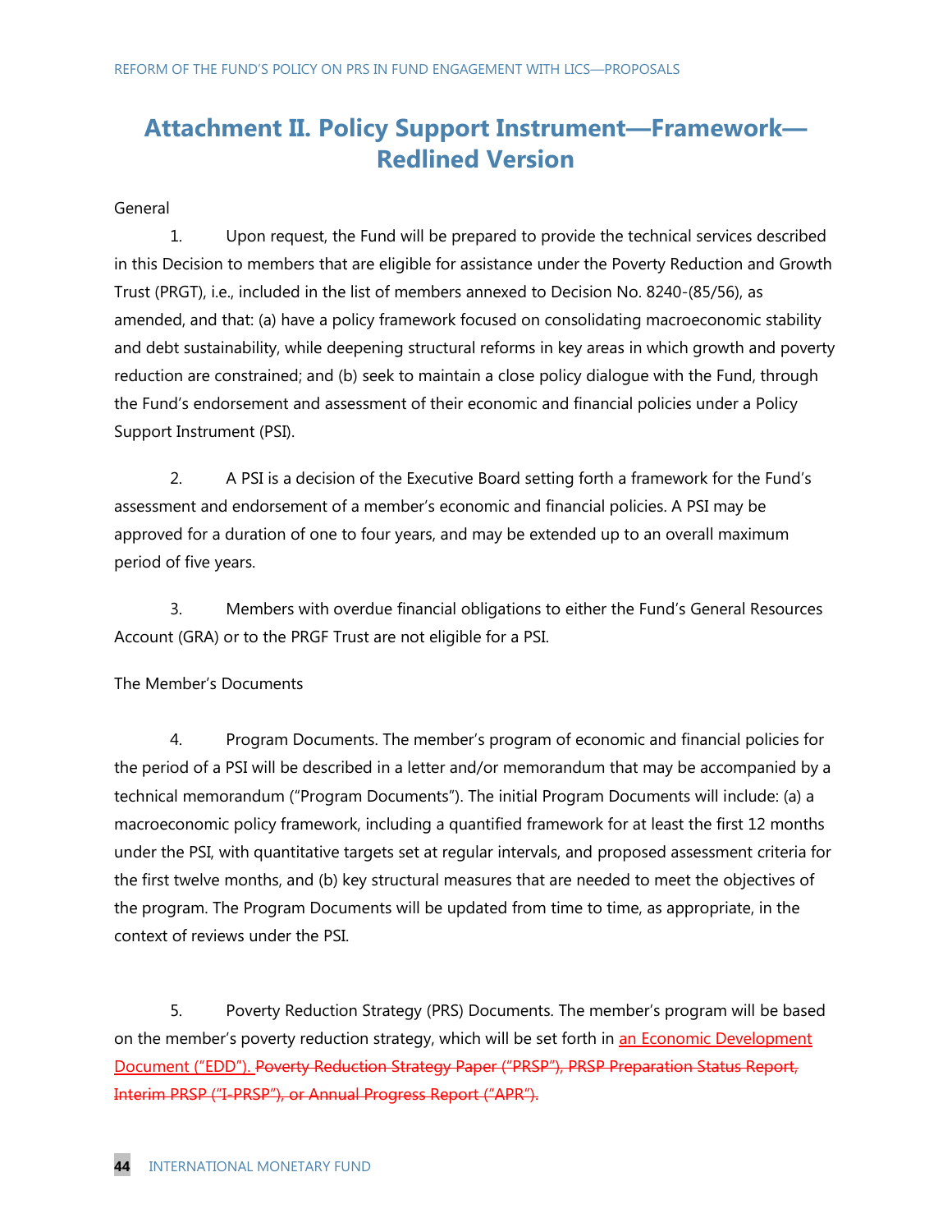# Attachment II. Policy Support Instrument—Framework—Redlined Version

General

1. Upon request, the Fund will be prepared to provide the technical services described in this Decision to members that are eligible for assistance under the Poverty Reduction and Growth Trust (PRGT), i.e., included in the list of members annexed to Decision No. 8240-(85/56), as amended, and that: (a) have a policy framework focused on consolidating macroeconomic stability and debt sustainability, while deepening structural reforms in key areas in which growth and poverty reduction are constrained; and (b) seek to maintain a close policy dialogue with the Fund, through the Fund's endorsement and assessment of their economic and financial policies under a Policy Support Instrument (PSI).

2. A PSI is a decision of the Executive Board setting forth a framework for the Fund's assessment and endorsement of a member's economic and financial policies. A PSI may be approved for a duration of one to four years, and may be extended up to an overall maximum period of five years.

3. Members with overdue financial obligations to either the Fund's General Resources Account (GRA) or to the PRGF Trust are not eligible for a PSI.

The Member's Documents

4. Program Documents. The member's program of economic and financial policies for the period of a PSI will be described in a letter and/or memorandum that may be accompanied by a technical memorandum ("Program Documents"). The initial Program Documents will include: (a) a macroeconomic policy framework, including a quantified framework for at least the first 12 months under the PSI, with quantitative targets set at regular intervals, and proposed assessment criteria for the first twelve months, and (b) key structural measures that are needed to meet the objectives of the program. The Program Documents will be updated from time to time, as appropriate, in the context of reviews under the PSI.

5. Poverty Reduction Strategy (PRS) Documents. The member's program will be based on the member's poverty reduction strategy, which will be set forth in an Economic Development Document ("EDD"). ~~Poverty Reduction Strategy Paper ("PRSP"), PRSP Preparation Status Report, Interim PRSP ("I-PRSP"), or Annual Progress Report ("APR").~~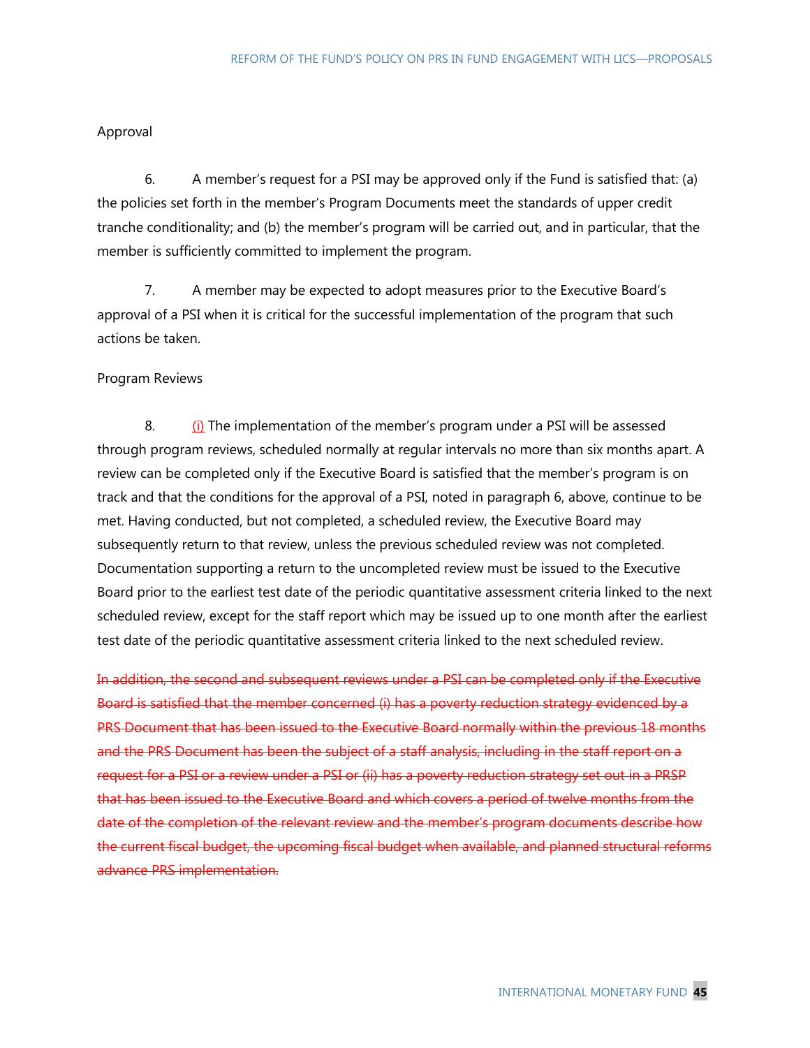Approval

6. A member's request for a PSI may be approved only if the Fund is satisfied that: (a) the policies set forth in the member's Program Documents meet the standards of upper credit tranche conditionality; and (b) the member's program will be carried out, and in particular, that the member is sufficiently committed to implement the program.

7. A member may be expected to adopt measures prior to the Executive Board's approval of a PSI when it is critical for the successful implementation of the program that such actions be taken.

Program Reviews

8. (i) The implementation of the member's program under a PSI will be assessed through program reviews, scheduled normally at regular intervals no more than six months apart. A review can be completed only if the Executive Board is satisfied that the member's program is on track and that the conditions for the approval of a PSI, noted in paragraph 6, above, continue to be met. Having conducted, but not completed, a scheduled review, the Executive Board may subsequently return to that review, unless the previous scheduled review was not completed. Documentation supporting a return to the uncompleted review must be issued to the Executive Board prior to the earliest test date of the periodic quantitative assessment criteria linked to the next scheduled review, except for the staff report which may be issued up to one month after the earliest test date of the periodic quantitative assessment criteria linked to the next scheduled review.

~~In addition, the second and subsequent reviews under a PSI can be completed only if the Executive Board is satisfied that the member concerned (i) has a poverty reduction strategy evidenced by a PRS Document that has been issued to the Executive Board normally within the previous 18 months and the PRS Document has been the subject of a staff analysis, including in the staff report on a request for a PSI or a review under a PSI or (ii) has a poverty reduction strategy set out in a PRSP that has been issued to the Executive Board and which covers a period of twelve months from the date of the completion of the relevant review and the member's program documents describe how the current fiscal budget, the upcoming fiscal budget when available, and planned structural reforms advance PRS implementation.~~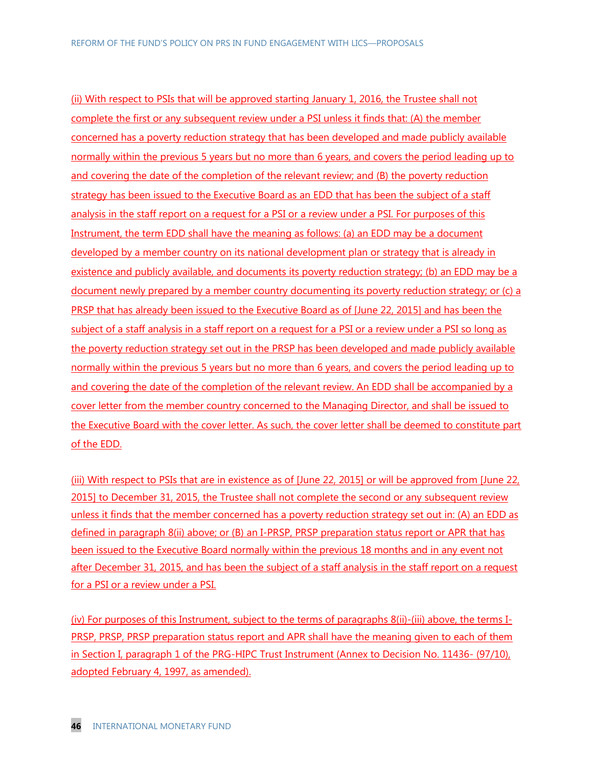(ii) With respect to PSIs that will be approved starting January 1, 2016, the Trustee shall not complete the first or any subsequent review under a PSI unless it finds that: (A) the member concerned has a poverty reduction strategy that has been developed and made publicly available normally within the previous 5 years but no more than 6 years, and covers the period leading up to and covering the date of the completion of the relevant review; and (B) the poverty reduction strategy has been issued to the Executive Board as an EDD that has been the subject of a staff analysis in the staff report on a request for a PSI or a review under a PSI. For purposes of this Instrument, the term EDD shall have the meaning as follows: (a) an EDD may be a document developed by a member country on its national development plan or strategy that is already in existence and publicly available, and documents its poverty reduction strategy; (b) an EDD may be a document newly prepared by a member country documenting its poverty reduction strategy; or (c) a PRSP that has already been issued to the Executive Board as of [June 22, 2015] and has been the subject of a staff analysis in a staff report on a request for a PSI or a review under a PSI so long as the poverty reduction strategy set out in the PRSP has been developed and made publicly available normally within the previous 5 years but no more than 6 years, and covers the period leading up to and covering the date of the completion of the relevant review. An EDD shall be accompanied by a cover letter from the member country concerned to the Managing Director, and shall be issued to the Executive Board with the cover letter. As such, the cover letter shall be deemed to constitute part of the EDD.

(iii) With respect to PSIs that are in existence as of [June 22, 2015] or will be approved from [June 22, 2015] to December 31, 2015, the Trustee shall not complete the second or any subsequent review unless it finds that the member concerned has a poverty reduction strategy set out in: (A) an EDD as defined in paragraph 8(ii) above; or (B) an I-PRSP, PRSP preparation status report or APR that has been issued to the Executive Board normally within the previous 18 months and in any event not after December 31, 2015, and has been the subject of a staff analysis in the staff report on a request for a PSI or a review under a PSI.

(iv) For purposes of this Instrument, subject to the terms of paragraphs 8(ii)-(iii) above, the terms I-PRSP, PRSP, PRSP preparation status report and APR shall have the meaning given to each of them in Section I, paragraph 1 of the PRG-HIPC Trust Instrument (Annex to Decision No. 11436- (97/10), adopted February 4, 1997, as amended).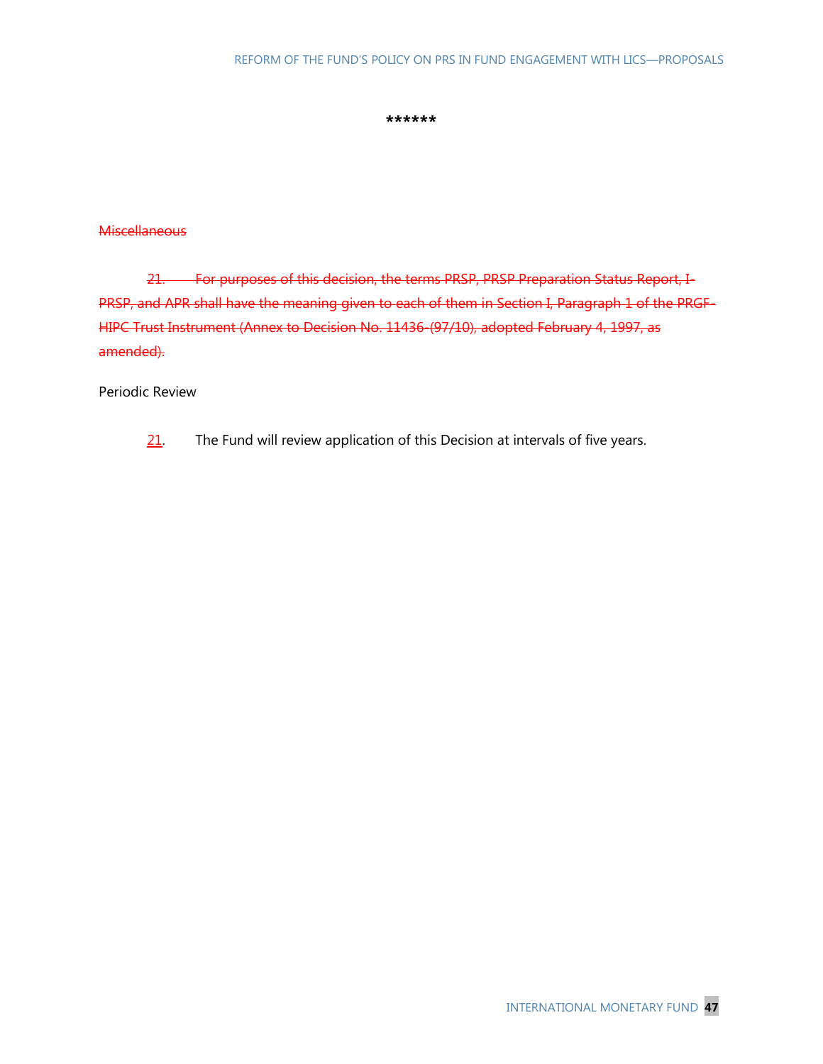******

~~Miscellaneous~~

~~21. For purposes of this decision, the terms PRSP, PRSP Preparation Status Report, I-PRSP, and APR shall have the meaning given to each of them in Section I, Paragraph 1 of the PRGF-HIPC Trust Instrument (Annex to Decision No. 11436-(97/10), adopted February 4, 1997, as amended).~~

Periodic Review

21. The Fund will review application of this Decision at intervals of five years.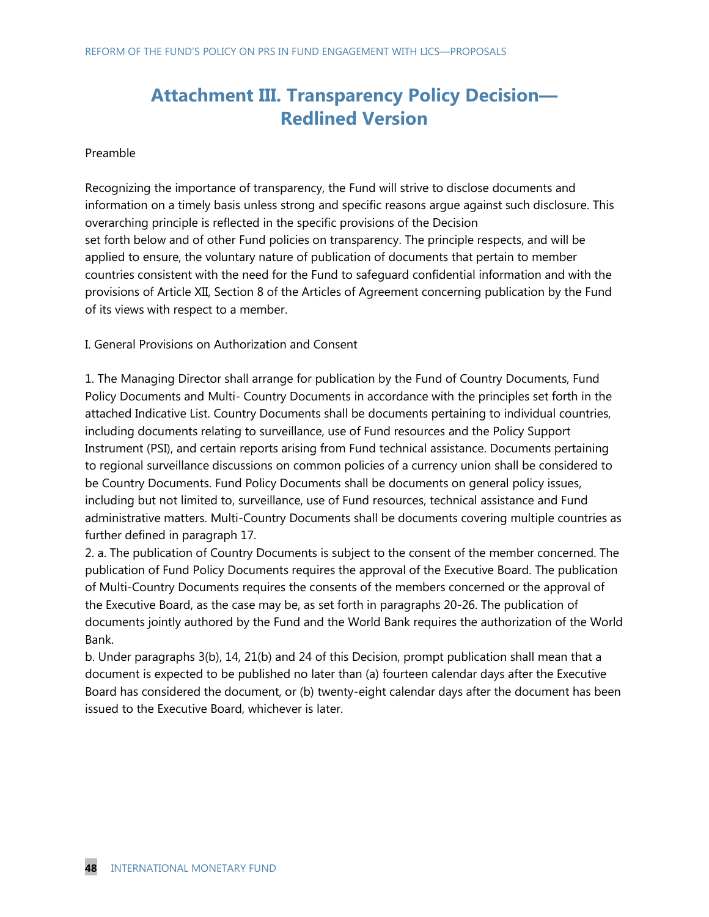# Attachment III. Transparency Policy Decision—Redlined Version

Preamble

Recognizing the importance of transparency, the Fund will strive to disclose documents and information on a timely basis unless strong and specific reasons argue against such disclosure. This overarching principle is reflected in the specific provisions of the Decision set forth below and of other Fund policies on transparency. The principle respects, and will be applied to ensure, the voluntary nature of publication of documents that pertain to member countries consistent with the need for the Fund to safeguard confidential information and with the provisions of Article XII, Section 8 of the Articles of Agreement concerning publication by the Fund of its views with respect to a member.

I. General Provisions on Authorization and Consent

1. The Managing Director shall arrange for publication by the Fund of Country Documents, Fund Policy Documents and Multi- Country Documents in accordance with the principles set forth in the attached Indicative List. Country Documents shall be documents pertaining to individual countries, including documents relating to surveillance, use of Fund resources and the Policy Support Instrument (PSI), and certain reports arising from Fund technical assistance. Documents pertaining to regional surveillance discussions on common policies of a currency union shall be considered to be Country Documents. Fund Policy Documents shall be documents on general policy issues, including but not limited to, surveillance, use of Fund resources, technical assistance and Fund administrative matters. Multi-Country Documents shall be documents covering multiple countries as further defined in paragraph 17.

2. a. The publication of Country Documents is subject to the consent of the member concerned. The publication of Fund Policy Documents requires the approval of the Executive Board. The publication of Multi-Country Documents requires the consents of the members concerned or the approval of the Executive Board, as the case may be, as set forth in paragraphs 20-26. The publication of documents jointly authored by the Fund and the World Bank requires the authorization of the World Bank.

b. Under paragraphs 3(b), 14, 21(b) and 24 of this Decision, prompt publication shall mean that a document is expected to be published no later than (a) fourteen calendar days after the Executive Board has considered the document, or (b) twenty-eight calendar days after the document has been issued to the Executive Board, whichever is later.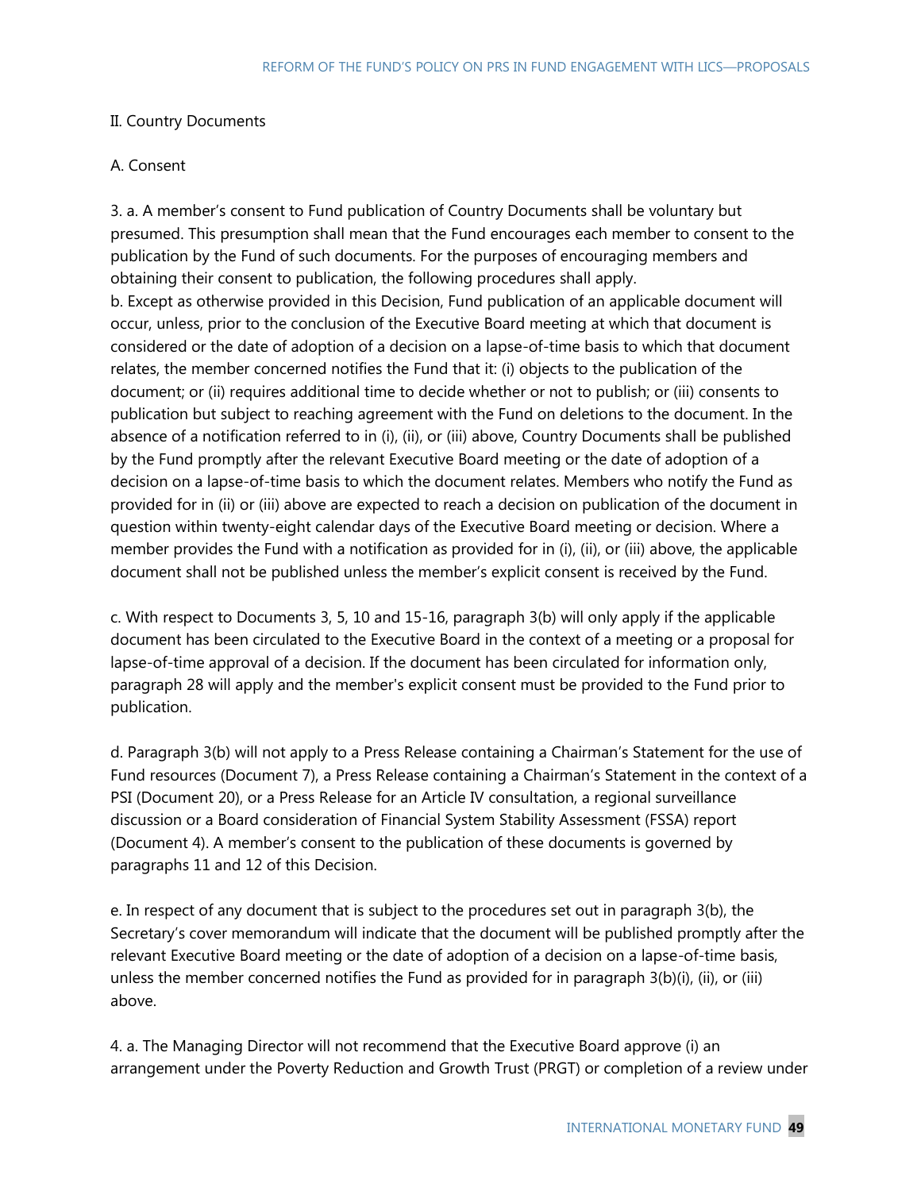II. Country Documents

A. Consent

3. a. A member's consent to Fund publication of Country Documents shall be voluntary but presumed. This presumption shall mean that the Fund encourages each member to consent to the publication by the Fund of such documents. For the purposes of encouraging members and obtaining their consent to publication, the following procedures shall apply.
b. Except as otherwise provided in this Decision, Fund publication of an applicable document will occur, unless, prior to the conclusion of the Executive Board meeting at which that document is considered or the date of adoption of a decision on a lapse-of-time basis to which that document relates, the member concerned notifies the Fund that it: (i) objects to the publication of the document; or (ii) requires additional time to decide whether or not to publish; or (iii) consents to publication but subject to reaching agreement with the Fund on deletions to the document. In the absence of a notification referred to in (i), (ii), or (iii) above, Country Documents shall be published by the Fund promptly after the relevant Executive Board meeting or the date of adoption of a decision on a lapse-of-time basis to which the document relates. Members who notify the Fund as provided for in (ii) or (iii) above are expected to reach a decision on publication of the document in question within twenty-eight calendar days of the Executive Board meeting or decision. Where a member provides the Fund with a notification as provided for in (i), (ii), or (iii) above, the applicable document shall not be published unless the member's explicit consent is received by the Fund.

c. With respect to Documents 3, 5, 10 and 15-16, paragraph 3(b) will only apply if the applicable document has been circulated to the Executive Board in the context of a meeting or a proposal for lapse-of-time approval of a decision. If the document has been circulated for information only, paragraph 28 will apply and the member's explicit consent must be provided to the Fund prior to publication.

d. Paragraph 3(b) will not apply to a Press Release containing a Chairman's Statement for the use of Fund resources (Document 7), a Press Release containing a Chairman's Statement in the context of a PSI (Document 20), or a Press Release for an Article IV consultation, a regional surveillance discussion or a Board consideration of Financial System Stability Assessment (FSSA) report (Document 4). A member's consent to the publication of these documents is governed by paragraphs 11 and 12 of this Decision.

e. In respect of any document that is subject to the procedures set out in paragraph 3(b), the Secretary's cover memorandum will indicate that the document will be published promptly after the relevant Executive Board meeting or the date of adoption of a decision on a lapse-of-time basis, unless the member concerned notifies the Fund as provided for in paragraph 3(b)(i), (ii), or (iii) above.

4. a. The Managing Director will not recommend that the Executive Board approve (i) an arrangement under the Poverty Reduction and Growth Trust (PRGT) or completion of a review under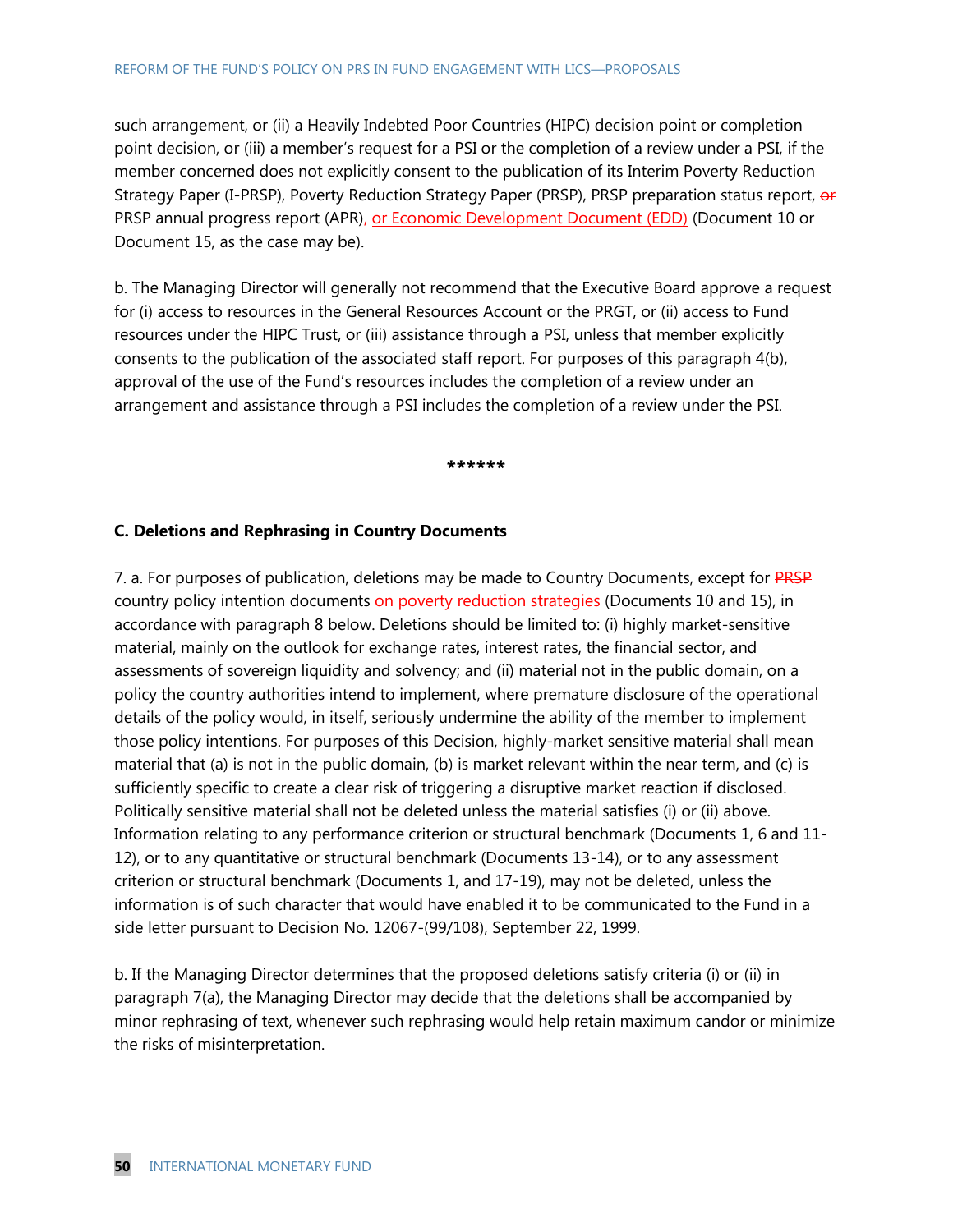such arrangement, or (ii) a Heavily Indebted Poor Countries (HIPC) decision point or completion point decision, or (iii) a member's request for a PSI or the completion of a review under a PSI, if the member concerned does not explicitly consent to the publication of its Interim Poverty Reduction Strategy Paper (I-PRSP), Poverty Reduction Strategy Paper (PRSP), PRSP preparation status report, ~~or~~ PRSP annual progress report (APR), or Economic Development Document (EDD) (Document 10 or Document 15, as the case may be).

b. The Managing Director will generally not recommend that the Executive Board approve a request for (i) access to resources in the General Resources Account or the PRGT, or (ii) access to Fund resources under the HIPC Trust, or (iii) assistance through a PSI, unless that member explicitly consents to the publication of the associated staff report. For purposes of this paragraph 4(b), approval of the use of the Fund's resources includes the completion of a review under an arrangement and assistance through a PSI includes the completion of a review under the PSI.

******

### C. Deletions and Rephrasing in Country Documents

7. a. For purposes of publication, deletions may be made to Country Documents, except for ~~PRSP~~ country policy intention documents on poverty reduction strategies (Documents 10 and 15), in accordance with paragraph 8 below. Deletions should be limited to: (i) highly market-sensitive material, mainly on the outlook for exchange rates, interest rates, the financial sector, and assessments of sovereign liquidity and solvency; and (ii) material not in the public domain, on a policy the country authorities intend to implement, where premature disclosure of the operational details of the policy would, in itself, seriously undermine the ability of the member to implement those policy intentions. For purposes of this Decision, highly-market sensitive material shall mean material that (a) is not in the public domain, (b) is market relevant within the near term, and (c) is sufficiently specific to create a clear risk of triggering a disruptive market reaction if disclosed. Politically sensitive material shall not be deleted unless the material satisfies (i) or (ii) above. Information relating to any performance criterion or structural benchmark (Documents 1, 6 and 11-12), or to any quantitative or structural benchmark (Documents 13-14), or to any assessment criterion or structural benchmark (Documents 1, and 17-19), may not be deleted, unless the information is of such character that would have enabled it to be communicated to the Fund in a side letter pursuant to Decision No. 12067-(99/108), September 22, 1999.

b. If the Managing Director determines that the proposed deletions satisfy criteria (i) or (ii) in paragraph 7(a), the Managing Director may decide that the deletions shall be accompanied by minor rephrasing of text, whenever such rephrasing would help retain maximum candor or minimize the risks of misinterpretation.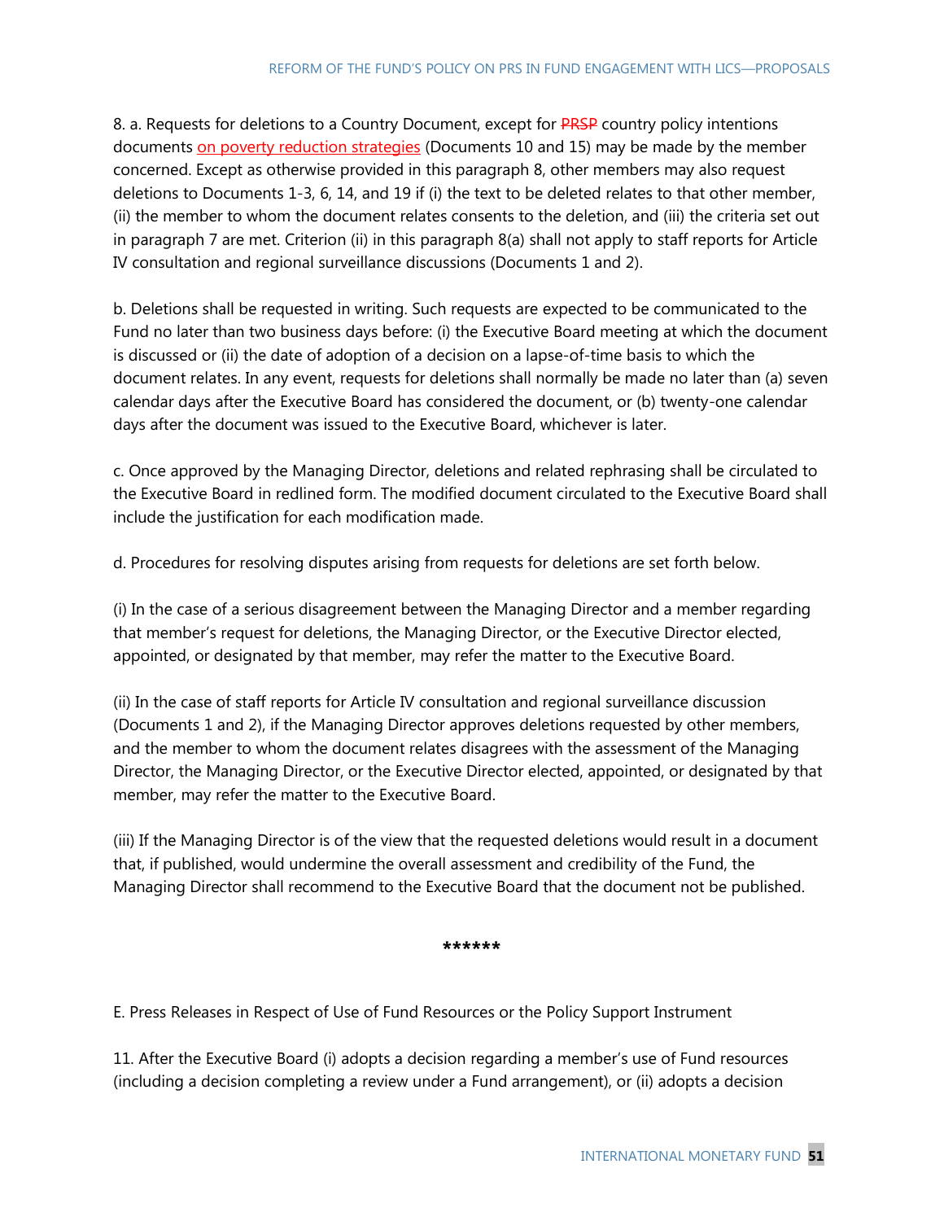8. a. Requests for deletions to a Country Document, except for ~~PRSP~~ country policy intentions documents on poverty reduction strategies (Documents 10 and 15) may be made by the member concerned. Except as otherwise provided in this paragraph 8, other members may also request deletions to Documents 1-3, 6, 14, and 19 if (i) the text to be deleted relates to that other member, (ii) the member to whom the document relates consents to the deletion, and (iii) the criteria set out in paragraph 7 are met. Criterion (ii) in this paragraph 8(a) shall not apply to staff reports for Article IV consultation and regional surveillance discussions (Documents 1 and 2).

b. Deletions shall be requested in writing. Such requests are expected to be communicated to the Fund no later than two business days before: (i) the Executive Board meeting at which the document is discussed or (ii) the date of adoption of a decision on a lapse-of-time basis to which the document relates. In any event, requests for deletions shall normally be made no later than (a) seven calendar days after the Executive Board has considered the document, or (b) twenty-one calendar days after the document was issued to the Executive Board, whichever is later.

c. Once approved by the Managing Director, deletions and related rephrasing shall be circulated to the Executive Board in redlined form. The modified document circulated to the Executive Board shall include the justification for each modification made.

d. Procedures for resolving disputes arising from requests for deletions are set forth below.

(i) In the case of a serious disagreement between the Managing Director and a member regarding that member's request for deletions, the Managing Director, or the Executive Director elected, appointed, or designated by that member, may refer the matter to the Executive Board.

(ii) In the case of staff reports for Article IV consultation and regional surveillance discussion (Documents 1 and 2), if the Managing Director approves deletions requested by other members, and the member to whom the document relates disagrees with the assessment of the Managing Director, the Managing Director, or the Executive Director elected, appointed, or designated by that member, may refer the matter to the Executive Board.

(iii) If the Managing Director is of the view that the requested deletions would result in a document that, if published, would undermine the overall assessment and credibility of the Fund, the Managing Director shall recommend to the Executive Board that the document not be published.

**\*\*\*\*\*\***

E. Press Releases in Respect of Use of Fund Resources or the Policy Support Instrument

11. After the Executive Board (i) adopts a decision regarding a member's use of Fund resources (including a decision completing a review under a Fund arrangement), or (ii) adopts a decision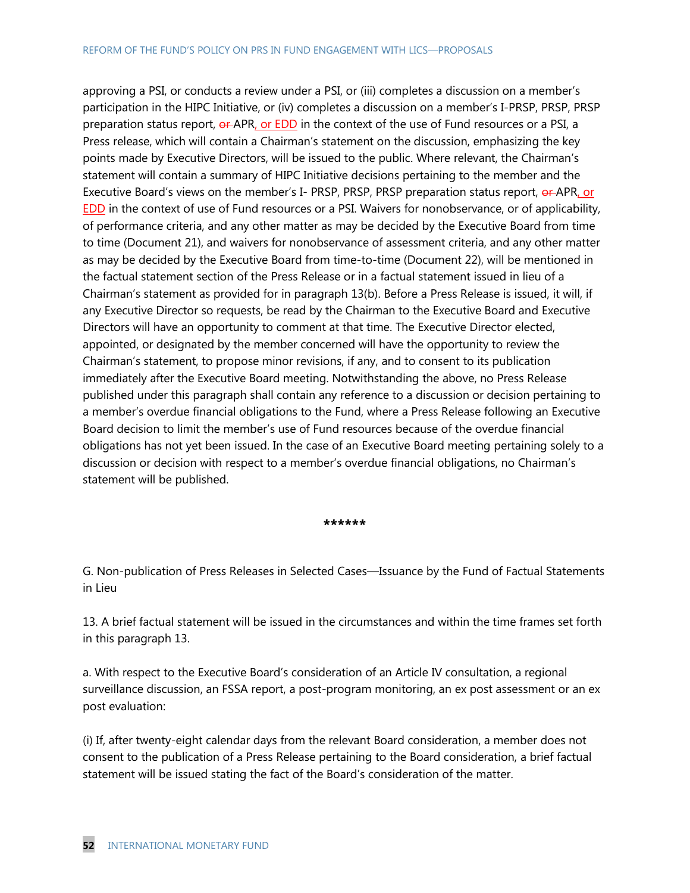approving a PSI, or conducts a review under a PSI, or (iii) completes a discussion on a member's participation in the HIPC Initiative, or (iv) completes a discussion on a member's I-PRSP, PRSP, PRSP preparation status report, ~~or~~ APR, or EDD in the context of the use of Fund resources or a PSI, a Press release, which will contain a Chairman's statement on the discussion, emphasizing the key points made by Executive Directors, will be issued to the public. Where relevant, the Chairman's statement will contain a summary of HIPC Initiative decisions pertaining to the member and the Executive Board's views on the member's I- PRSP, PRSP, PRSP preparation status report, ~~or~~ APR, or EDD in the context of use of Fund resources or a PSI. Waivers for nonobservance, or of applicability, of performance criteria, and any other matter as may be decided by the Executive Board from time to time (Document 21), and waivers for nonobservance of assessment criteria, and any other matter as may be decided by the Executive Board from time-to-time (Document 22), will be mentioned in the factual statement section of the Press Release or in a factual statement issued in lieu of a Chairman's statement as provided for in paragraph 13(b). Before a Press Release is issued, it will, if any Executive Director so requests, be read by the Chairman to the Executive Board and Executive Directors will have an opportunity to comment at that time. The Executive Director elected, appointed, or designated by the member concerned will have the opportunity to review the Chairman's statement, to propose minor revisions, if any, and to consent to its publication immediately after the Executive Board meeting. Notwithstanding the above, no Press Release published under this paragraph shall contain any reference to a discussion or decision pertaining to a member's overdue financial obligations to the Fund, where a Press Release following an Executive Board decision to limit the member's use of Fund resources because of the overdue financial obligations has not yet been issued. In the case of an Executive Board meeting pertaining solely to a discussion or decision with respect to a member's overdue financial obligations, no Chairman's statement will be published.

******

G. Non-publication of Press Releases in Selected Cases—Issuance by the Fund of Factual Statements in Lieu

13. A brief factual statement will be issued in the circumstances and within the time frames set forth in this paragraph 13.

a. With respect to the Executive Board's consideration of an Article IV consultation, a regional surveillance discussion, an FSSA report, a post-program monitoring, an ex post assessment or an ex post evaluation:

(i) If, after twenty-eight calendar days from the relevant Board consideration, a member does not consent to the publication of a Press Release pertaining to the Board consideration, a brief factual statement will be issued stating the fact of the Board's consideration of the matter.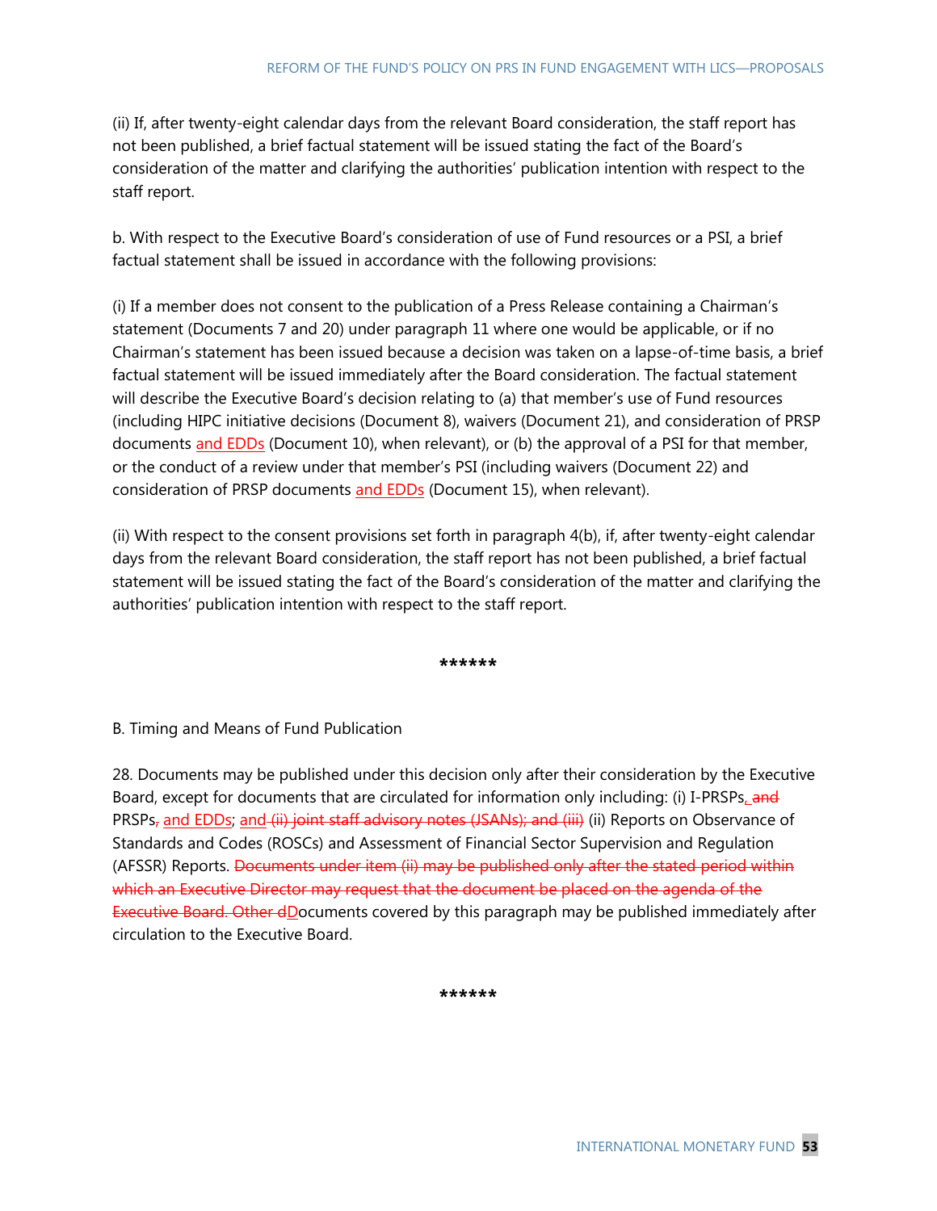(ii) If, after twenty-eight calendar days from the relevant Board consideration, the staff report has not been published, a brief factual statement will be issued stating the fact of the Board's consideration of the matter and clarifying the authorities' publication intention with respect to the staff report.

b. With respect to the Executive Board's consideration of use of Fund resources or a PSI, a brief factual statement shall be issued in accordance with the following provisions:

(i) If a member does not consent to the publication of a Press Release containing a Chairman's statement (Documents 7 and 20) under paragraph 11 where one would be applicable, or if no Chairman's statement has been issued because a decision was taken on a lapse-of-time basis, a brief factual statement will be issued immediately after the Board consideration. The factual statement will describe the Executive Board's decision relating to (a) that member's use of Fund resources (including HIPC initiative decisions (Document 8), waivers (Document 21), and consideration of PRSP documents <u>and EDDs</u> (Document 10), when relevant), or (b) the approval of a PSI for that member, or the conduct of a review under that member's PSI (including waivers (Document 22) and consideration of PRSP documents <u>and EDDs</u> (Document 15), when relevant).

(ii) With respect to the consent provisions set forth in paragraph 4(b), if, after twenty-eight calendar days from the relevant Board consideration, the staff report has not been published, a brief factual statement will be issued stating the fact of the Board's consideration of the matter and clarifying the authorities' publication intention with respect to the staff report.

******

B. Timing and Means of Fund Publication

28. Documents may be published under this decision only after their consideration by the Executive Board, except for documents that are circulated for information only including: (i) I-PRSPs<u>,</u> ~~and~~ PRSPs~~,~~ <u>and EDDs</u>; <u>and</u> ~~(ii) joint staff advisory notes (JSANs); and (iii)~~ (ii) Reports on Observance of Standards and Codes (ROSCs) and Assessment of Financial Sector Supervision and Regulation (AFSSR) Reports. ~~Documents under item (ii) may be published only after the stated period within which an Executive Director may request that the document be placed on the agenda of the Executive Board. Other d~~<u>D</u>ocuments covered by this paragraph may be published immediately after circulation to the Executive Board.

******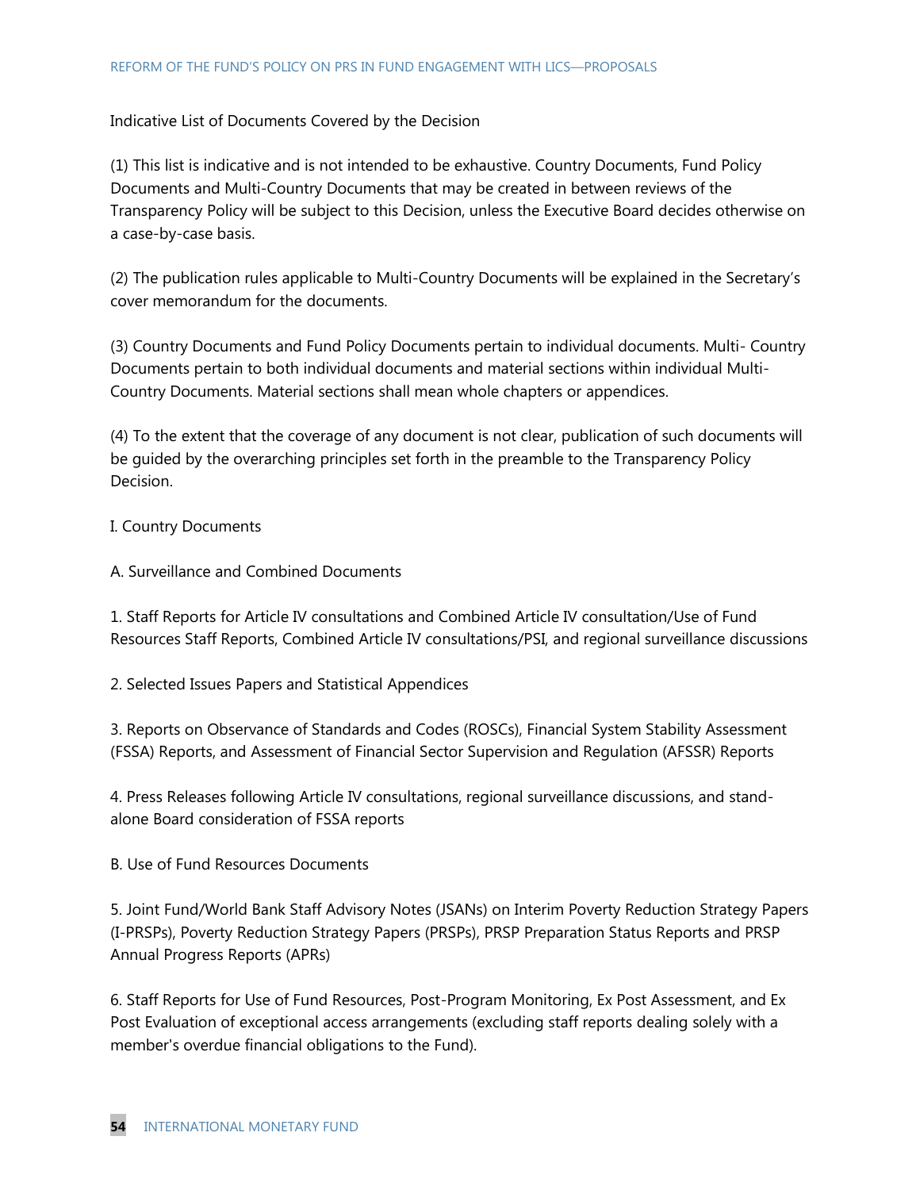Indicative List of Documents Covered by the Decision

(1) This list is indicative and is not intended to be exhaustive. Country Documents, Fund Policy Documents and Multi-Country Documents that may be created in between reviews of the Transparency Policy will be subject to this Decision, unless the Executive Board decides otherwise on a case-by-case basis.

(2) The publication rules applicable to Multi-Country Documents will be explained in the Secretary's cover memorandum for the documents.

(3) Country Documents and Fund Policy Documents pertain to individual documents. Multi- Country Documents pertain to both individual documents and material sections within individual Multi-Country Documents. Material sections shall mean whole chapters or appendices.

(4) To the extent that the coverage of any document is not clear, publication of such documents will be guided by the overarching principles set forth in the preamble to the Transparency Policy Decision.

I. Country Documents

A. Surveillance and Combined Documents

1. Staff Reports for Article IV consultations and Combined Article IV consultation/Use of Fund Resources Staff Reports, Combined Article IV consultations/PSI, and regional surveillance discussions

2. Selected Issues Papers and Statistical Appendices

3. Reports on Observance of Standards and Codes (ROSCs), Financial System Stability Assessment (FSSA) Reports, and Assessment of Financial Sector Supervision and Regulation (AFSSR) Reports

4. Press Releases following Article IV consultations, regional surveillance discussions, and stand-alone Board consideration of FSSA reports

B. Use of Fund Resources Documents

5. Joint Fund/World Bank Staff Advisory Notes (JSANs) on Interim Poverty Reduction Strategy Papers (I-PRSPs), Poverty Reduction Strategy Papers (PRSPs), PRSP Preparation Status Reports and PRSP Annual Progress Reports (APRs)

6. Staff Reports for Use of Fund Resources, Post-Program Monitoring, Ex Post Assessment, and Ex Post Evaluation of exceptional access arrangements (excluding staff reports dealing solely with a member's overdue financial obligations to the Fund).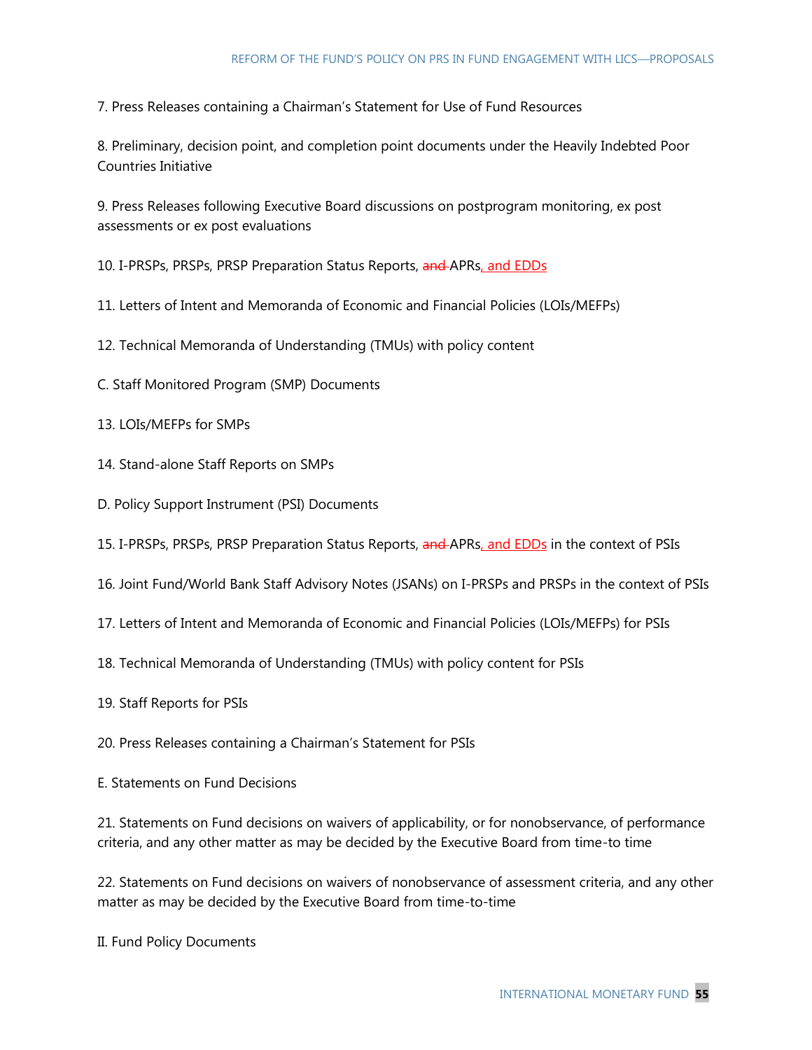7. Press Releases containing a Chairman's Statement for Use of Fund Resources

8. Preliminary, decision point, and completion point documents under the Heavily Indebted Poor Countries Initiative

9. Press Releases following Executive Board discussions on postprogram monitoring, ex post assessments or ex post evaluations

10. I-PRSPs, PRSPs, PRSP Preparation Status Reports, ~~and~~ APRs, and EDDs

11. Letters of Intent and Memoranda of Economic and Financial Policies (LOIs/MEFPs)

12. Technical Memoranda of Understanding (TMUs) with policy content

C. Staff Monitored Program (SMP) Documents

13. LOIs/MEFPs for SMPs

14. Stand-alone Staff Reports on SMPs

D. Policy Support Instrument (PSI) Documents

15. I-PRSPs, PRSPs, PRSP Preparation Status Reports, ~~and~~ APRs, and EDDs in the context of PSIs

16. Joint Fund/World Bank Staff Advisory Notes (JSANs) on I-PRSPs and PRSPs in the context of PSIs

17. Letters of Intent and Memoranda of Economic and Financial Policies (LOIs/MEFPs) for PSIs

18. Technical Memoranda of Understanding (TMUs) with policy content for PSIs

19. Staff Reports for PSIs

20. Press Releases containing a Chairman's Statement for PSIs

E. Statements on Fund Decisions

21. Statements on Fund decisions on waivers of applicability, or for nonobservance, of performance criteria, and any other matter as may be decided by the Executive Board from time-to time

22. Statements on Fund decisions on waivers of nonobservance of assessment criteria, and any other matter as may be decided by the Executive Board from time-to-time

II. Fund Policy Documents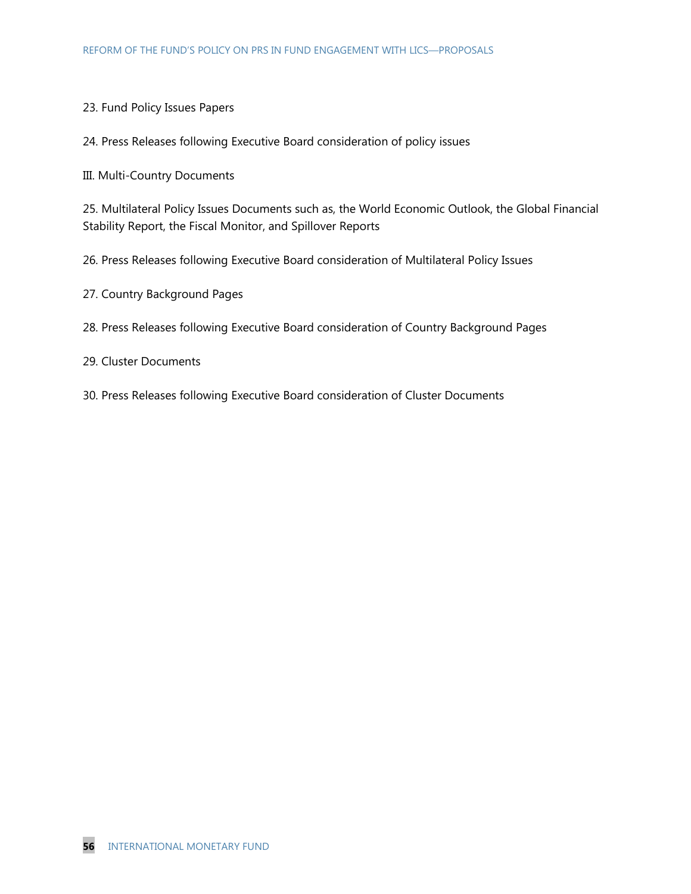23. Fund Policy Issues Papers

24. Press Releases following Executive Board consideration of policy issues

III. Multi-Country Documents

25. Multilateral Policy Issues Documents such as, the World Economic Outlook, the Global Financial Stability Report, the Fiscal Monitor, and Spillover Reports

26. Press Releases following Executive Board consideration of Multilateral Policy Issues

27. Country Background Pages

28. Press Releases following Executive Board consideration of Country Background Pages

29. Cluster Documents

30. Press Releases following Executive Board consideration of Cluster Documents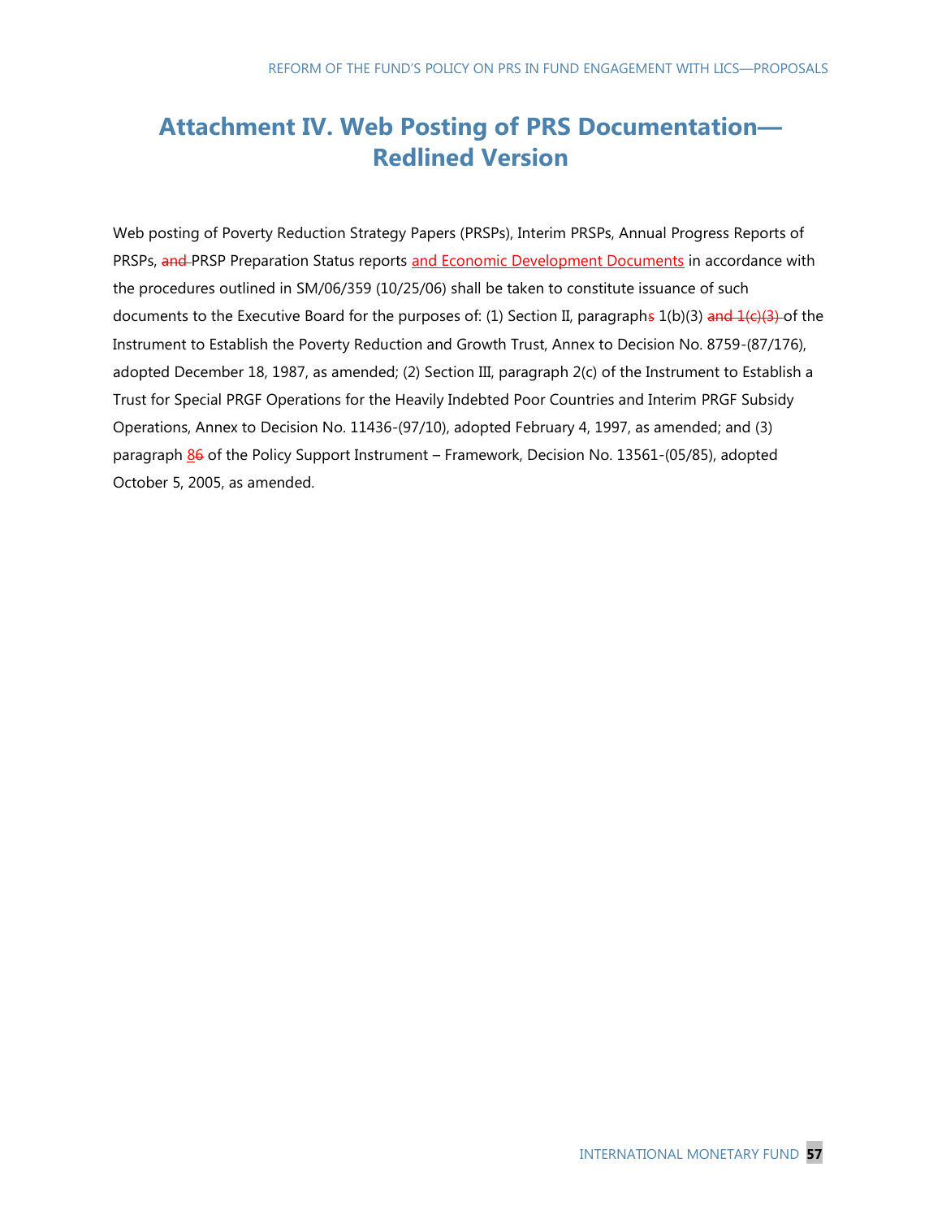# Attachment IV. Web Posting of PRS Documentation—Redlined Version

Web posting of Poverty Reduction Strategy Papers (PRSPs), Interim PRSPs, Annual Progress Reports of PRSPs, ~~and~~ PRSP Preparation Status reports <u>and Economic Development Documents</u> in accordance with the procedures outlined in SM/06/359 (10/25/06) shall be taken to constitute issuance of such documents to the Executive Board for the purposes of: (1) Section II, paragraph~~s~~ 1(b)(3) ~~and 1(c)(3)~~ of the Instrument to Establish the Poverty Reduction and Growth Trust, Annex to Decision No. 8759-(87/176), adopted December 18, 1987, as amended; (2) Section III, paragraph 2(c) of the Instrument to Establish a Trust for Special PRGF Operations for the Heavily Indebted Poor Countries and Interim PRGF Subsidy Operations, Annex to Decision No. 11436-(97/10), adopted February 4, 1997, as amended; and (3) paragraph <u>8</u>~~6~~ of the Policy Support Instrument – Framework, Decision No. 13561-(05/85), adopted October 5, 2005, as amended.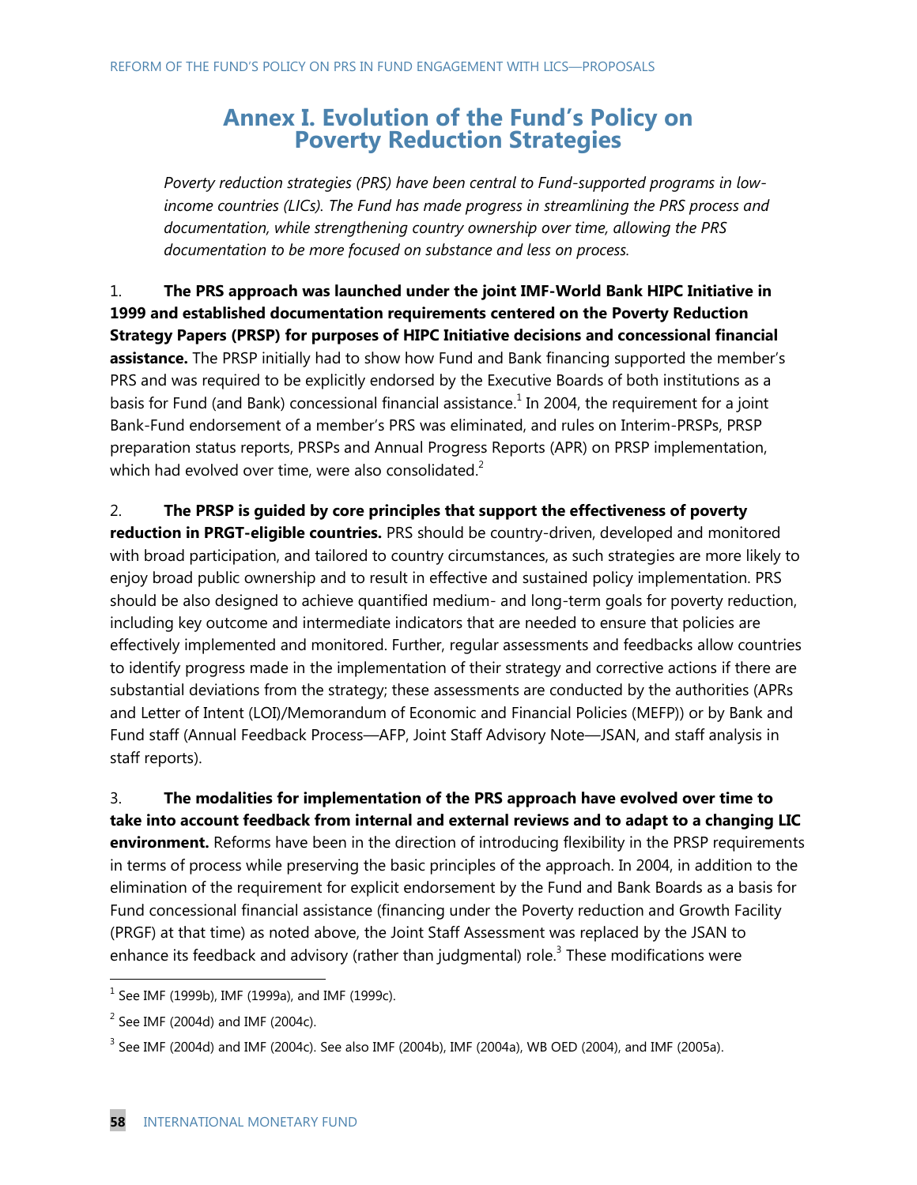# Annex I. Evolution of the Fund's Policy on Poverty Reduction Strategies

*Poverty reduction strategies (PRS) have been central to Fund-supported programs in low-income countries (LICs). The Fund has made progress in streamlining the PRS process and documentation, while strengthening country ownership over time, allowing the PRS documentation to be more focused on substance and less on process.*

1. **The PRS approach was launched under the joint IMF-World Bank HIPC Initiative in 1999 and established documentation requirements centered on the Poverty Reduction Strategy Papers (PRSP) for purposes of HIPC Initiative decisions and concessional financial assistance.** The PRSP initially had to show how Fund and Bank financing supported the member's PRS and was required to be explicitly endorsed by the Executive Boards of both institutions as a basis for Fund (and Bank) concessional financial assistance.[1] In 2004, the requirement for a joint Bank-Fund endorsement of a member's PRS was eliminated, and rules on Interim-PRSPs, PRSP preparation status reports, PRSPs and Annual Progress Reports (APR) on PRSP implementation, which had evolved over time, were also consolidated.[2]

2. **The PRSP is guided by core principles that support the effectiveness of poverty reduction in PRGT-eligible countries.** PRS should be country-driven, developed and monitored with broad participation, and tailored to country circumstances, as such strategies are more likely to enjoy broad public ownership and to result in effective and sustained policy implementation. PRS should be also designed to achieve quantified medium- and long-term goals for poverty reduction, including key outcome and intermediate indicators that are needed to ensure that policies are effectively implemented and monitored. Further, regular assessments and feedbacks allow countries to identify progress made in the implementation of their strategy and corrective actions if there are substantial deviations from the strategy; these assessments are conducted by the authorities (APRs and Letter of Intent (LOI)/Memorandum of Economic and Financial Policies (MEFP)) or by Bank and Fund staff (Annual Feedback Process—AFP, Joint Staff Advisory Note—JSAN, and staff analysis in staff reports).

3. **The modalities for implementation of the PRS approach have evolved over time to take into account feedback from internal and external reviews and to adapt to a changing LIC environment.** Reforms have been in the direction of introducing flexibility in the PRSP requirements in terms of process while preserving the basic principles of the approach. In 2004, in addition to the elimination of the requirement for explicit endorsement by the Fund and Bank Boards as a basis for Fund concessional financial assistance (financing under the Poverty reduction and Growth Facility (PRGF) at that time) as noted above, the Joint Staff Assessment was replaced by the JSAN to enhance its feedback and advisory (rather than judgmental) role.[3] These modifications were

---

[1] See IMF (1999b), IMF (1999a), and IMF (1999c).

[2] See IMF (2004d) and IMF (2004c).

[3] See IMF (2004d) and IMF (2004c). See also IMF (2004b), IMF (2004a), WB OED (2004), and IMF (2005a).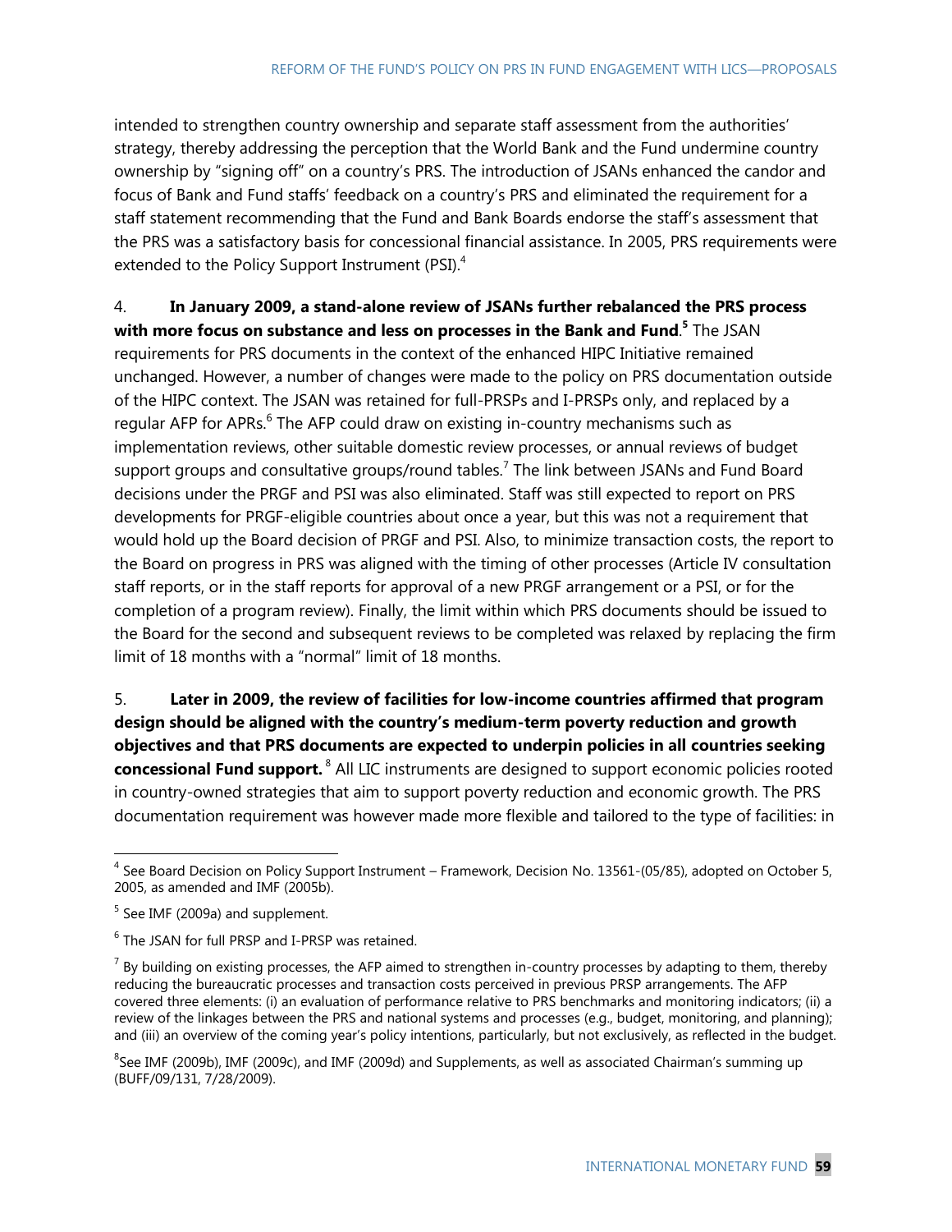intended to strengthen country ownership and separate staff assessment from the authorities' strategy, thereby addressing the perception that the World Bank and the Fund undermine country ownership by "signing off" on a country's PRS. The introduction of JSANs enhanced the candor and focus of Bank and Fund staffs' feedback on a country's PRS and eliminated the requirement for a staff statement recommending that the Fund and Bank Boards endorse the staff's assessment that the PRS was a satisfactory basis for concessional financial assistance. In 2005, PRS requirements were extended to the Policy Support Instrument (PSI).[4]

4. **In January 2009, a stand-alone review of JSANs further rebalanced the PRS process with more focus on substance and less on processes in the Bank and Fund**.[5] The JSAN requirements for PRS documents in the context of the enhanced HIPC Initiative remained unchanged. However, a number of changes were made to the policy on PRS documentation outside of the HIPC context. The JSAN was retained for full-PRSPs and I-PRSPs only, and replaced by a regular AFP for APRs.[6] The AFP could draw on existing in-country mechanisms such as implementation reviews, other suitable domestic review processes, or annual reviews of budget support groups and consultative groups/round tables.[7] The link between JSANs and Fund Board decisions under the PRGF and PSI was also eliminated. Staff was still expected to report on PRS developments for PRGF-eligible countries about once a year, but this was not a requirement that would hold up the Board decision of PRGF and PSI. Also, to minimize transaction costs, the report to the Board on progress in PRS was aligned with the timing of other processes (Article IV consultation staff reports, or in the staff reports for approval of a new PRGF arrangement or a PSI, or for the completion of a program review). Finally, the limit within which PRS documents should be issued to the Board for the second and subsequent reviews to be completed was relaxed by replacing the firm limit of 18 months with a "normal" limit of 18 months.

5. **Later in 2009, the review of facilities for low-income countries affirmed that program design should be aligned with the country's medium-term poverty reduction and growth objectives and that PRS documents are expected to underpin policies in all countries seeking concessional Fund support.**[8] All LIC instruments are designed to support economic policies rooted in country-owned strategies that aim to support poverty reduction and economic growth. The PRS documentation requirement was however made more flexible and tailored to the type of facilities: in

---

[4] See Board Decision on Policy Support Instrument – Framework, Decision No. 13561-(05/85), adopted on October 5, 2005, as amended and IMF (2005b).

[5] See IMF (2009a) and supplement.

[6] The JSAN for full PRSP and I-PRSP was retained.

[7] By building on existing processes, the AFP aimed to strengthen in-country processes by adapting to them, thereby reducing the bureaucratic processes and transaction costs perceived in previous PRSP arrangements. The AFP covered three elements: (i) an evaluation of performance relative to PRS benchmarks and monitoring indicators; (ii) a review of the linkages between the PRS and national systems and processes (e.g., budget, monitoring, and planning); and (iii) an overview of the coming year's policy intentions, particularly, but not exclusively, as reflected in the budget.

[8] See IMF (2009b), IMF (2009c), and IMF (2009d) and Supplements, as well as associated Chairman's summing up (BUFF/09/131, 7/28/2009).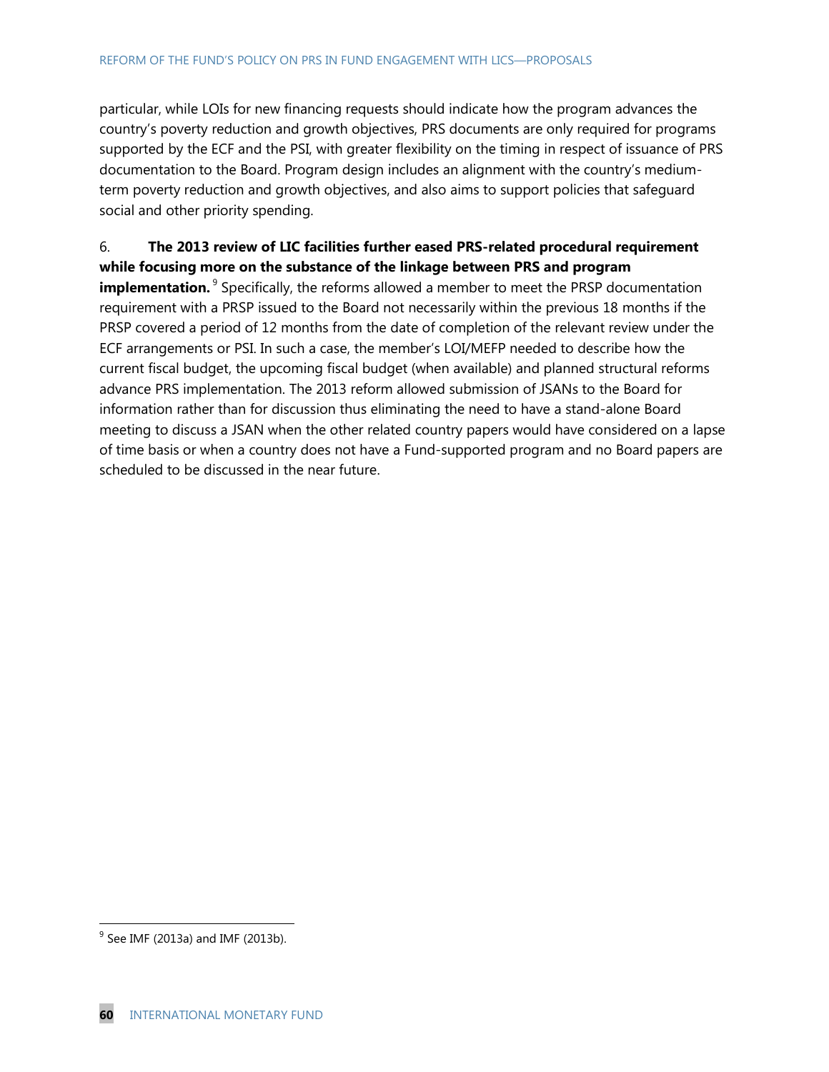particular, while LOIs for new financing requests should indicate how the program advances the country's poverty reduction and growth objectives, PRS documents are only required for programs supported by the ECF and the PSI, with greater flexibility on the timing in respect of issuance of PRS documentation to the Board. Program design includes an alignment with the country's medium-term poverty reduction and growth objectives, and also aims to support policies that safeguard social and other priority spending.

6. **The 2013 review of LIC facilities further eased PRS-related procedural requirement while focusing more on the substance of the linkage between PRS and program implementation.**[9] Specifically, the reforms allowed a member to meet the PRSP documentation requirement with a PRSP issued to the Board not necessarily within the previous 18 months if the PRSP covered a period of 12 months from the date of completion of the relevant review under the ECF arrangements or PSI. In such a case, the member's LOI/MEFP needed to describe how the current fiscal budget, the upcoming fiscal budget (when available) and planned structural reforms advance PRS implementation. The 2013 reform allowed submission of JSANs to the Board for information rather than for discussion thus eliminating the need to have a stand-alone Board meeting to discuss a JSAN when the other related country papers would have considered on a lapse of time basis or when a country does not have a Fund-supported program and no Board papers are scheduled to be discussed in the near future.

[9] See IMF (2013a) and IMF (2013b).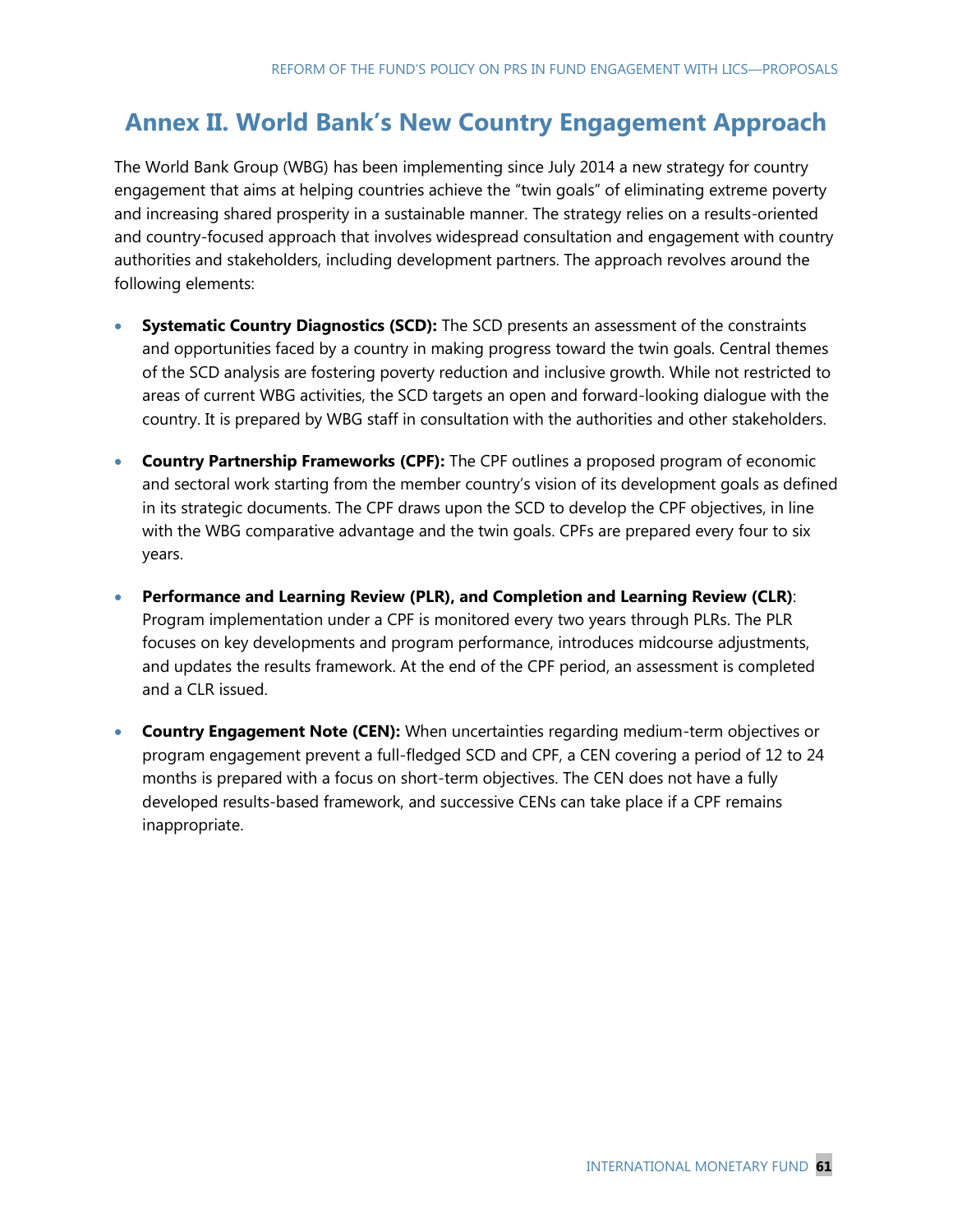# Annex II. World Bank's New Country Engagement Approach

The World Bank Group (WBG) has been implementing since July 2014 a new strategy for country engagement that aims at helping countries achieve the "twin goals" of eliminating extreme poverty and increasing shared prosperity in a sustainable manner. The strategy relies on a results-oriented and country-focused approach that involves widespread consultation and engagement with country authorities and stakeholders, including development partners. The approach revolves around the following elements:

- **Systematic Country Diagnostics (SCD):** The SCD presents an assessment of the constraints and opportunities faced by a country in making progress toward the twin goals. Central themes of the SCD analysis are fostering poverty reduction and inclusive growth. While not restricted to areas of current WBG activities, the SCD targets an open and forward-looking dialogue with the country. It is prepared by WBG staff in consultation with the authorities and other stakeholders.

- **Country Partnership Frameworks (CPF):** The CPF outlines a proposed program of economic and sectoral work starting from the member country's vision of its development goals as defined in its strategic documents. The CPF draws upon the SCD to develop the CPF objectives, in line with the WBG comparative advantage and the twin goals. CPFs are prepared every four to six years.

- **Performance and Learning Review (PLR), and Completion and Learning Review (CLR)**: Program implementation under a CPF is monitored every two years through PLRs. The PLR focuses on key developments and program performance, introduces midcourse adjustments, and updates the results framework. At the end of the CPF period, an assessment is completed and a CLR issued.

- **Country Engagement Note (CEN):** When uncertainties regarding medium-term objectives or program engagement prevent a full-fledged SCD and CPF, a CEN covering a period of 12 to 24 months is prepared with a focus on short-term objectives. The CEN does not have a fully developed results-based framework, and successive CENs can take place if a CPF remains inappropriate.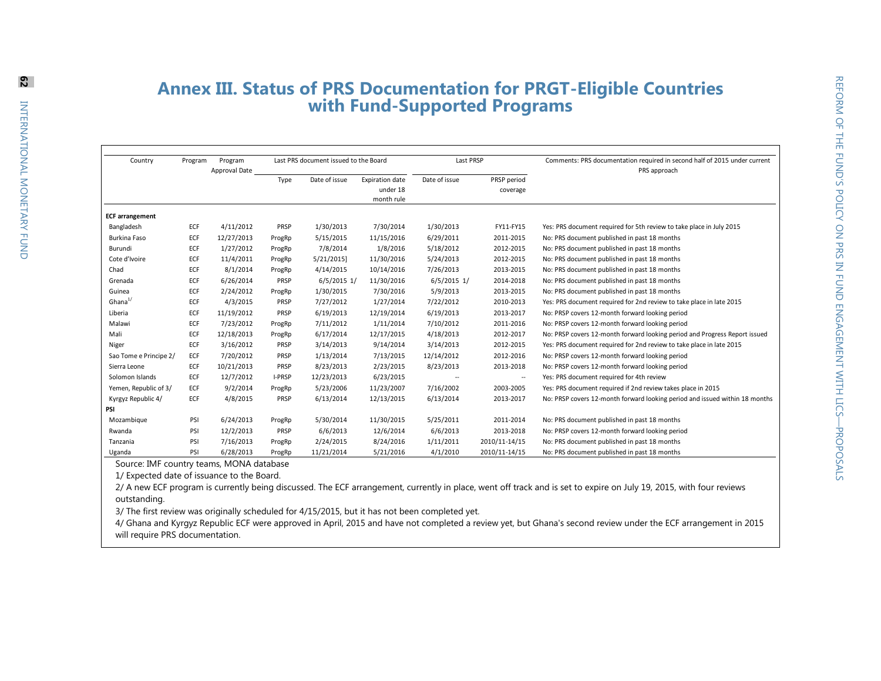# Annex III. Status of PRS Documentation for PRGT-Eligible Countries with Fund-Supported Programs

| Country | Program | Program Approval Date | Last PRS document issued to the Board | | | Last PRSP | | Comments: PRS documentation required in second half of 2015 under current PRS approach |
|---|---|---|---|---|---|---|---|---|
| | | | Type | Date of issue | Expiration date under 18 month rule | Date of issue | PRSP period coverage | |
| **ECF arrangement** | | | | | | | | |
| Bangladesh | ECF | 4/11/2012 | PRSP | 1/30/2013 | 7/30/2014 | 1/30/2013 | FY11-FY15 | Yes: PRS document required for 5th review to take place in July 2015 |
| Burkina Faso | ECF | 12/27/2013 | ProgRp | 5/15/2015 | 11/15/2016 | 6/29/2011 | 2011-2015 | No: PRS document published in past 18 months |
| Burundi | ECF | 1/27/2012 | ProgRp | 7/8/2014 | 1/8/2016 | 5/18/2012 | 2012-2015 | No: PRS document published in past 18 months |
| Cote d'Ivoire | ECF | 11/4/2011 | ProgRp | 5/21/2015] | 11/30/2016 | 5/24/2013 | 2012-2015 | No: PRS document published in past 18 months |
| Chad | ECF | 8/1/2014 | ProgRp | 4/14/2015 | 10/14/2016 | 7/26/2013 | 2013-2015 | No: PRS document published in past 18 months |
| Grenada | ECF | 6/26/2014 | PRSP | 6/5/2015 1/ | 11/30/2016 | 6/5/2015 1/ | 2014-2018 | No: PRS document published in past 18 months |
| Guinea | ECF | 2/24/2012 | ProgRp | 1/30/2015 | 7/30/2016 | 5/9/2013 | 2013-2015 | No: PRS document published in past 18 months |
| Ghana 1/ | ECF | 4/3/2015 | PRSP | 7/27/2012 | 1/27/2014 | 7/22/2012 | 2010-2013 | Yes: PRS document required for 2nd review to take place in late 2015 |
| Liberia | ECF | 11/19/2012 | PRSP | 6/19/2013 | 12/19/2014 | 6/19/2013 | 2013-2017 | No: PRSP covers 12-month forward looking period |
| Malawi | ECF | 7/23/2012 | ProgRp | 7/11/2012 | 1/11/2014 | 7/10/2012 | 2011-2016 | No: PRSP covers 12-month forward looking period |
| Mali | ECF | 12/18/2013 | ProgRp | 6/17/2014 | 12/17/2015 | 4/18/2013 | 2012-2017 | No: PRSP covers 12-month forward looking period and Progress Report issued |
| Niger | ECF | 3/16/2012 | PRSP | 3/14/2013 | 9/14/2014 | 3/14/2013 | 2012-2015 | Yes: PRS document required for 2nd review to take place in late 2015 |
| Sao Tome e Principe 2/ | ECF | 7/20/2012 | PRSP | 1/13/2014 | 7/13/2015 | 12/14/2012 | 2012-2016 | No: PRSP covers 12-month forward looking period |
| Sierra Leone | ECF | 10/21/2013 | PRSP | 8/23/2013 | 2/23/2015 | 8/23/2013 | 2013-2018 | No: PRSP covers 12-month forward looking period |
| Solomon Islands | ECF | 12/7/2012 | I-PRSP | 12/23/2013 | 6/23/2015 | -- | -- | Yes: PRS document required for 4th review |
| Yemen, Republic of 3/ | ECF | 9/2/2014 | ProgRp | 5/23/2006 | 11/23/2007 | 7/16/2002 | 2003-2005 | Yes: PRS document required if 2nd review takes place in 2015 |
| Kyrgyz Republic 4/ | ECF | 4/8/2015 | PRSP | 6/13/2014 | 12/13/2015 | 6/13/2014 | 2013-2017 | No: PRSP covers 12-month forward looking period and issued within 18 months |
| **PSI** | | | | | | | | |
| Mozambique | PSI | 6/24/2013 | ProgRp | 5/30/2014 | 11/30/2015 | 5/25/2011 | 2011-2014 | No: PRS document published in past 18 months |
| Rwanda | PSI | 12/2/2013 | PRSP | 6/6/2013 | 12/6/2014 | 6/6/2013 | 2013-2018 | No: PRSP covers 12-month forward looking period |
| Tanzania | PSI | 7/16/2013 | ProgRp | 2/24/2015 | 8/24/2016 | 1/11/2011 | 2010/11-14/15 | No: PRS document published in past 18 months |
| Uganda | PSI | 6/28/2013 | ProgRp | 11/21/2014 | 5/21/2016 | 4/1/2010 | 2010/11-14/15 | No: PRS document published in past 18 months |

Source: IMF country teams, MONA database

1/ Expected date of issuance to the Board.

2/ A new ECF program is currently being discussed. The ECF arrangement, currently in place, went off track and is set to expire on July 19, 2015, with four reviews outstanding.

3/ The first review was originally scheduled for 4/15/2015, but it has not been completed yet.

4/ Ghana and Kyrgyz Republic ECF were approved in April, 2015 and have not completed a review yet, but Ghana's second review under the ECF arrangement in 2015 will require PRS documentation.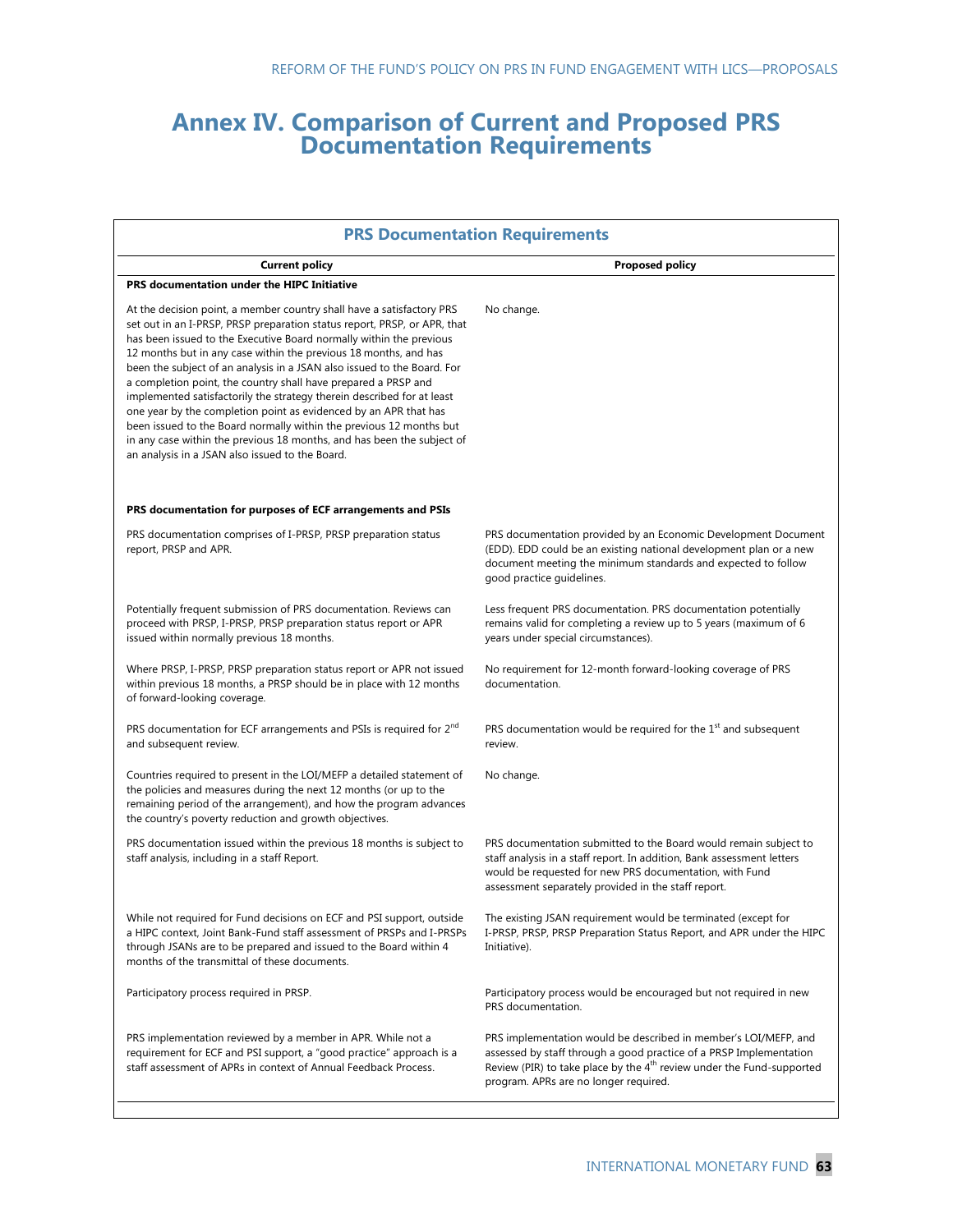# Annex IV. Comparison of Current and Proposed PRS Documentation Requirements

**PRS Documentation Requirements**

| Current policy | Proposed policy |
|---|---|
| **PRS documentation under the HIPC Initiative** | |
| At the decision point, a member country shall have a satisfactory PRS set out in an I-PRSP, PRSP preparation status report, PRSP, or APR, that has been issued to the Executive Board normally within the previous 12 months but in any case within the previous 18 months, and has been the subject of an analysis in a JSAN also issued to the Board. For a completion point, the country shall have prepared a PRSP and implemented satisfactorily the strategy therein described for at least one year by the completion point as evidenced by an APR that has been issued to the Board normally within the previous 12 months but in any case within the previous 18 months, and has been the subject of an analysis in a JSAN also issued to the Board. | No change. |
| **PRS documentation for purposes of ECF arrangements and PSIs** | |
| PRS documentation comprises of I-PRSP, PRSP preparation status report, PRSP and APR. | PRS documentation provided by an Economic Development Document (EDD). EDD could be an existing national development plan or a new document meeting the minimum standards and expected to follow good practice guidelines. |
| Potentially frequent submission of PRS documentation. Reviews can proceed with PRSP, I-PRSP, PRSP preparation status report or APR issued within normally previous 18 months. | Less frequent PRS documentation. PRS documentation potentially remains valid for completing a review up to 5 years (maximum of 6 years under special circumstances). |
| Where PRSP, I-PRSP, PRSP preparation status report or APR not issued within previous 18 months, a PRSP should be in place with 12 months of forward-looking coverage. | No requirement for 12-month forward-looking coverage of PRS documentation. |
| PRS documentation for ECF arrangements and PSIs is required for 2nd and subsequent review. | PRS documentation would be required for the 1st and subsequent review. |
| Countries required to present in the LOI/MEFP a detailed statement of the policies and measures during the next 12 months (or up to the remaining period of the arrangement), and how the program advances the country's poverty reduction and growth objectives. | No change. |
| PRS documentation issued within the previous 18 months is subject to staff analysis, including in a staff Report. | PRS documentation submitted to the Board would remain subject to staff analysis in a staff report. In addition, Bank assessment letters would be requested for new PRS documentation, with Fund assessment separately provided in the staff report. |
| While not required for Fund decisions on ECF and PSI support, outside a HIPC context, Joint Bank-Fund staff assessment of PRSPs and I-PRSPs through JSANs are to be prepared and issued to the Board within 4 months of the transmittal of these documents. | The existing JSAN requirement would be terminated (except for I-PRSP, PRSP, PRSP Preparation Status Report, and APR under the HIPC Initiative). |
| Participatory process required in PRSP. | Participatory process would be encouraged but not required in new PRS documentation. |
| PRS implementation reviewed by a member in APR. While not a requirement for ECF and PSI support, a "good practice" approach is a staff assessment of APRs in context of Annual Feedback Process. | PRS implementation would be described in member's LOI/MEFP, and assessed by staff through a good practice of a PRSP Implementation Review (PIR) to take place by the 4th review under the Fund-supported program. APRs are no longer required. |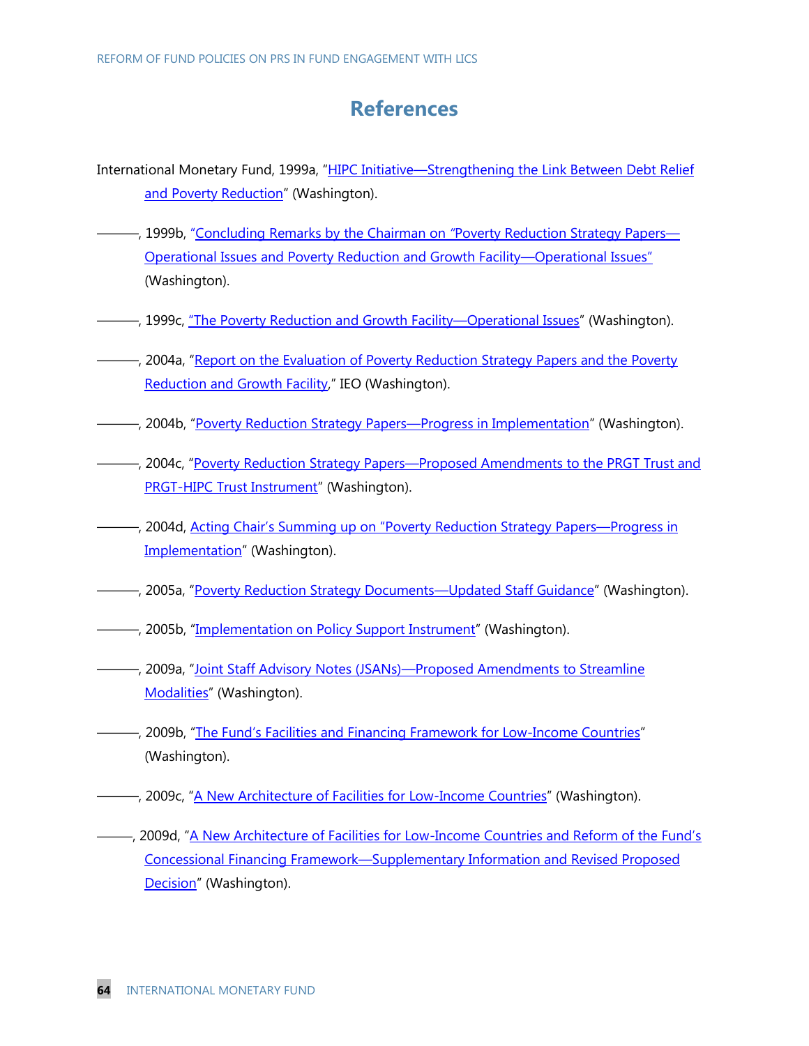# References

International Monetary Fund, 1999a, "HIPC Initiative—Strengthening the Link Between Debt Relief and Poverty Reduction" (Washington).

———, 1999b, "Concluding Remarks by the Chairman on "Poverty Reduction Strategy Papers—Operational Issues and Poverty Reduction and Growth Facility—Operational Issues" (Washington).

———, 1999c, "The Poverty Reduction and Growth Facility—Operational Issues" (Washington).

———, 2004a, "Report on the Evaluation of Poverty Reduction Strategy Papers and the Poverty Reduction and Growth Facility," IEO (Washington).

———, 2004b, "Poverty Reduction Strategy Papers—Progress in Implementation" (Washington).

———, 2004c, "Poverty Reduction Strategy Papers—Proposed Amendments to the PRGT Trust and PRGT-HIPC Trust Instrument" (Washington).

———, 2004d, Acting Chair's Summing up on "Poverty Reduction Strategy Papers—Progress in Implementation" (Washington).

———, 2005a, "Poverty Reduction Strategy Documents—Updated Staff Guidance" (Washington).

———, 2005b, "Implementation on Policy Support Instrument" (Washington).

———, 2009a, "Joint Staff Advisory Notes (JSANs)—Proposed Amendments to Streamline Modalities" (Washington).

———, 2009b, "The Fund's Facilities and Financing Framework for Low-Income Countries" (Washington).

———, 2009c, "A New Architecture of Facilities for Low-Income Countries" (Washington).

———, 2009d, "A New Architecture of Facilities for Low-Income Countries and Reform of the Fund's Concessional Financing Framework—Supplementary Information and Revised Proposed Decision" (Washington).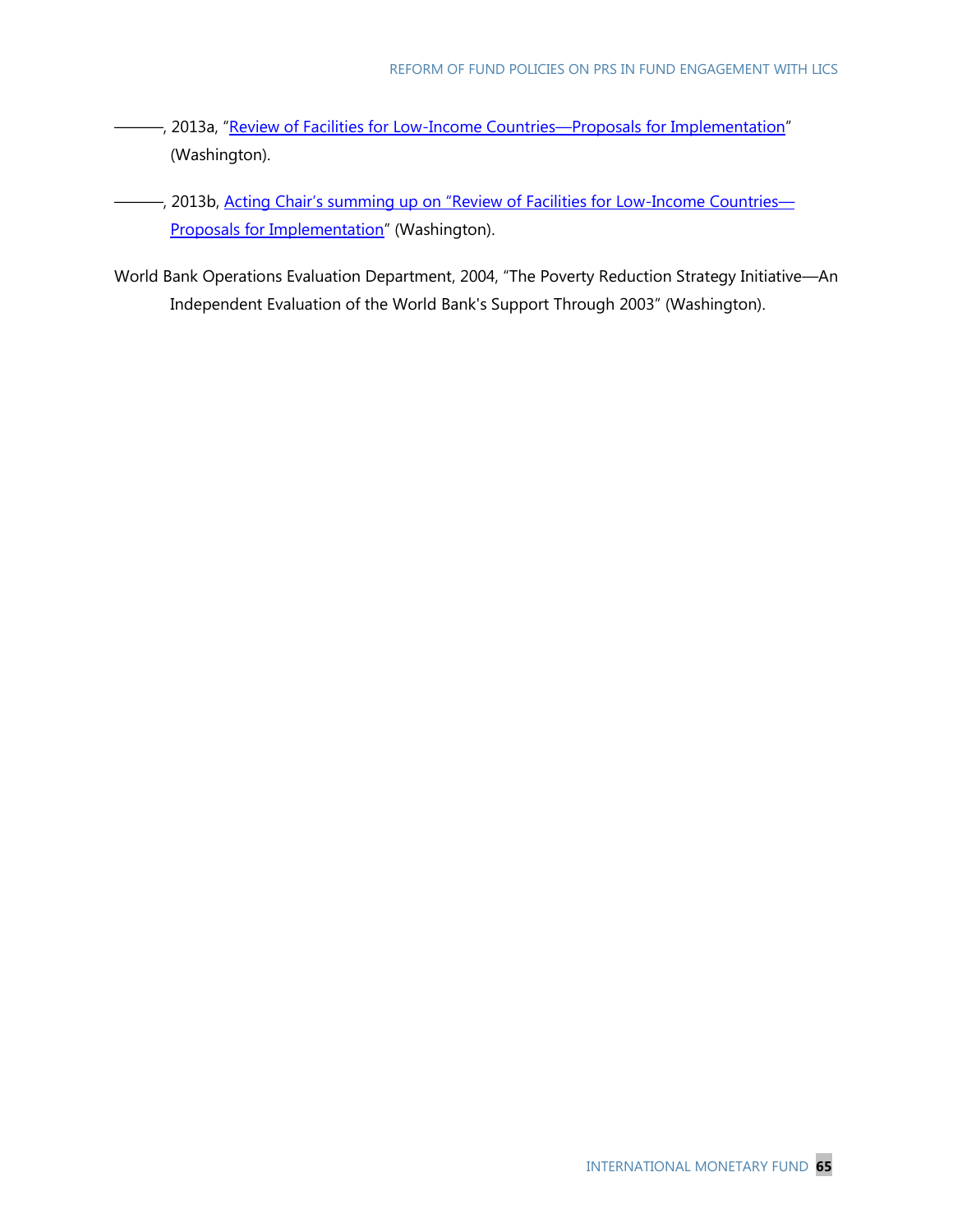———, 2013a, "Review of Facilities for Low-Income Countries—Proposals for Implementation" (Washington).

———, 2013b, Acting Chair's summing up on "Review of Facilities for Low-Income Countries—Proposals for Implementation" (Washington).

World Bank Operations Evaluation Department, 2004, "The Poverty Reduction Strategy Initiative—An Independent Evaluation of the World Bank's Support Through 2003" (Washington).